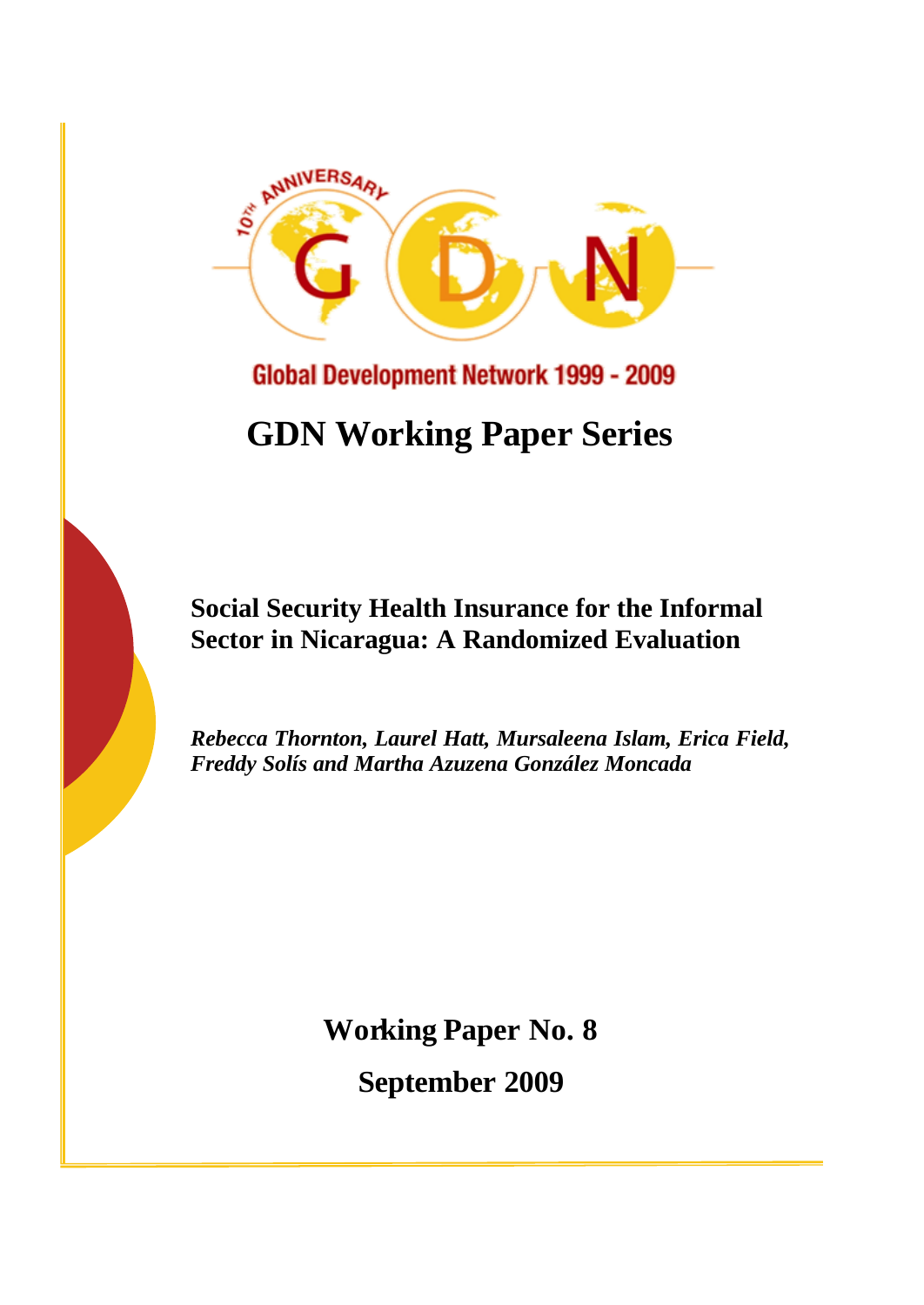Global Development Network 1999 - 2009

# GDN Working Paper Series

## Social Security Health Insurance for the Informal Sector in Nicaragua: A Randomized Evaluation

*Rebecca Thornton, Laurel Hatt, Mursaleena Islam, Erica Field, Freddy Solís and Martha Azuzena González Moncada*

**Working Paper No. 8**

**September 2009**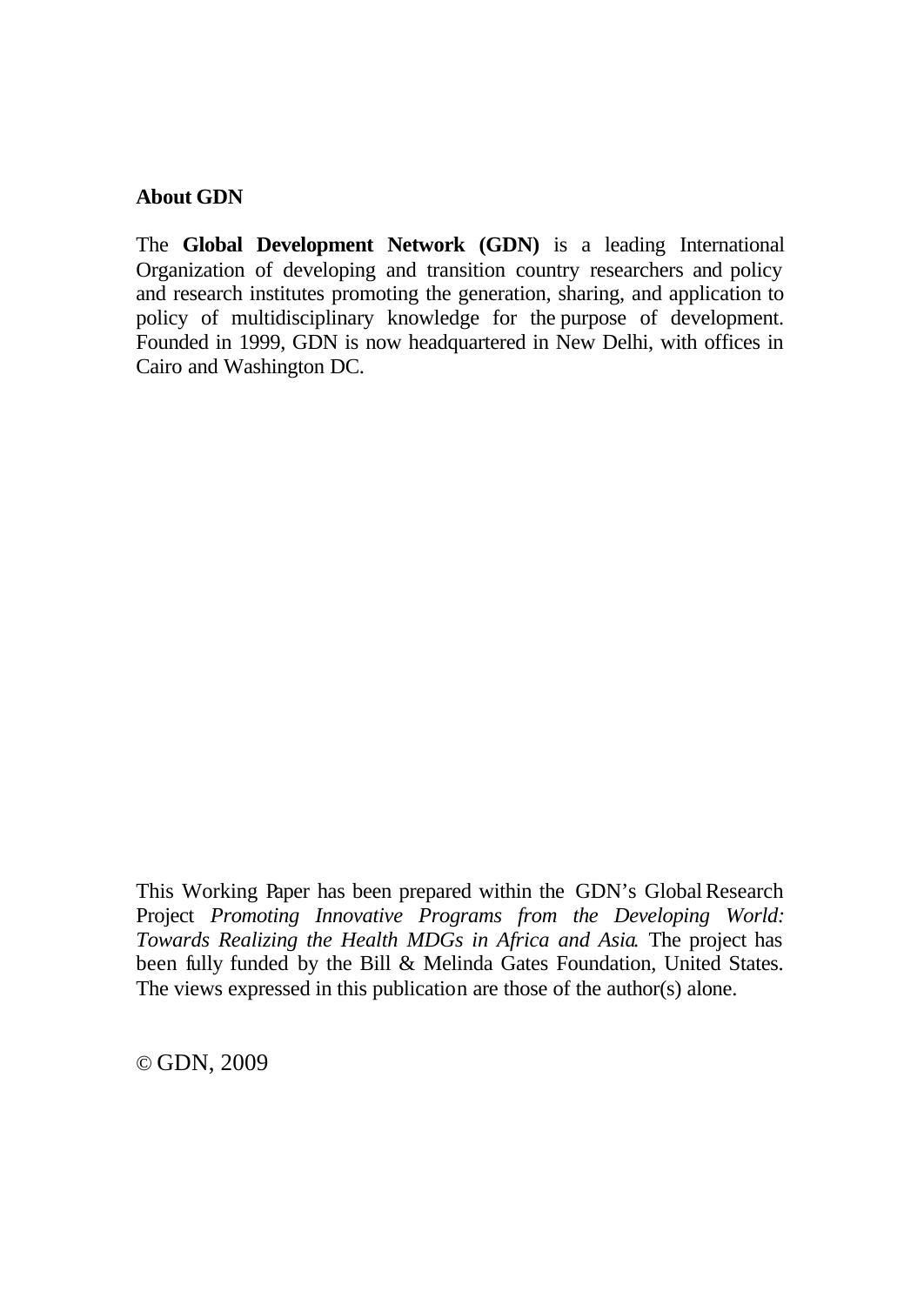**About GDN**

The **Global Development Network (GDN)** is a leading International Organization of developing and transition country researchers and policy and research institutes promoting the generation, sharing, and application to policy of multidisciplinary knowledge for the purpose of development. Founded in 1999, GDN is now headquartered in New Delhi, with offices in Cairo and Washington DC.

This Working Paper has been prepared within the GDN's Global Research Project *Promoting Innovative Programs from the Developing World: Towards Realizing the Health MDGs in Africa and Asia*. The project has been fully funded by the Bill & Melinda Gates Foundation, United States. The views expressed in this publication are those of the author(s) alone.

© GDN, 2009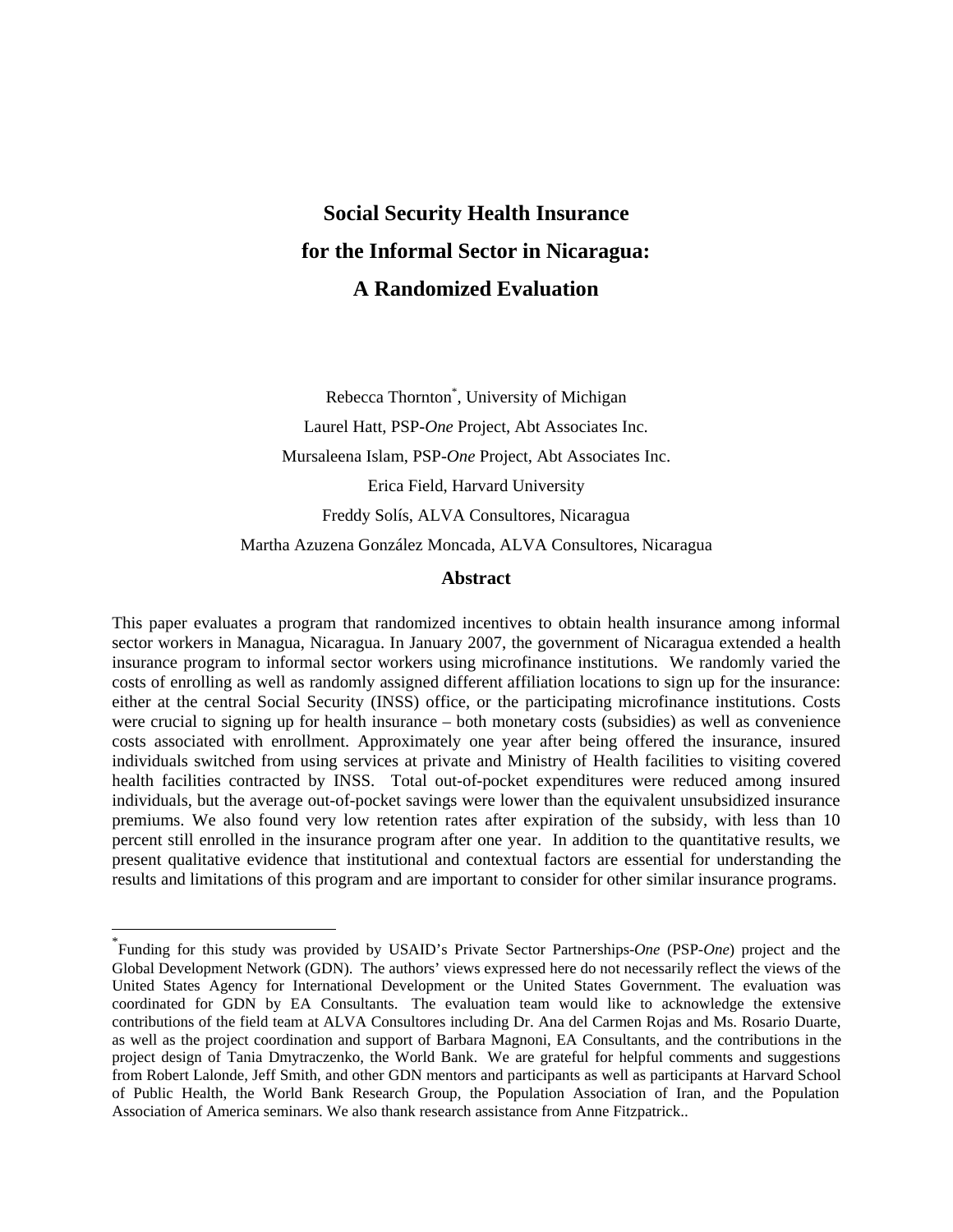# Social Security Health Insurance for the Informal Sector in Nicaragua: A Randomized Evaluation

Rebecca Thornton[*], University of Michigan

Laurel Hatt, PSP-*One* Project, Abt Associates Inc.

Mursaleena Islam, PSP-*One* Project, Abt Associates Inc.

Erica Field, Harvard University

Freddy Solís, ALVA Consultores, Nicaragua

Martha Azuzena González Moncada, ALVA Consultores, Nicaragua

## Abstract

This paper evaluates a program that randomized incentives to obtain health insurance among informal sector workers in Managua, Nicaragua. In January 2007, the government of Nicaragua extended a health insurance program to informal sector workers using microfinance institutions. We randomly varied the costs of enrolling as well as randomly assigned different affiliation locations to sign up for the insurance: either at the central Social Security (INSS) office, or the participating microfinance institutions. Costs were crucial to signing up for health insurance – both monetary costs (subsidies) as well as convenience costs associated with enrollment. Approximately one year after being offered the insurance, insured individuals switched from using services at private and Ministry of Health facilities to visiting covered health facilities contracted by INSS. Total out-of-pocket expenditures were reduced among insured individuals, but the average out-of-pocket savings were lower than the equivalent unsubsidized insurance premiums. We also found very low retention rates after expiration of the subsidy, with less than 10 percent still enrolled in the insurance program after one year. In addition to the quantitative results, we present qualitative evidence that institutional and contextual factors are essential for understanding the results and limitations of this program and are important to consider for other similar insurance programs.

---

[*] Funding for this study was provided by USAID's Private Sector Partnerships-*One* (PSP-*One*) project and the Global Development Network (GDN). The authors' views expressed here do not necessarily reflect the views of the United States Agency for International Development or the United States Government. The evaluation was coordinated for GDN by EA Consultants. The evaluation team would like to acknowledge the extensive contributions of the field team at ALVA Consultores including Dr. Ana del Carmen Rojas and Ms. Rosario Duarte, as well as the project coordination and support of Barbara Magnoni, EA Consultants, and the contributions in the project design of Tania Dmytraczenko, the World Bank. We are grateful for helpful comments and suggestions from Robert Lalonde, Jeff Smith, and other GDN mentors and participants as well as participants at Harvard School of Public Health, the World Bank Research Group, the Population Association of Iran, and the Population Association of America seminars. We also thank research assistance from Anne Fitzpatrick..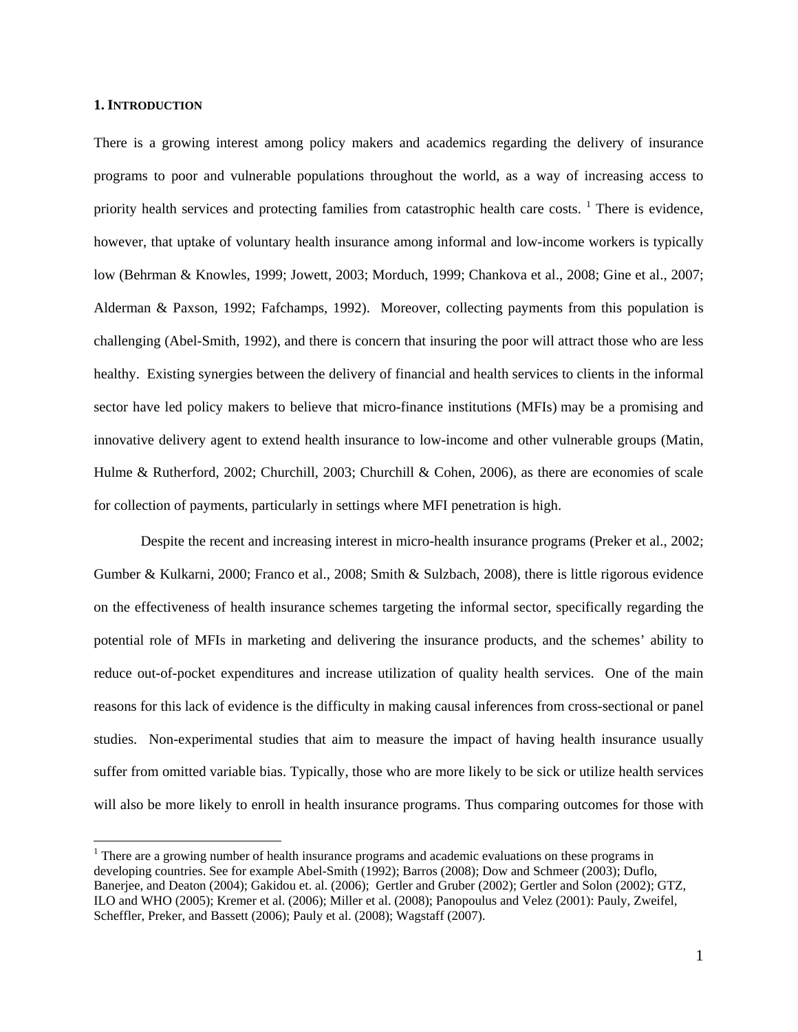## 1. INTRODUCTION

There is a growing interest among policy makers and academics regarding the delivery of insurance programs to poor and vulnerable populations throughout the world, as a way of increasing access to priority health services and protecting families from catastrophic health care costs. [1] There is evidence, however, that uptake of voluntary health insurance among informal and low-income workers is typically low (Behrman & Knowles, 1999; Jowett, 2003; Morduch, 1999; Chankova et al., 2008; Gine et al., 2007; Alderman & Paxson, 1992; Fafchamps, 1992). Moreover, collecting payments from this population is challenging (Abel-Smith, 1992), and there is concern that insuring the poor will attract those who are less healthy. Existing synergies between the delivery of financial and health services to clients in the informal sector have led policy makers to believe that micro-finance institutions (MFIs) may be a promising and innovative delivery agent to extend health insurance to low-income and other vulnerable groups (Matin, Hulme & Rutherford, 2002; Churchill, 2003; Churchill & Cohen, 2006), as there are economies of scale for collection of payments, particularly in settings where MFI penetration is high.

Despite the recent and increasing interest in micro-health insurance programs (Preker et al., 2002; Gumber & Kulkarni, 2000; Franco et al., 2008; Smith & Sulzbach, 2008), there is little rigorous evidence on the effectiveness of health insurance schemes targeting the informal sector, specifically regarding the potential role of MFIs in marketing and delivering the insurance products, and the schemes' ability to reduce out-of-pocket expenditures and increase utilization of quality health services. One of the main reasons for this lack of evidence is the difficulty in making causal inferences from cross-sectional or panel studies. Non-experimental studies that aim to measure the impact of having health insurance usually suffer from omitted variable bias. Typically, those who are more likely to be sick or utilize health services will also be more likely to enroll in health insurance programs. Thus comparing outcomes for those with

[1] There are a growing number of health insurance programs and academic evaluations on these programs in developing countries. See for example Abel-Smith (1992); Barros (2008); Dow and Schmeer (2003); Duflo, Banerjee, and Deaton (2004); Gakidou et. al. (2006); Gertler and Gruber (2002); Gertler and Solon (2002); GTZ, ILO and WHO (2005); Kremer et al. (2006); Miller et al. (2008); Panopoulus and Velez (2001): Pauly, Zweifel, Scheffler, Preker, and Bassett (2006); Pauly et al. (2008); Wagstaff (2007).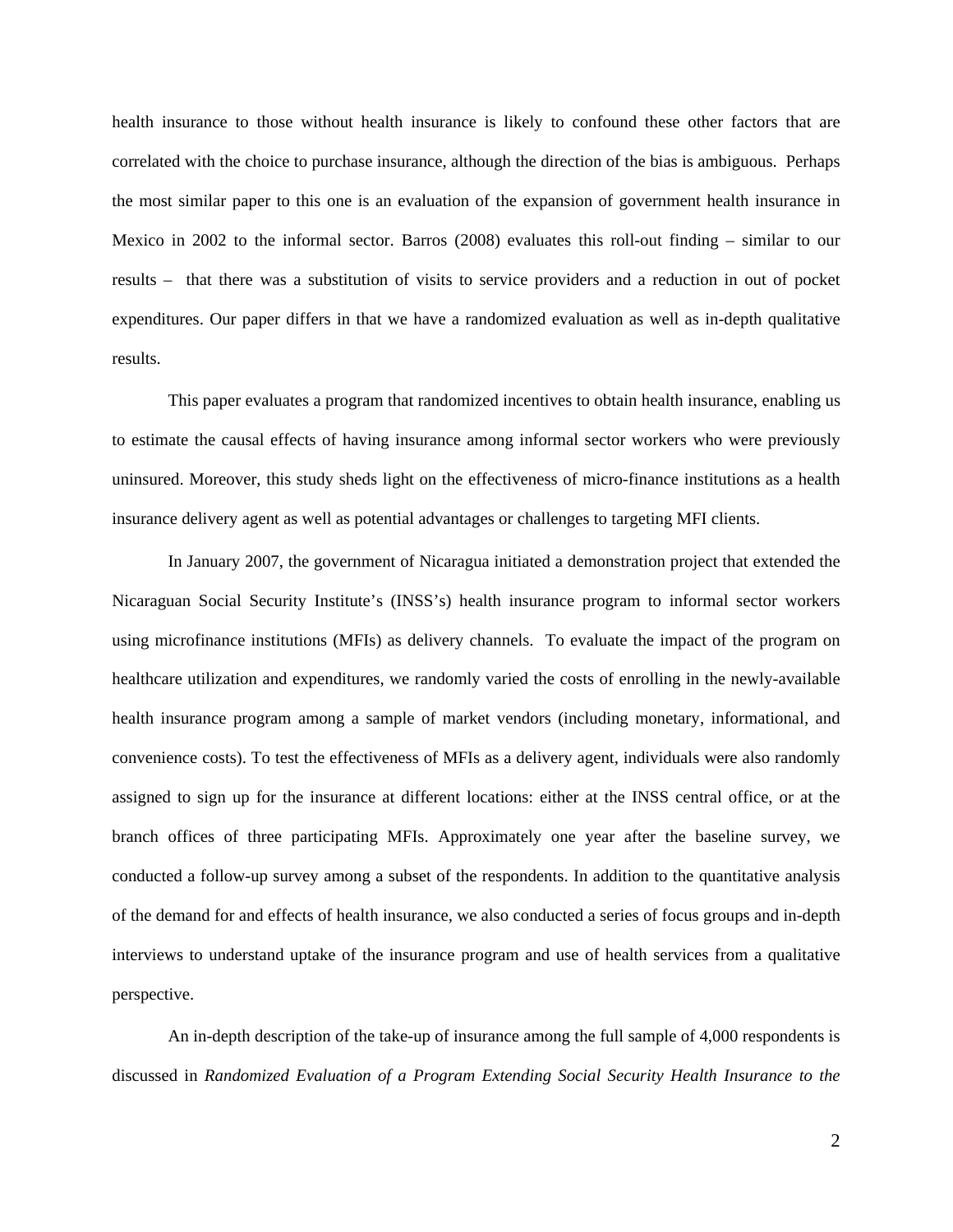health insurance to those without health insurance is likely to confound these other factors that are correlated with the choice to purchase insurance, although the direction of the bias is ambiguous. Perhaps the most similar paper to this one is an evaluation of the expansion of government health insurance in Mexico in 2002 to the informal sector. Barros (2008) evaluates this roll-out finding – similar to our results – that there was a substitution of visits to service providers and a reduction in out of pocket expenditures. Our paper differs in that we have a randomized evaluation as well as in-depth qualitative results.

This paper evaluates a program that randomized incentives to obtain health insurance, enabling us to estimate the causal effects of having insurance among informal sector workers who were previously uninsured. Moreover, this study sheds light on the effectiveness of micro-finance institutions as a health insurance delivery agent as well as potential advantages or challenges to targeting MFI clients.

In January 2007, the government of Nicaragua initiated a demonstration project that extended the Nicaraguan Social Security Institute's (INSS's) health insurance program to informal sector workers using microfinance institutions (MFIs) as delivery channels. To evaluate the impact of the program on healthcare utilization and expenditures, we randomly varied the costs of enrolling in the newly-available health insurance program among a sample of market vendors (including monetary, informational, and convenience costs). To test the effectiveness of MFIs as a delivery agent, individuals were also randomly assigned to sign up for the insurance at different locations: either at the INSS central office, or at the branch offices of three participating MFIs. Approximately one year after the baseline survey, we conducted a follow-up survey among a subset of the respondents. In addition to the quantitative analysis of the demand for and effects of health insurance, we also conducted a series of focus groups and in-depth interviews to understand uptake of the insurance program and use of health services from a qualitative perspective.

An in-depth description of the take-up of insurance among the full sample of 4,000 respondents is discussed in *Randomized Evaluation of a Program Extending Social Security Health Insurance to the*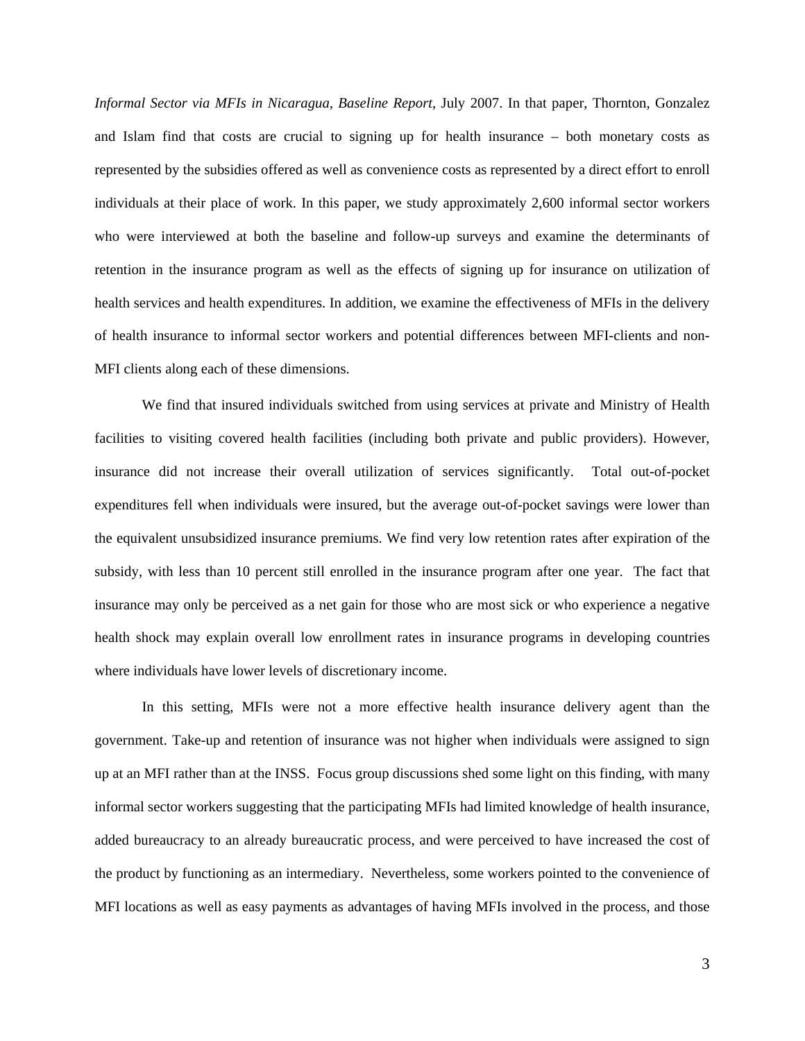*Informal Sector via MFIs in Nicaragua, Baseline Report*, July 2007. In that paper, Thornton, Gonzalez and Islam find that costs are crucial to signing up for health insurance – both monetary costs as represented by the subsidies offered as well as convenience costs as represented by a direct effort to enroll individuals at their place of work. In this paper, we study approximately 2,600 informal sector workers who were interviewed at both the baseline and follow-up surveys and examine the determinants of retention in the insurance program as well as the effects of signing up for insurance on utilization of health services and health expenditures. In addition, we examine the effectiveness of MFIs in the delivery of health insurance to informal sector workers and potential differences between MFI-clients and non-MFI clients along each of these dimensions.

We find that insured individuals switched from using services at private and Ministry of Health facilities to visiting covered health facilities (including both private and public providers). However, insurance did not increase their overall utilization of services significantly. Total out-of-pocket expenditures fell when individuals were insured, but the average out-of-pocket savings were lower than the equivalent unsubsidized insurance premiums. We find very low retention rates after expiration of the subsidy, with less than 10 percent still enrolled in the insurance program after one year. The fact that insurance may only be perceived as a net gain for those who are most sick or who experience a negative health shock may explain overall low enrollment rates in insurance programs in developing countries where individuals have lower levels of discretionary income.

In this setting, MFIs were not a more effective health insurance delivery agent than the government. Take-up and retention of insurance was not higher when individuals were assigned to sign up at an MFI rather than at the INSS. Focus group discussions shed some light on this finding, with many informal sector workers suggesting that the participating MFIs had limited knowledge of health insurance, added bureaucracy to an already bureaucratic process, and were perceived to have increased the cost of the product by functioning as an intermediary. Nevertheless, some workers pointed to the convenience of MFI locations as well as easy payments as advantages of having MFIs involved in the process, and those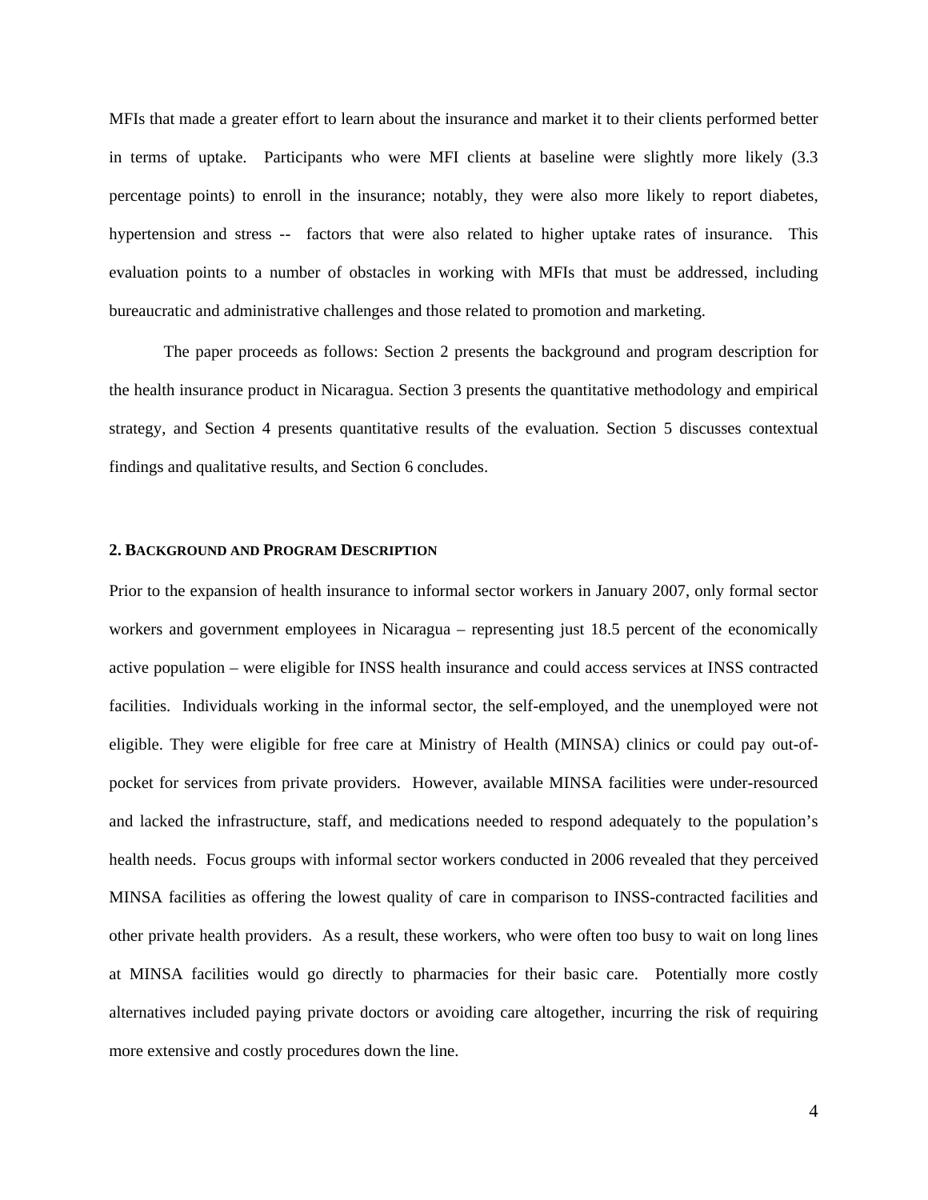MFIs that made a greater effort to learn about the insurance and market it to their clients performed better in terms of uptake. Participants who were MFI clients at baseline were slightly more likely (3.3 percentage points) to enroll in the insurance; notably, they were also more likely to report diabetes, hypertension and stress -- factors that were also related to higher uptake rates of insurance. This evaluation points to a number of obstacles in working with MFIs that must be addressed, including bureaucratic and administrative challenges and those related to promotion and marketing.

The paper proceeds as follows: Section 2 presents the background and program description for the health insurance product in Nicaragua. Section 3 presents the quantitative methodology and empirical strategy, and Section 4 presents quantitative results of the evaluation. Section 5 discusses contextual findings and qualitative results, and Section 6 concludes.

## 2. Background and Program Description

Prior to the expansion of health insurance to informal sector workers in January 2007, only formal sector workers and government employees in Nicaragua – representing just 18.5 percent of the economically active population – were eligible for INSS health insurance and could access services at INSS contracted facilities. Individuals working in the informal sector, the self-employed, and the unemployed were not eligible. They were eligible for free care at Ministry of Health (MINSA) clinics or could pay out-of-pocket for services from private providers. However, available MINSA facilities were under-resourced and lacked the infrastructure, staff, and medications needed to respond adequately to the population's health needs. Focus groups with informal sector workers conducted in 2006 revealed that they perceived MINSA facilities as offering the lowest quality of care in comparison to INSS-contracted facilities and other private health providers. As a result, these workers, who were often too busy to wait on long lines at MINSA facilities would go directly to pharmacies for their basic care. Potentially more costly alternatives included paying private doctors or avoiding care altogether, incurring the risk of requiring more extensive and costly procedures down the line.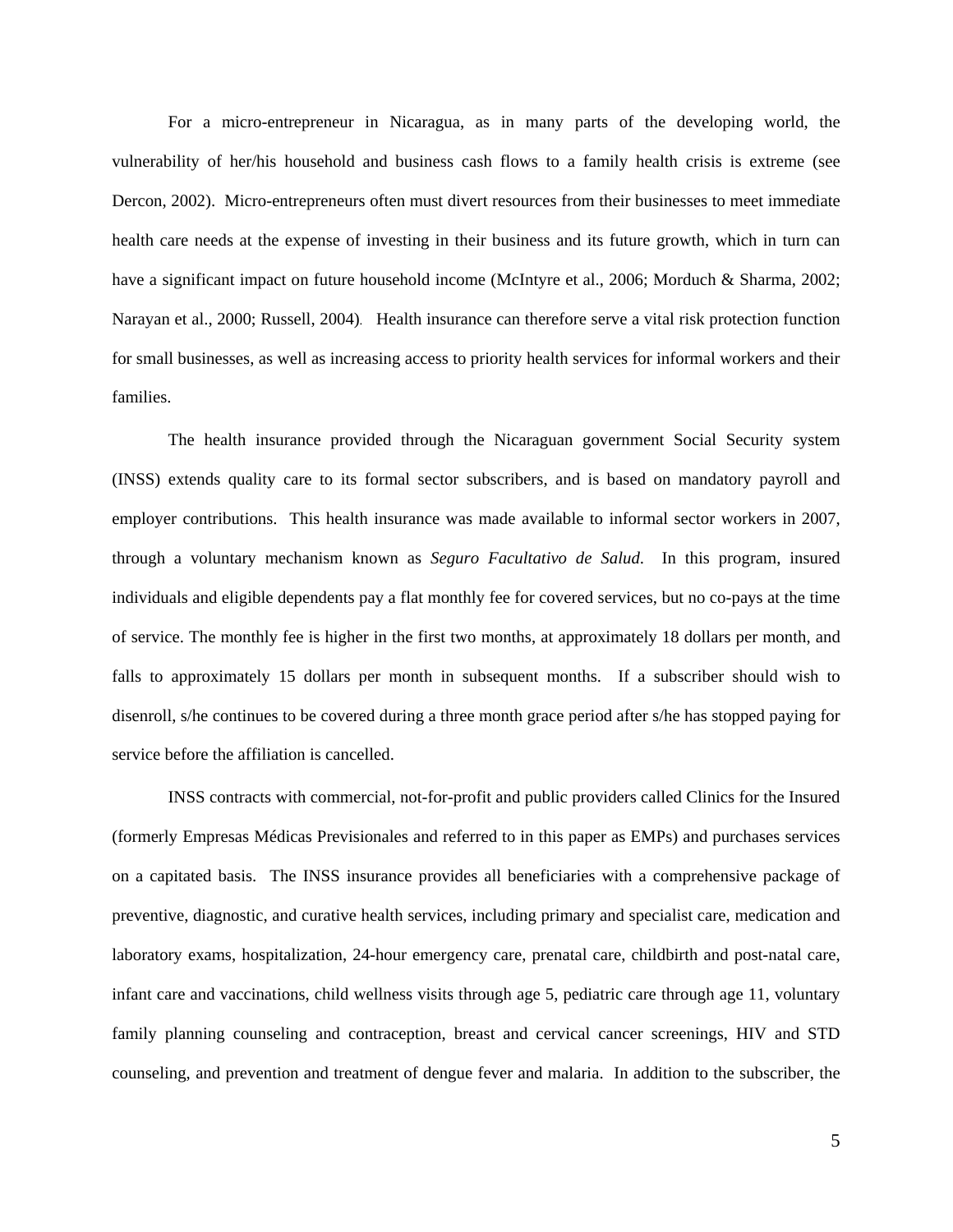For a micro-entrepreneur in Nicaragua, as in many parts of the developing world, the vulnerability of her/his household and business cash flows to a family health crisis is extreme (see Dercon, 2002). Micro-entrepreneurs often must divert resources from their businesses to meet immediate health care needs at the expense of investing in their business and its future growth, which in turn can have a significant impact on future household income (McIntyre et al., 2006; Morduch & Sharma, 2002; Narayan et al., 2000; Russell, 2004). Health insurance can therefore serve a vital risk protection function for small businesses, as well as increasing access to priority health services for informal workers and their families.

The health insurance provided through the Nicaraguan government Social Security system (INSS) extends quality care to its formal sector subscribers, and is based on mandatory payroll and employer contributions. This health insurance was made available to informal sector workers in 2007, through a voluntary mechanism known as *Seguro Facultativo de Salud*. In this program, insured individuals and eligible dependents pay a flat monthly fee for covered services, but no co-pays at the time of service. The monthly fee is higher in the first two months, at approximately 18 dollars per month, and falls to approximately 15 dollars per month in subsequent months. If a subscriber should wish to disenroll, s/he continues to be covered during a three month grace period after s/he has stopped paying for service before the affiliation is cancelled.

INSS contracts with commercial, not-for-profit and public providers called Clinics for the Insured (formerly Empresas Médicas Previsionales and referred to in this paper as EMPs) and purchases services on a capitated basis. The INSS insurance provides all beneficiaries with a comprehensive package of preventive, diagnostic, and curative health services, including primary and specialist care, medication and laboratory exams, hospitalization, 24-hour emergency care, prenatal care, childbirth and post-natal care, infant care and vaccinations, child wellness visits through age 5, pediatric care through age 11, voluntary family planning counseling and contraception, breast and cervical cancer screenings, HIV and STD counseling, and prevention and treatment of dengue fever and malaria. In addition to the subscriber, the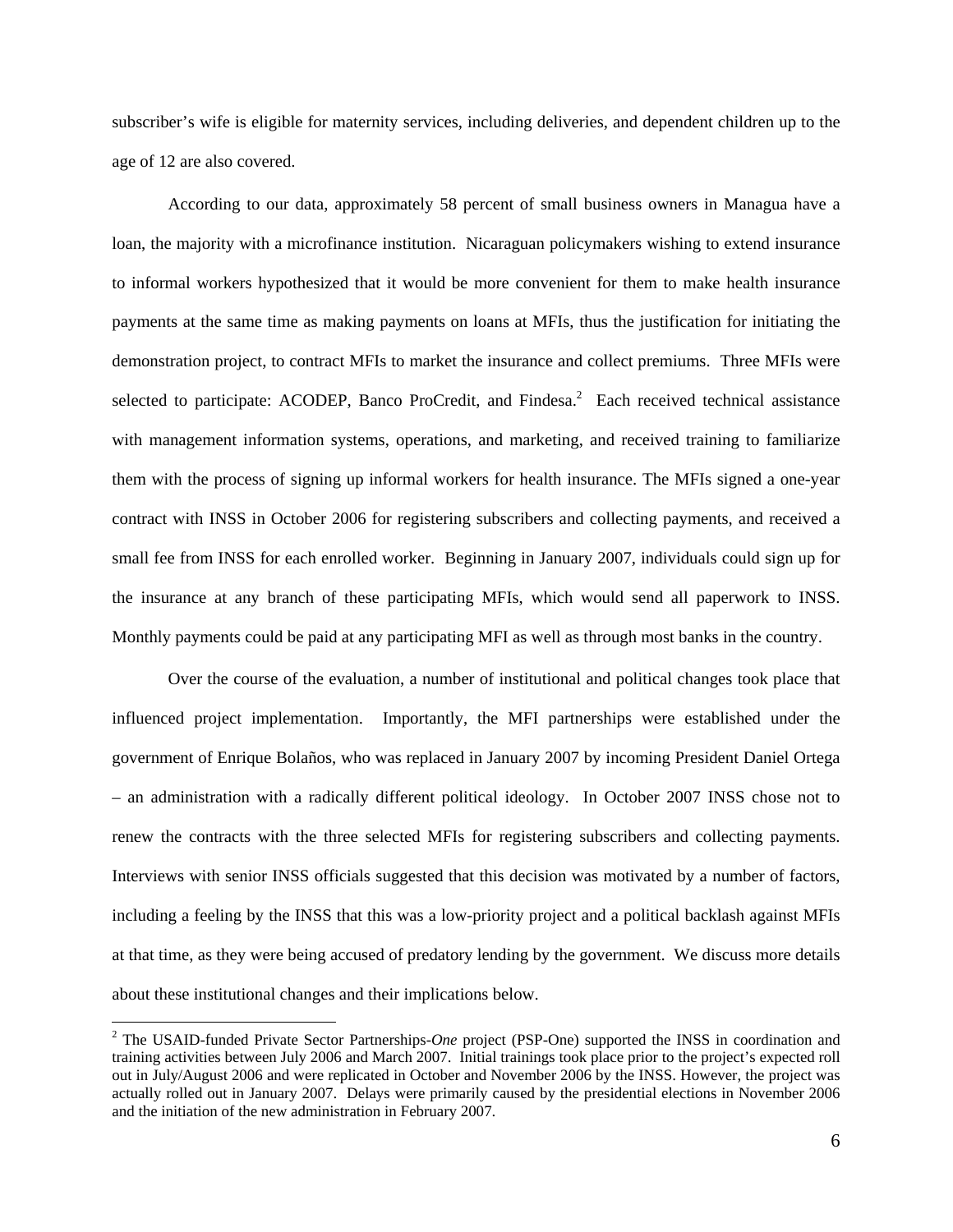subscriber's wife is eligible for maternity services, including deliveries, and dependent children up to the age of 12 are also covered.

According to our data, approximately 58 percent of small business owners in Managua have a loan, the majority with a microfinance institution. Nicaraguan policymakers wishing to extend insurance to informal workers hypothesized that it would be more convenient for them to make health insurance payments at the same time as making payments on loans at MFIs, thus the justification for initiating the demonstration project, to contract MFIs to market the insurance and collect premiums. Three MFIs were selected to participate: ACODEP, Banco ProCredit, and Findesa.[2] Each received technical assistance with management information systems, operations, and marketing, and received training to familiarize them with the process of signing up informal workers for health insurance. The MFIs signed a one-year contract with INSS in October 2006 for registering subscribers and collecting payments, and received a small fee from INSS for each enrolled worker. Beginning in January 2007, individuals could sign up for the insurance at any branch of these participating MFIs, which would send all paperwork to INSS. Monthly payments could be paid at any participating MFI as well as through most banks in the country.

Over the course of the evaluation, a number of institutional and political changes took place that influenced project implementation. Importantly, the MFI partnerships were established under the government of Enrique Bolaños, who was replaced in January 2007 by incoming President Daniel Ortega – an administration with a radically different political ideology. In October 2007 INSS chose not to renew the contracts with the three selected MFIs for registering subscribers and collecting payments. Interviews with senior INSS officials suggested that this decision was motivated by a number of factors, including a feeling by the INSS that this was a low-priority project and a political backlash against MFIs at that time, as they were being accused of predatory lending by the government. We discuss more details about these institutional changes and their implications below.

[2] The USAID-funded Private Sector Partnerships-*One* project (PSP-One) supported the INSS in coordination and training activities between July 2006 and March 2007. Initial trainings took place prior to the project's expected roll out in July/August 2006 and were replicated in October and November 2006 by the INSS. However, the project was actually rolled out in January 2007. Delays were primarily caused by the presidential elections in November 2006 and the initiation of the new administration in February 2007.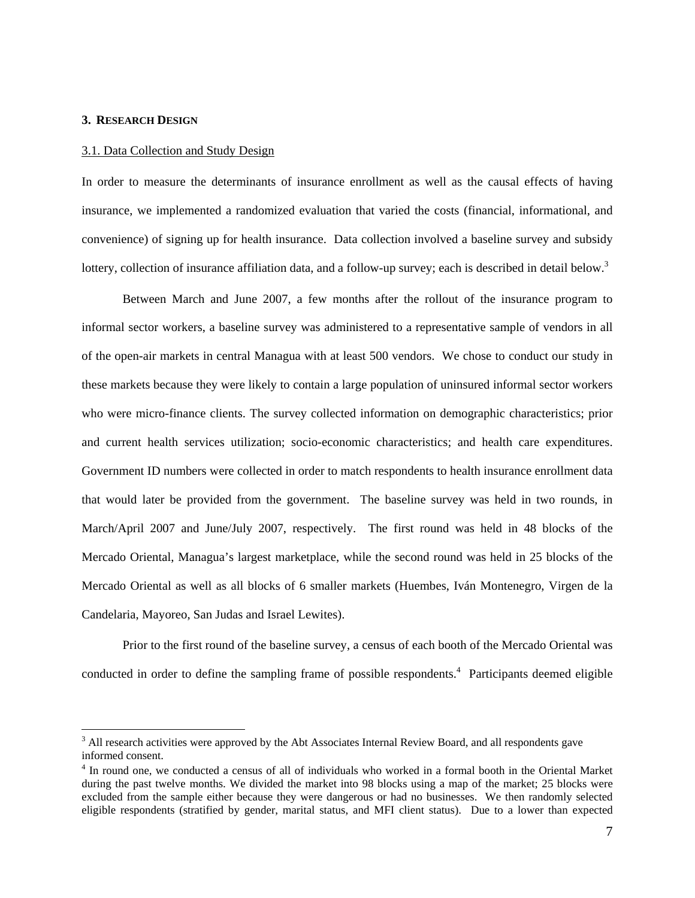## 3. Research Design

### 3.1. Data Collection and Study Design

In order to measure the determinants of insurance enrollment as well as the causal effects of having insurance, we implemented a randomized evaluation that varied the costs (financial, informational, and convenience) of signing up for health insurance. Data collection involved a baseline survey and subsidy lottery, collection of insurance affiliation data, and a follow-up survey; each is described in detail below.[3]

Between March and June 2007, a few months after the rollout of the insurance program to informal sector workers, a baseline survey was administered to a representative sample of vendors in all of the open-air markets in central Managua with at least 500 vendors. We chose to conduct our study in these markets because they were likely to contain a large population of uninsured informal sector workers who were micro-finance clients. The survey collected information on demographic characteristics; prior and current health services utilization; socio-economic characteristics; and health care expenditures. Government ID numbers were collected in order to match respondents to health insurance enrollment data that would later be provided from the government. The baseline survey was held in two rounds, in March/April 2007 and June/July 2007, respectively. The first round was held in 48 blocks of the Mercado Oriental, Managua's largest marketplace, while the second round was held in 25 blocks of the Mercado Oriental as well as all blocks of 6 smaller markets (Huembes, Iván Montenegro, Virgen de la Candelaria, Mayoreo, San Judas and Israel Lewites).

Prior to the first round of the baseline survey, a census of each booth of the Mercado Oriental was conducted in order to define the sampling frame of possible respondents.[4] Participants deemed eligible

[3] All research activities were approved by the Abt Associates Internal Review Board, and all respondents gave informed consent.

[4] In round one, we conducted a census of all of individuals who worked in a formal booth in the Oriental Market during the past twelve months. We divided the market into 98 blocks using a map of the market; 25 blocks were excluded from the sample either because they were dangerous or had no businesses. We then randomly selected eligible respondents (stratified by gender, marital status, and MFI client status). Due to a lower than expected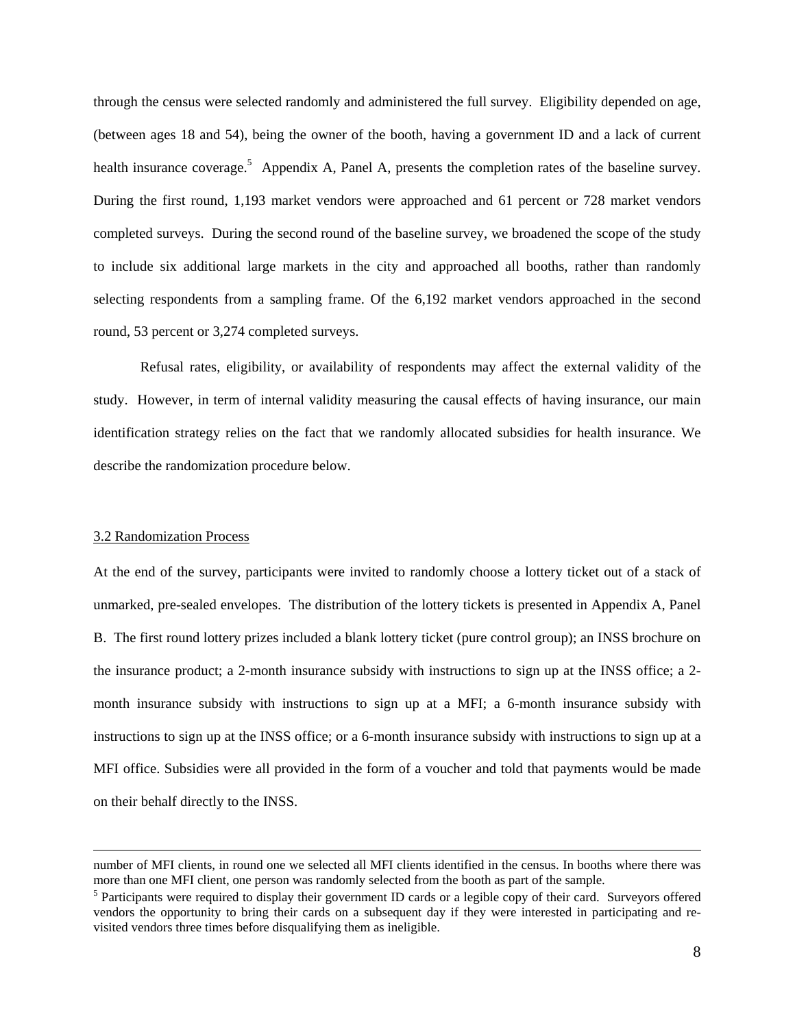through the census were selected randomly and administered the full survey. Eligibility depended on age, (between ages 18 and 54), being the owner of the booth, having a government ID and a lack of current health insurance coverage.[5] Appendix A, Panel A, presents the completion rates of the baseline survey. During the first round, 1,193 market vendors were approached and 61 percent or 728 market vendors completed surveys. During the second round of the baseline survey, we broadened the scope of the study to include six additional large markets in the city and approached all booths, rather than randomly selecting respondents from a sampling frame. Of the 6,192 market vendors approached in the second round, 53 percent or 3,274 completed surveys.

Refusal rates, eligibility, or availability of respondents may affect the external validity of the study. However, in term of internal validity measuring the causal effects of having insurance, our main identification strategy relies on the fact that we randomly allocated subsidies for health insurance. We describe the randomization procedure below.

### 3.2 Randomization Process

At the end of the survey, participants were invited to randomly choose a lottery ticket out of a stack of unmarked, pre-sealed envelopes. The distribution of the lottery tickets is presented in Appendix A, Panel B. The first round lottery prizes included a blank lottery ticket (pure control group); an INSS brochure on the insurance product; a 2-month insurance subsidy with instructions to sign up at the INSS office; a 2-month insurance subsidy with instructions to sign up at a MFI; a 6-month insurance subsidy with instructions to sign up at the INSS office; or a 6-month insurance subsidy with instructions to sign up at a MFI office. Subsidies were all provided in the form of a voucher and told that payments would be made on their behalf directly to the INSS.

---

number of MFI clients, in round one we selected all MFI clients identified in the census. In booths where there was more than one MFI client, one person was randomly selected from the booth as part of the sample.

[5] Participants were required to display their government ID cards or a legible copy of their card. Surveyors offered vendors the opportunity to bring their cards on a subsequent day if they were interested in participating and re-visited vendors three times before disqualifying them as ineligible.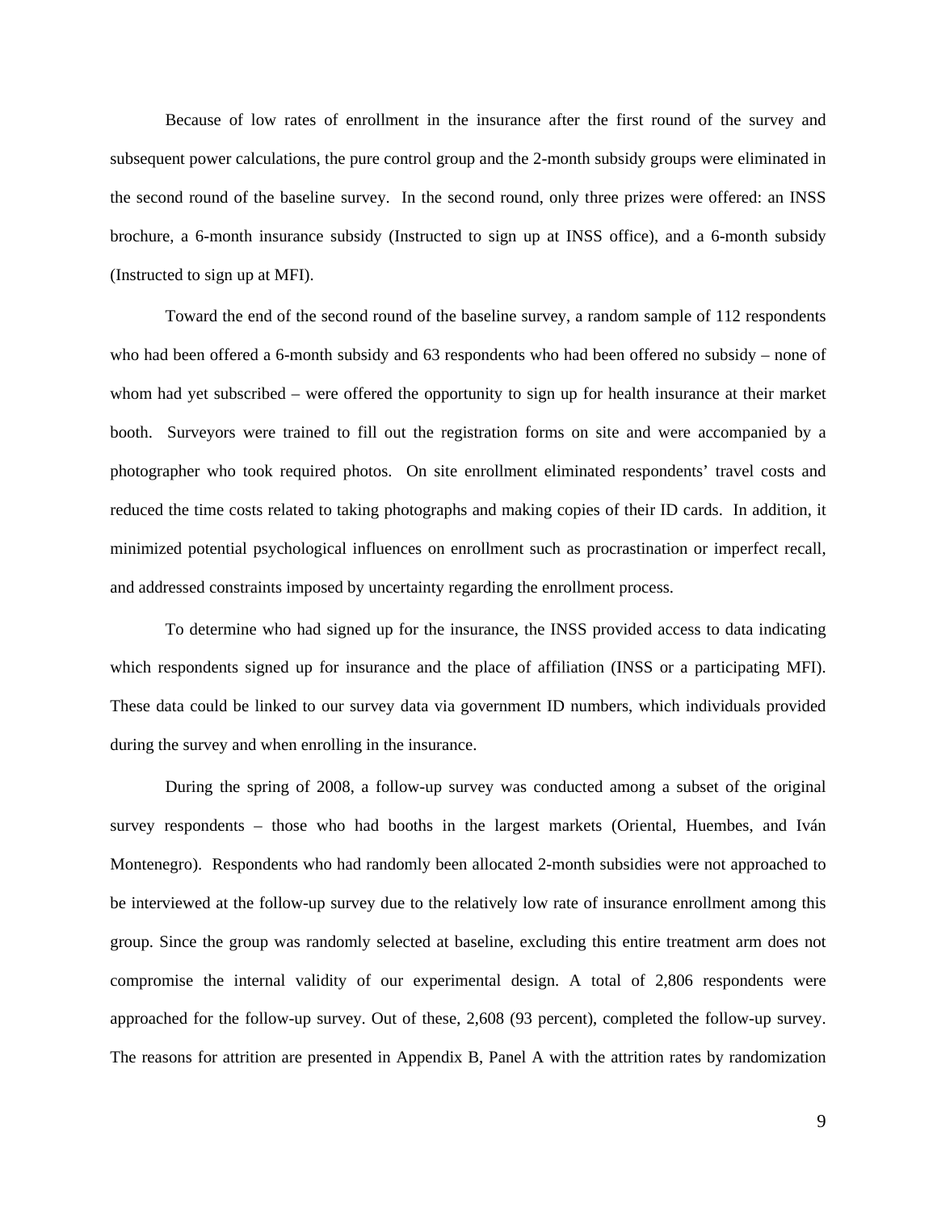Because of low rates of enrollment in the insurance after the first round of the survey and subsequent power calculations, the pure control group and the 2-month subsidy groups were eliminated in the second round of the baseline survey. In the second round, only three prizes were offered: an INSS brochure, a 6-month insurance subsidy (Instructed to sign up at INSS office), and a 6-month subsidy (Instructed to sign up at MFI).

Toward the end of the second round of the baseline survey, a random sample of 112 respondents who had been offered a 6-month subsidy and 63 respondents who had been offered no subsidy – none of whom had yet subscribed – were offered the opportunity to sign up for health insurance at their market booth. Surveyors were trained to fill out the registration forms on site and were accompanied by a photographer who took required photos. On site enrollment eliminated respondents' travel costs and reduced the time costs related to taking photographs and making copies of their ID cards. In addition, it minimized potential psychological influences on enrollment such as procrastination or imperfect recall, and addressed constraints imposed by uncertainty regarding the enrollment process.

To determine who had signed up for the insurance, the INSS provided access to data indicating which respondents signed up for insurance and the place of affiliation (INSS or a participating MFI). These data could be linked to our survey data via government ID numbers, which individuals provided during the survey and when enrolling in the insurance.

During the spring of 2008, a follow-up survey was conducted among a subset of the original survey respondents – those who had booths in the largest markets (Oriental, Huembes, and Iván Montenegro). Respondents who had randomly been allocated 2-month subsidies were not approached to be interviewed at the follow-up survey due to the relatively low rate of insurance enrollment among this group. Since the group was randomly selected at baseline, excluding this entire treatment arm does not compromise the internal validity of our experimental design. A total of 2,806 respondents were approached for the follow-up survey. Out of these, 2,608 (93 percent), completed the follow-up survey. The reasons for attrition are presented in Appendix B, Panel A with the attrition rates by randomization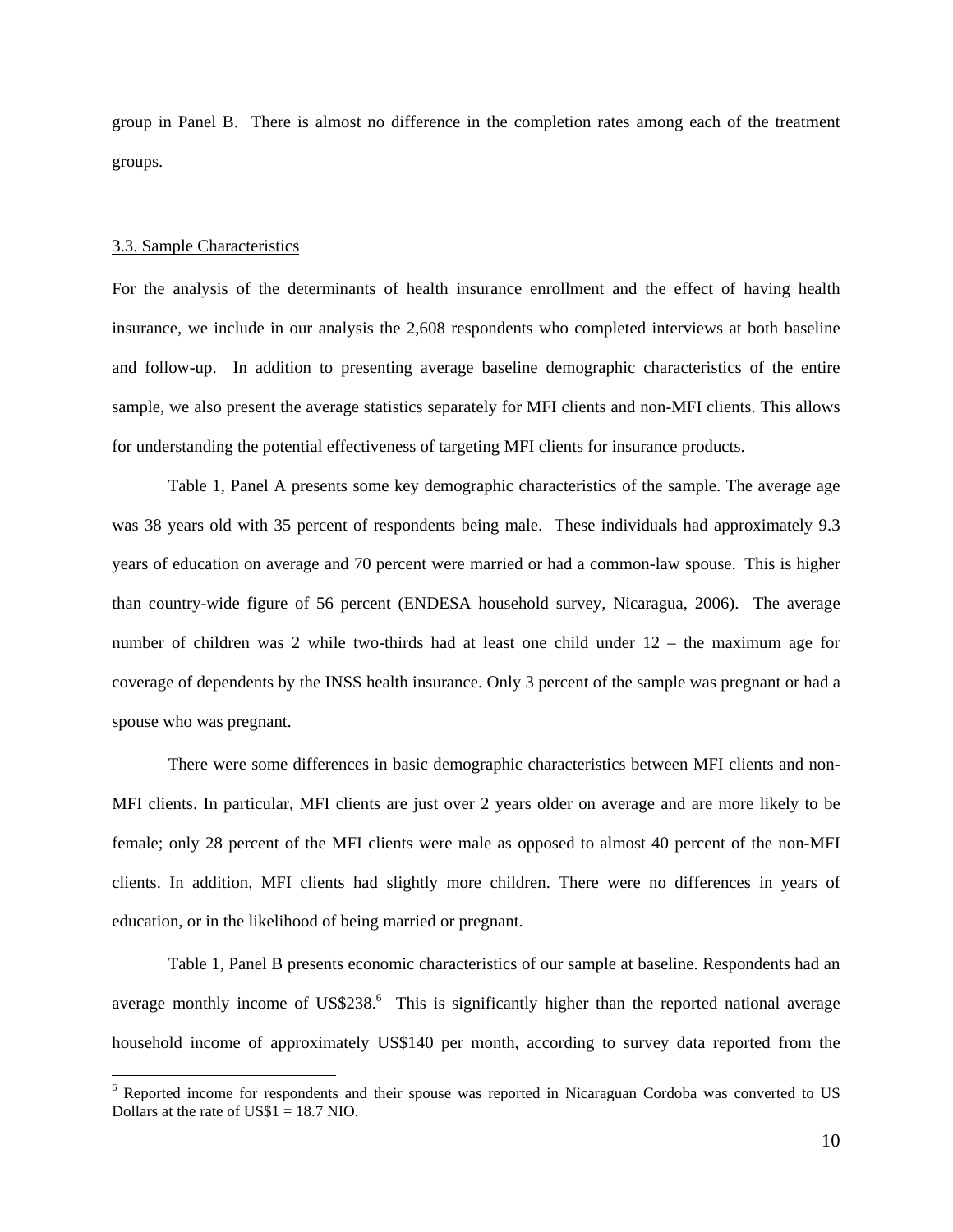group in Panel B. There is almost no difference in the completion rates among each of the treatment groups.

### 3.3. Sample Characteristics

For the analysis of the determinants of health insurance enrollment and the effect of having health insurance, we include in our analysis the 2,608 respondents who completed interviews at both baseline and follow-up. In addition to presenting average baseline demographic characteristics of the entire sample, we also present the average statistics separately for MFI clients and non-MFI clients. This allows for understanding the potential effectiveness of targeting MFI clients for insurance products.

Table 1, Panel A presents some key demographic characteristics of the sample. The average age was 38 years old with 35 percent of respondents being male. These individuals had approximately 9.3 years of education on average and 70 percent were married or had a common-law spouse. This is higher than country-wide figure of 56 percent (ENDESA household survey, Nicaragua, 2006). The average number of children was 2 while two-thirds had at least one child under 12 – the maximum age for coverage of dependents by the INSS health insurance. Only 3 percent of the sample was pregnant or had a spouse who was pregnant.

There were some differences in basic demographic characteristics between MFI clients and non-MFI clients. In particular, MFI clients are just over 2 years older on average and are more likely to be female; only 28 percent of the MFI clients were male as opposed to almost 40 percent of the non-MFI clients. In addition, MFI clients had slightly more children. There were no differences in years of education, or in the likelihood of being married or pregnant.

Table 1, Panel B presents economic characteristics of our sample at baseline. Respondents had an average monthly income of US$238.[6] This is significantly higher than the reported national average household income of approximately US$140 per month, according to survey data reported from the

[6] Reported income for respondents and their spouse was reported in Nicaraguan Cordoba was converted to US Dollars at the rate of US$1 = 18.7 NIO.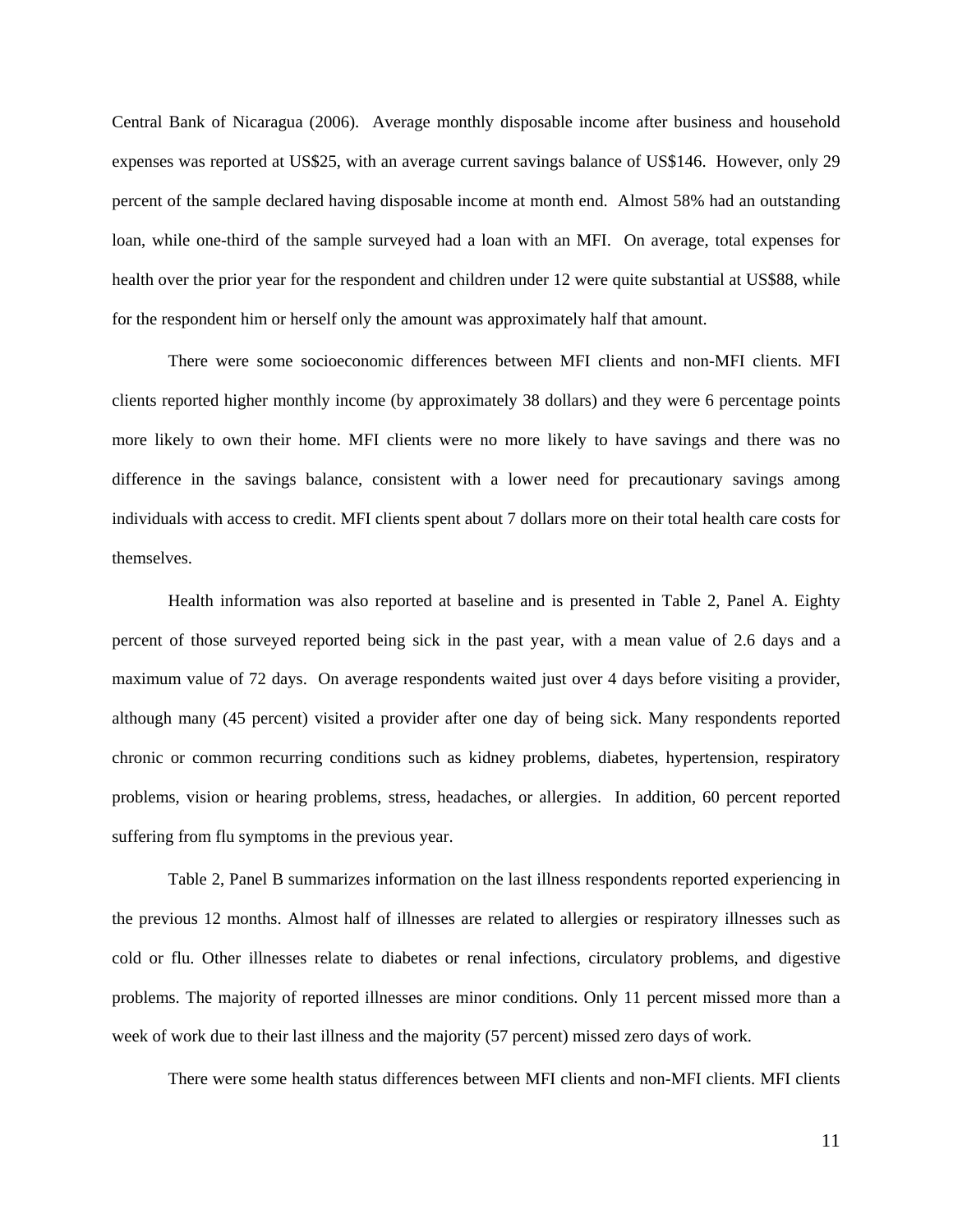Central Bank of Nicaragua (2006). Average monthly disposable income after business and household expenses was reported at US$25, with an average current savings balance of US$146. However, only 29 percent of the sample declared having disposable income at month end. Almost 58% had an outstanding loan, while one-third of the sample surveyed had a loan with an MFI. On average, total expenses for health over the prior year for the respondent and children under 12 were quite substantial at US$88, while for the respondent him or herself only the amount was approximately half that amount.

There were some socioeconomic differences between MFI clients and non-MFI clients. MFI clients reported higher monthly income (by approximately 38 dollars) and they were 6 percentage points more likely to own their home. MFI clients were no more likely to have savings and there was no difference in the savings balance, consistent with a lower need for precautionary savings among individuals with access to credit. MFI clients spent about 7 dollars more on their total health care costs for themselves.

Health information was also reported at baseline and is presented in Table 2, Panel A. Eighty percent of those surveyed reported being sick in the past year, with a mean value of 2.6 days and a maximum value of 72 days. On average respondents waited just over 4 days before visiting a provider, although many (45 percent) visited a provider after one day of being sick. Many respondents reported chronic or common recurring conditions such as kidney problems, diabetes, hypertension, respiratory problems, vision or hearing problems, stress, headaches, or allergies. In addition, 60 percent reported suffering from flu symptoms in the previous year.

Table 2, Panel B summarizes information on the last illness respondents reported experiencing in the previous 12 months. Almost half of illnesses are related to allergies or respiratory illnesses such as cold or flu. Other illnesses relate to diabetes or renal infections, circulatory problems, and digestive problems. The majority of reported illnesses are minor conditions. Only 11 percent missed more than a week of work due to their last illness and the majority (57 percent) missed zero days of work.

There were some health status differences between MFI clients and non-MFI clients. MFI clients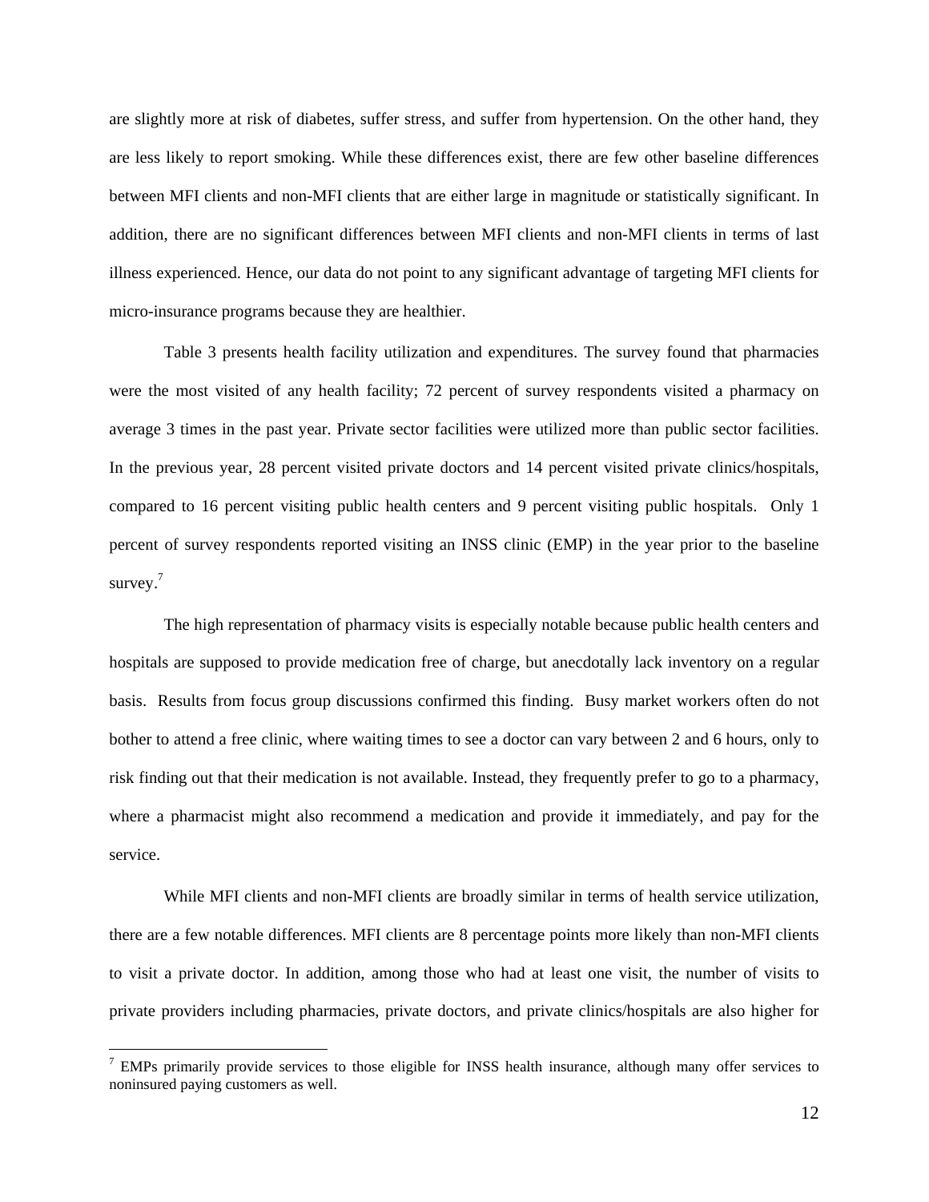are slightly more at risk of diabetes, suffer stress, and suffer from hypertension. On the other hand, they are less likely to report smoking. While these differences exist, there are few other baseline differences between MFI clients and non-MFI clients that are either large in magnitude or statistically significant. In addition, there are no significant differences between MFI clients and non-MFI clients in terms of last illness experienced. Hence, our data do not point to any significant advantage of targeting MFI clients for micro-insurance programs because they are healthier.

Table 3 presents health facility utilization and expenditures. The survey found that pharmacies were the most visited of any health facility; 72 percent of survey respondents visited a pharmacy on average 3 times in the past year. Private sector facilities were utilized more than public sector facilities. In the previous year, 28 percent visited private doctors and 14 percent visited private clinics/hospitals, compared to 16 percent visiting public health centers and 9 percent visiting public hospitals. Only 1 percent of survey respondents reported visiting an INSS clinic (EMP) in the year prior to the baseline survey.[7]

The high representation of pharmacy visits is especially notable because public health centers and hospitals are supposed to provide medication free of charge, but anecdotally lack inventory on a regular basis. Results from focus group discussions confirmed this finding. Busy market workers often do not bother to attend a free clinic, where waiting times to see a doctor can vary between 2 and 6 hours, only to risk finding out that their medication is not available. Instead, they frequently prefer to go to a pharmacy, where a pharmacist might also recommend a medication and provide it immediately, and pay for the service.

While MFI clients and non-MFI clients are broadly similar in terms of health service utilization, there are a few notable differences. MFI clients are 8 percentage points more likely than non-MFI clients to visit a private doctor. In addition, among those who had at least one visit, the number of visits to private providers including pharmacies, private doctors, and private clinics/hospitals are also higher for

[7] EMPs primarily provide services to those eligible for INSS health insurance, although many offer services to noninsured paying customers as well.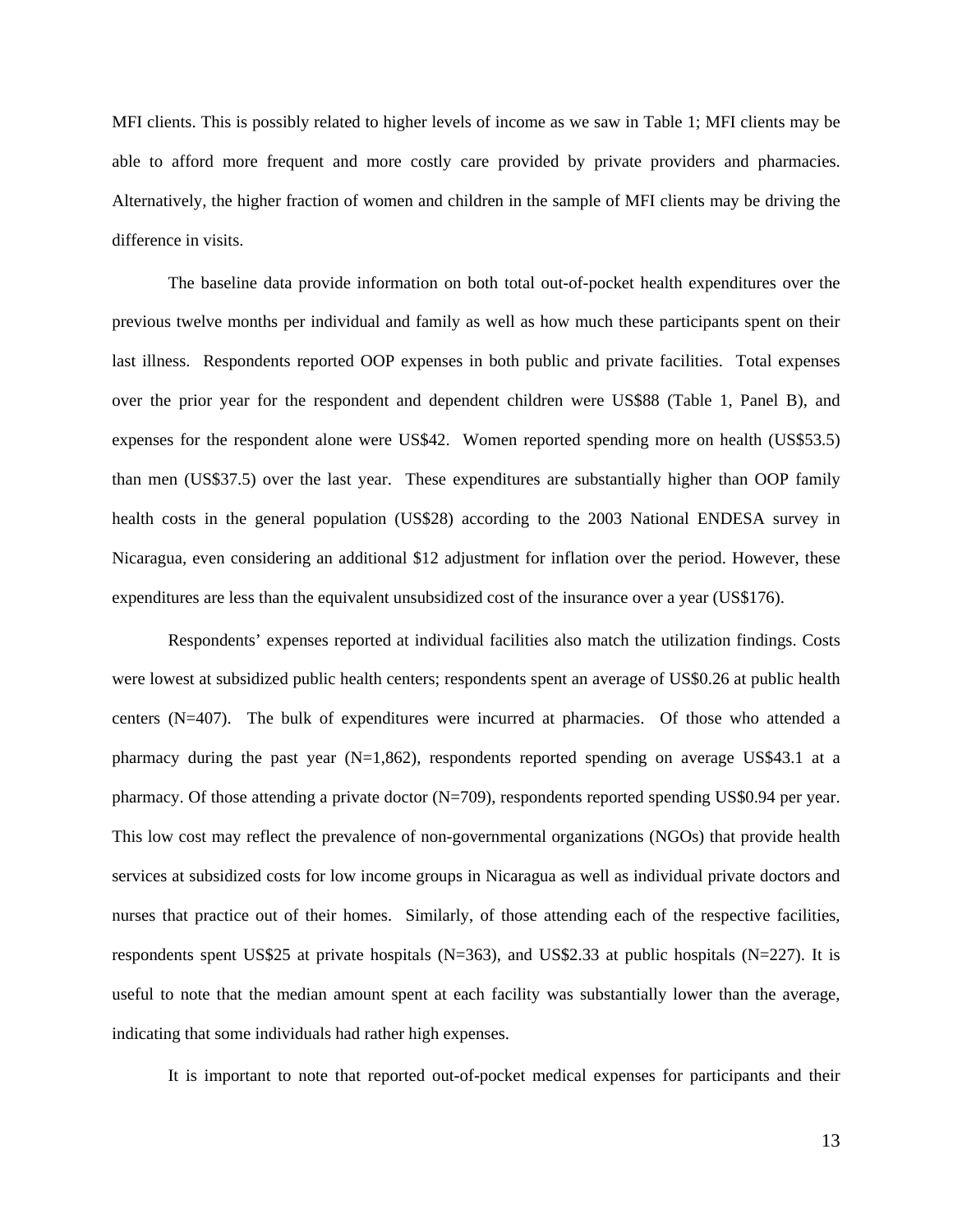MFI clients. This is possibly related to higher levels of income as we saw in Table 1; MFI clients may be able to afford more frequent and more costly care provided by private providers and pharmacies. Alternatively, the higher fraction of women and children in the sample of MFI clients may be driving the difference in visits.

The baseline data provide information on both total out-of-pocket health expenditures over the previous twelve months per individual and family as well as how much these participants spent on their last illness. Respondents reported OOP expenses in both public and private facilities. Total expenses over the prior year for the respondent and dependent children were US$88 (Table 1, Panel B), and expenses for the respondent alone were US$42. Women reported spending more on health (US$53.5) than men (US$37.5) over the last year. These expenditures are substantially higher than OOP family health costs in the general population (US$28) according to the 2003 National ENDESA survey in Nicaragua, even considering an additional $12 adjustment for inflation over the period. However, these expenditures are less than the equivalent unsubsidized cost of the insurance over a year (US$176).

Respondents' expenses reported at individual facilities also match the utilization findings. Costs were lowest at subsidized public health centers; respondents spent an average of US$0.26 at public health centers (N=407). The bulk of expenditures were incurred at pharmacies. Of those who attended a pharmacy during the past year (N=1,862), respondents reported spending on average US$43.1 at a pharmacy. Of those attending a private doctor (N=709), respondents reported spending US$0.94 per year. This low cost may reflect the prevalence of non-governmental organizations (NGOs) that provide health services at subsidized costs for low income groups in Nicaragua as well as individual private doctors and nurses that practice out of their homes. Similarly, of those attending each of the respective facilities, respondents spent US$25 at private hospitals (N=363), and US$2.33 at public hospitals (N=227). It is useful to note that the median amount spent at each facility was substantially lower than the average, indicating that some individuals had rather high expenses.

It is important to note that reported out-of-pocket medical expenses for participants and their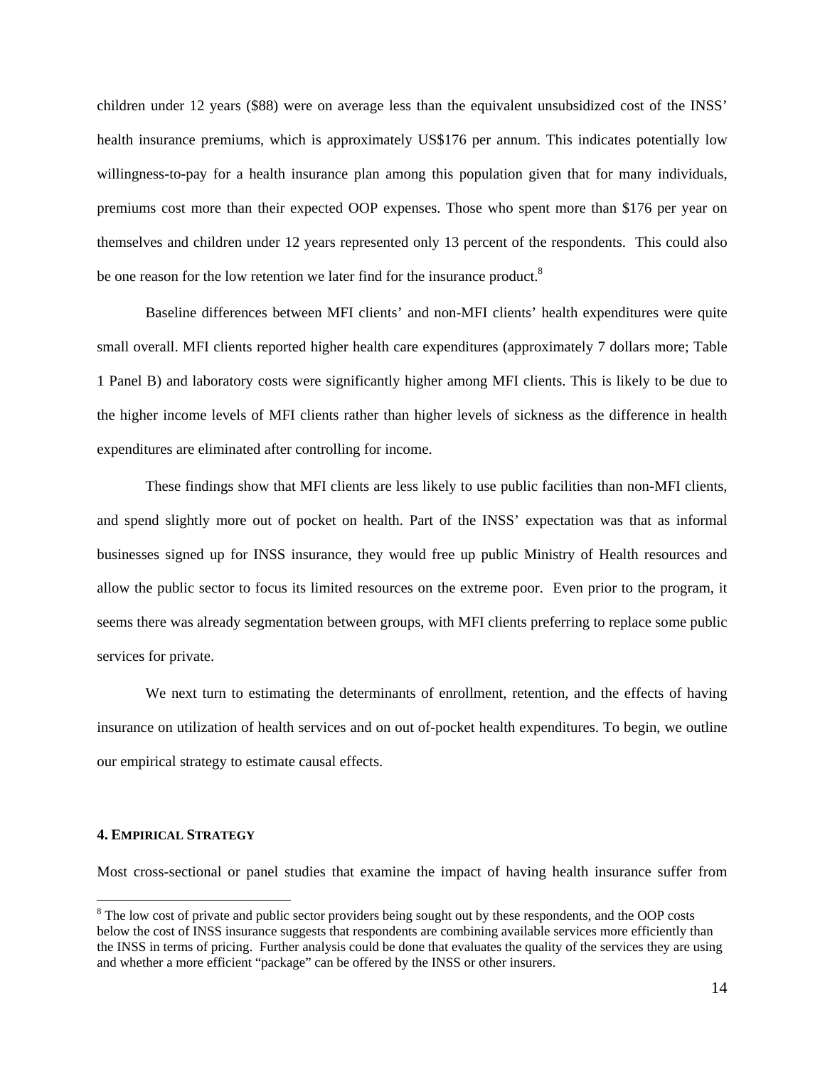children under 12 years ($88) were on average less than the equivalent unsubsidized cost of the INSS' health insurance premiums, which is approximately US$176 per annum. This indicates potentially low willingness-to-pay for a health insurance plan among this population given that for many individuals, premiums cost more than their expected OOP expenses. Those who spent more than $176 per year on themselves and children under 12 years represented only 13 percent of the respondents. This could also be one reason for the low retention we later find for the insurance product.[8]

Baseline differences between MFI clients' and non-MFI clients' health expenditures were quite small overall. MFI clients reported higher health care expenditures (approximately 7 dollars more; Table 1 Panel B) and laboratory costs were significantly higher among MFI clients. This is likely to be due to the higher income levels of MFI clients rather than higher levels of sickness as the difference in health expenditures are eliminated after controlling for income.

These findings show that MFI clients are less likely to use public facilities than non-MFI clients, and spend slightly more out of pocket on health. Part of the INSS' expectation was that as informal businesses signed up for INSS insurance, they would free up public Ministry of Health resources and allow the public sector to focus its limited resources on the extreme poor. Even prior to the program, it seems there was already segmentation between groups, with MFI clients preferring to replace some public services for private.

We next turn to estimating the determinants of enrollment, retention, and the effects of having insurance on utilization of health services and on out-of-pocket health expenditures. To begin, we outline our empirical strategy to estimate causal effects.

## 4. EMPIRICAL STRATEGY

Most cross-sectional or panel studies that examine the impact of having health insurance suffer from

[8] The low cost of private and public sector providers being sought out by these respondents, and the OOP costs below the cost of INSS insurance suggests that respondents are combining available services more efficiently than the INSS in terms of pricing. Further analysis could be done that evaluates the quality of the services they are using and whether a more efficient "package" can be offered by the INSS or other insurers.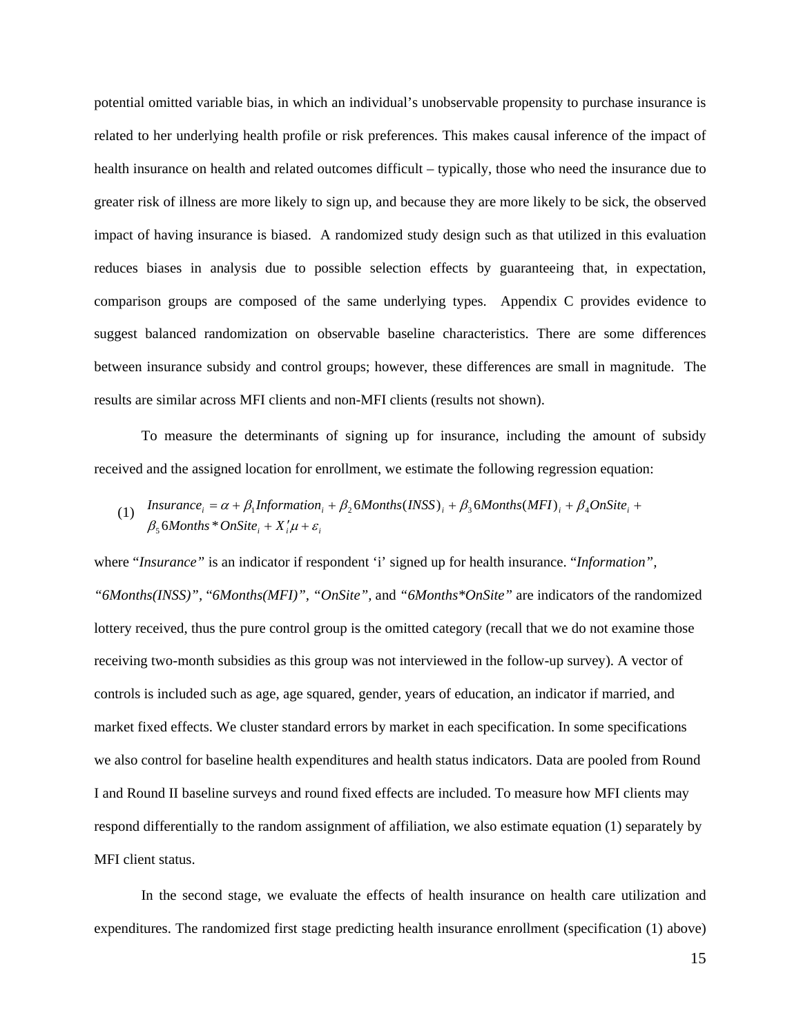potential omitted variable bias, in which an individual's unobservable propensity to purchase insurance is related to her underlying health profile or risk preferences. This makes causal inference of the impact of health insurance on health and related outcomes difficult – typically, those who need the insurance due to greater risk of illness are more likely to sign up, and because they are more likely to be sick, the observed impact of having insurance is biased. A randomized study design such as that utilized in this evaluation reduces biases in analysis due to possible selection effects by guaranteeing that, in expectation, comparison groups are composed of the same underlying types. Appendix C provides evidence to suggest balanced randomization on observable baseline characteristics. There are some differences between insurance subsidy and control groups; however, these differences are small in magnitude. The results are similar across MFI clients and non-MFI clients (results not shown).

To measure the determinants of signing up for insurance, including the amount of subsidy received and the assigned location for enrollment, we estimate the following regression equation:

$$(1)\quad Insurance_i = \alpha + \beta_1 Information_i + \beta_2 6Months(INSS)_i + \beta_3 6Months(MFI)_i + \beta_4 OnSite_i + \beta_5 6Months * OnSite_i + X_i'\mu + \varepsilon_i$$

where "*Insurance*" is an indicator if respondent 'i' signed up for health insurance. "*Information*", "*6Months(INSS)*", "*6Months(MFI)*", "*OnSite*", and "*6Months*OnSite*" are indicators of the randomized lottery received, thus the pure control group is the omitted category (recall that we do not examine those receiving two-month subsidies as this group was not interviewed in the follow-up survey). A vector of controls is included such as age, age squared, gender, years of education, an indicator if married, and market fixed effects. We cluster standard errors by market in each specification. In some specifications we also control for baseline health expenditures and health status indicators. Data are pooled from Round I and Round II baseline surveys and round fixed effects are included. To measure how MFI clients may respond differentially to the random assignment of affiliation, we also estimate equation (1) separately by MFI client status.

In the second stage, we evaluate the effects of health insurance on health care utilization and expenditures. The randomized first stage predicting health insurance enrollment (specification (1) above)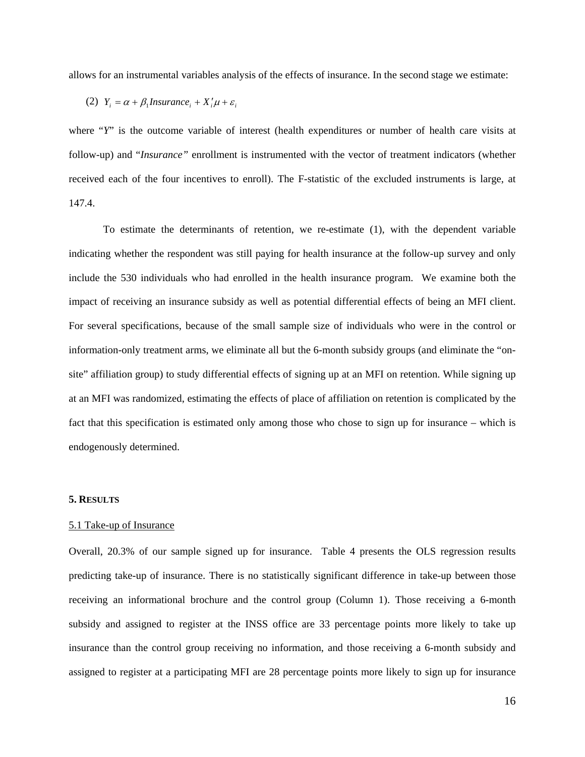allows for an instrumental variables analysis of the effects of insurance. In the second stage we estimate:

$$(2) \quad Y_i = \alpha + \beta_1 Insurance_i + X_i'\mu + \varepsilon_i$$

where "*Y*" is the outcome variable of interest (health expenditures or number of health care visits at follow-up) and "*Insurance"* enrollment is instrumented with the vector of treatment indicators (whether received each of the four incentives to enroll). The F-statistic of the excluded instruments is large, at 147.4.

To estimate the determinants of retention, we re-estimate (1), with the dependent variable indicating whether the respondent was still paying for health insurance at the follow-up survey and only include the 530 individuals who had enrolled in the health insurance program. We examine both the impact of receiving an insurance subsidy as well as potential differential effects of being an MFI client. For several specifications, because of the small sample size of individuals who were in the control or information-only treatment arms, we eliminate all but the 6-month subsidy groups (and eliminate the "on-site" affiliation group) to study differential effects of signing up at an MFI on retention. While signing up at an MFI was randomized, estimating the effects of place of affiliation on retention is complicated by the fact that this specification is estimated only among those who chose to sign up for insurance – which is endogenously determined.

## 5. RESULTS

### 5.1 Take-up of Insurance

Overall, 20.3% of our sample signed up for insurance. Table 4 presents the OLS regression results predicting take-up of insurance. There is no statistically significant difference in take-up between those receiving an informational brochure and the control group (Column 1). Those receiving a 6-month subsidy and assigned to register at the INSS office are 33 percentage points more likely to take up insurance than the control group receiving no information, and those receiving a 6-month subsidy and assigned to register at a participating MFI are 28 percentage points more likely to sign up for insurance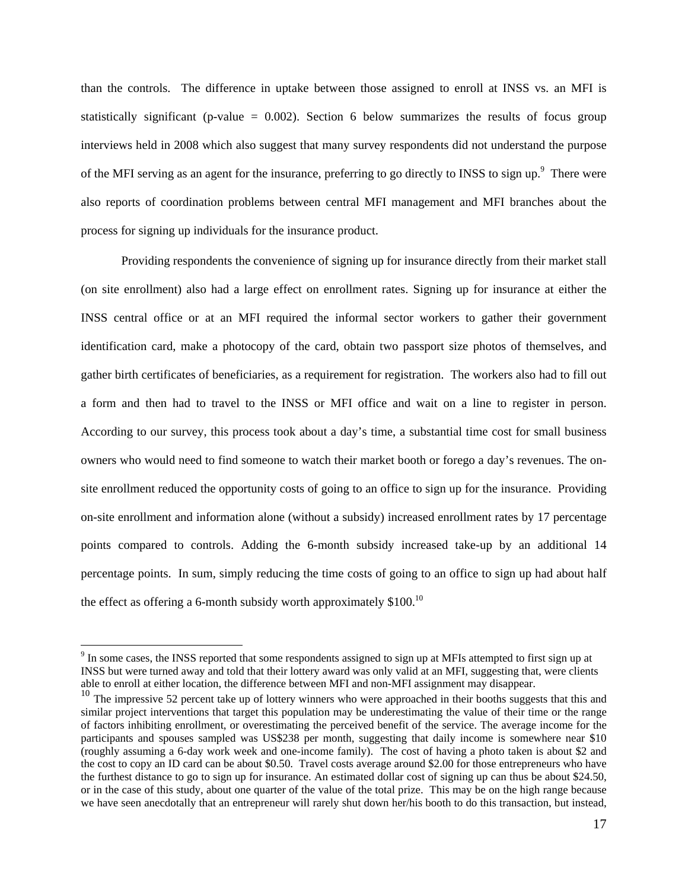than the controls. The difference in uptake between those assigned to enroll at INSS vs. an MFI is statistically significant (p-value = 0.002). Section 6 below summarizes the results of focus group interviews held in 2008 which also suggest that many survey respondents did not understand the purpose of the MFI serving as an agent for the insurance, preferring to go directly to INSS to sign up.[9] There were also reports of coordination problems between central MFI management and MFI branches about the process for signing up individuals for the insurance product.

Providing respondents the convenience of signing up for insurance directly from their market stall (on site enrollment) also had a large effect on enrollment rates. Signing up for insurance at either the INSS central office or at an MFI required the informal sector workers to gather their government identification card, make a photocopy of the card, obtain two passport size photos of themselves, and gather birth certificates of beneficiaries, as a requirement for registration. The workers also had to fill out a form and then had to travel to the INSS or MFI office and wait on a line to register in person. According to our survey, this process took about a day's time, a substantial time cost for small business owners who would need to find someone to watch their market booth or forego a day's revenues. The on-site enrollment reduced the opportunity costs of going to an office to sign up for the insurance. Providing on-site enrollment and information alone (without a subsidy) increased enrollment rates by 17 percentage points compared to controls. Adding the 6-month subsidy increased take-up by an additional 14 percentage points. In sum, simply reducing the time costs of going to an office to sign up had about half the effect as offering a 6-month subsidy worth approximately $100.[10]

---

[9] In some cases, the INSS reported that some respondents assigned to sign up at MFIs attempted to first sign up at INSS but were turned away and told that their lottery award was only valid at an MFI, suggesting that, were clients able to enroll at either location, the difference between MFI and non-MFI assignment may disappear.

[10] The impressive 52 percent take up of lottery winners who were approached in their booths suggests that this and similar project interventions that target this population may be underestimating the value of their time or the range of factors inhibiting enrollment, or overestimating the perceived benefit of the service. The average income for the participants and spouses sampled was US$238 per month, suggesting that daily income is somewhere near $10 (roughly assuming a 6-day work week and one-income family). The cost of having a photo taken is about $2 and the cost to copy an ID card can be about $0.50. Travel costs average around $2.00 for those entrepreneurs who have the furthest distance to go to sign up for insurance. An estimated dollar cost of signing up can thus be about $24.50, or in the case of this study, about one quarter of the value of the total prize. This may be on the high range because we have seen anecdotally that an entrepreneur will rarely shut down her/his booth to do this transaction, but instead,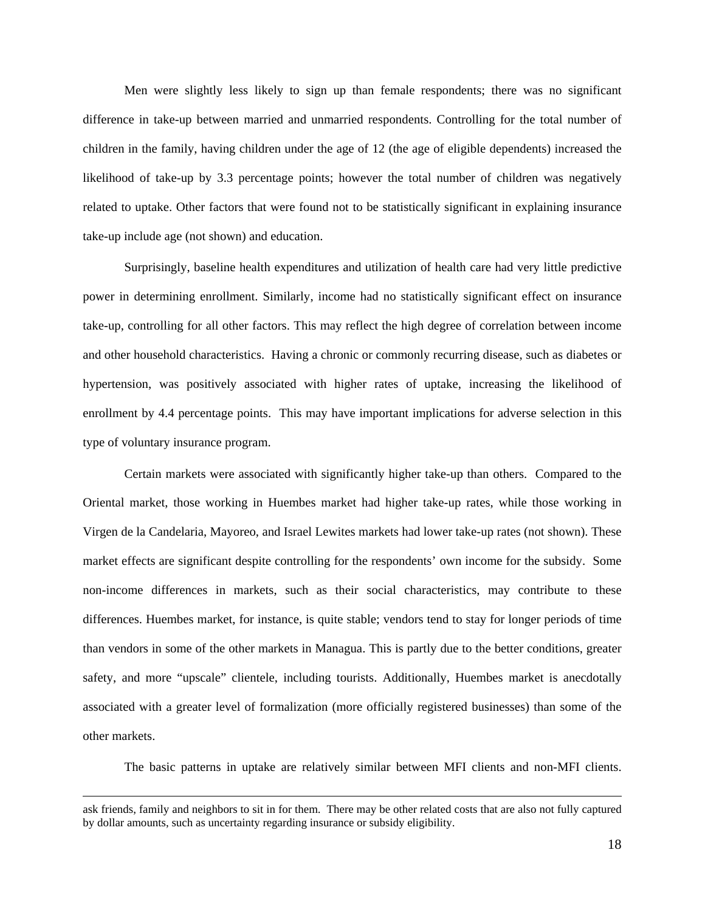Men were slightly less likely to sign up than female respondents; there was no significant difference in take-up between married and unmarried respondents. Controlling for the total number of children in the family, having children under the age of 12 (the age of eligible dependents) increased the likelihood of take-up by 3.3 percentage points; however the total number of children was negatively related to uptake. Other factors that were found not to be statistically significant in explaining insurance take-up include age (not shown) and education.

Surprisingly, baseline health expenditures and utilization of health care had very little predictive power in determining enrollment. Similarly, income had no statistically significant effect on insurance take-up, controlling for all other factors. This may reflect the high degree of correlation between income and other household characteristics. Having a chronic or commonly recurring disease, such as diabetes or hypertension, was positively associated with higher rates of uptake, increasing the likelihood of enrollment by 4.4 percentage points. This may have important implications for adverse selection in this type of voluntary insurance program.

Certain markets were associated with significantly higher take-up than others. Compared to the Oriental market, those working in Huembes market had higher take-up rates, while those working in Virgen de la Candelaria, Mayoreo, and Israel Lewites markets had lower take-up rates (not shown). These market effects are significant despite controlling for the respondents' own income for the subsidy. Some non-income differences in markets, such as their social characteristics, may contribute to these differences. Huembes market, for instance, is quite stable; vendors tend to stay for longer periods of time than vendors in some of the other markets in Managua. This is partly due to the better conditions, greater safety, and more "upscale" clientele, including tourists. Additionally, Huembes market is anecdotally associated with a greater level of formalization (more officially registered businesses) than some of the other markets.

The basic patterns in uptake are relatively similar between MFI clients and non-MFI clients.

---

ask friends, family and neighbors to sit in for them. There may be other related costs that are also not fully captured by dollar amounts, such as uncertainty regarding insurance or subsidy eligibility.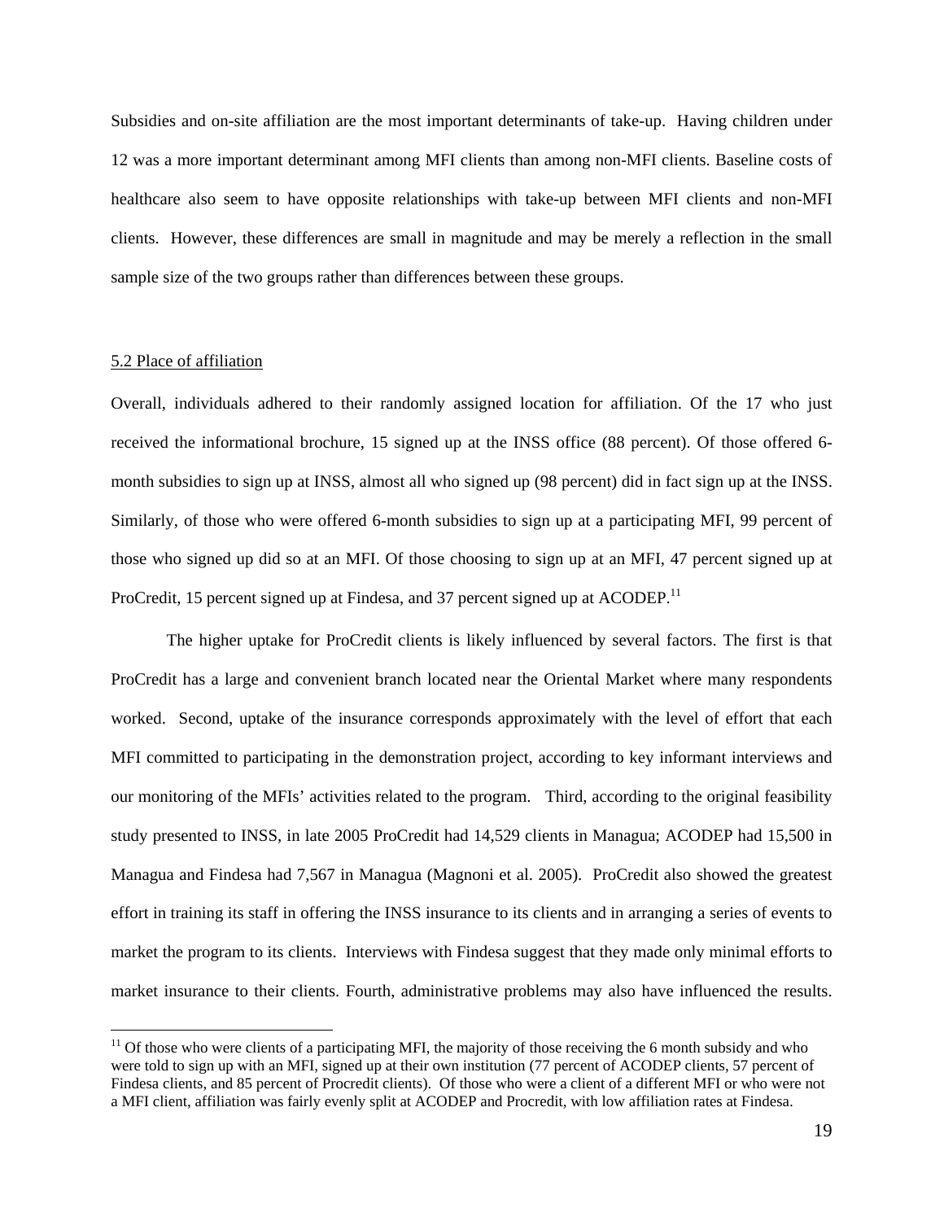Subsidies and on-site affiliation are the most important determinants of take-up. Having children under 12 was a more important determinant among MFI clients than among non-MFI clients. Baseline costs of healthcare also seem to have opposite relationships with take-up between MFI clients and non-MFI clients. However, these differences are small in magnitude and may be merely a reflection in the small sample size of the two groups rather than differences between these groups.

### 5.2 Place of affiliation

Overall, individuals adhered to their randomly assigned location for affiliation. Of the 17 who just received the informational brochure, 15 signed up at the INSS office (88 percent). Of those offered 6-month subsidies to sign up at INSS, almost all who signed up (98 percent) did in fact sign up at the INSS. Similarly, of those who were offered 6-month subsidies to sign up at a participating MFI, 99 percent of those who signed up did so at an MFI. Of those choosing to sign up at an MFI, 47 percent signed up at ProCredit, 15 percent signed up at Findesa, and 37 percent signed up at ACODEP.[11]

The higher uptake for ProCredit clients is likely influenced by several factors. The first is that ProCredit has a large and convenient branch located near the Oriental Market where many respondents worked. Second, uptake of the insurance corresponds approximately with the level of effort that each MFI committed to participating in the demonstration project, according to key informant interviews and our monitoring of the MFIs' activities related to the program. Third, according to the original feasibility study presented to INSS, in late 2005 ProCredit had 14,529 clients in Managua; ACODEP had 15,500 in Managua and Findesa had 7,567 in Managua (Magnoni et al. 2005). ProCredit also showed the greatest effort in training its staff in offering the INSS insurance to its clients and in arranging a series of events to market the program to its clients. Interviews with Findesa suggest that they made only minimal efforts to market insurance to their clients. Fourth, administrative problems may also have influenced the results.

[11] Of those who were clients of a participating MFI, the majority of those receiving the 6 month subsidy and who were told to sign up with an MFI, signed up at their own institution (77 percent of ACODEP clients, 57 percent of Findesa clients, and 85 percent of Procredit clients). Of those who were a client of a different MFI or who were not a MFI client, affiliation was fairly evenly split at ACODEP and Procredit, with low affiliation rates at Findesa.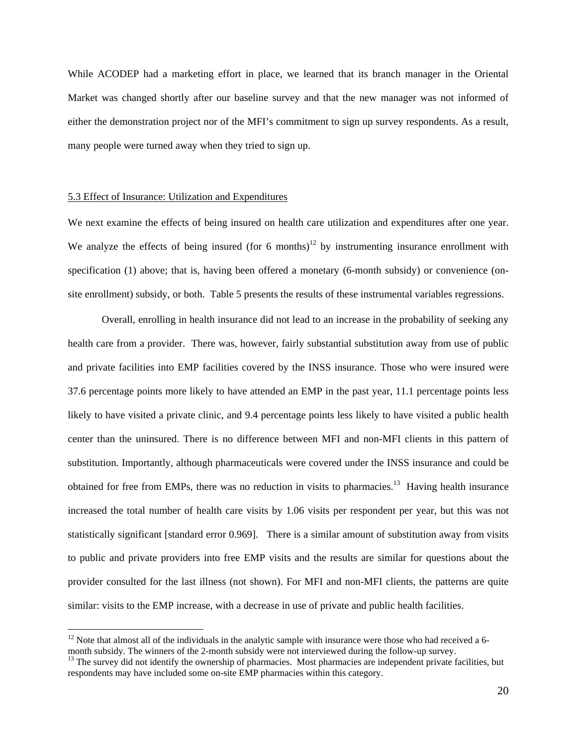While ACODEP had a marketing effort in place, we learned that its branch manager in the Oriental Market was changed shortly after our baseline survey and that the new manager was not informed of either the demonstration project nor of the MFI's commitment to sign up survey respondents. As a result, many people were turned away when they tried to sign up.

### 5.3 Effect of Insurance: Utilization and Expenditures

We next examine the effects of being insured on health care utilization and expenditures after one year. We analyze the effects of being insured (for 6 months)[12] by instrumenting insurance enrollment with specification (1) above; that is, having been offered a monetary (6-month subsidy) or convenience (on-site enrollment) subsidy, or both. Table 5 presents the results of these instrumental variables regressions.

Overall, enrolling in health insurance did not lead to an increase in the probability of seeking any health care from a provider. There was, however, fairly substantial substitution away from use of public and private facilities into EMP facilities covered by the INSS insurance. Those who were insured were 37.6 percentage points more likely to have attended an EMP in the past year, 11.1 percentage points less likely to have visited a private clinic, and 9.4 percentage points less likely to have visited a public health center than the uninsured. There is no difference between MFI and non-MFI clients in this pattern of substitution. Importantly, although pharmaceuticals were covered under the INSS insurance and could be obtained for free from EMPs, there was no reduction in visits to pharmacies.[13] Having health insurance increased the total number of health care visits by 1.06 visits per respondent per year, but this was not statistically significant [standard error 0.969]. There is a similar amount of substitution away from visits to public and private providers into free EMP visits and the results are similar for questions about the provider consulted for the last illness (not shown). For MFI and non-MFI clients, the patterns are quite similar: visits to the EMP increase, with a decrease in use of private and public health facilities.

---

[12] Note that almost all of the individuals in the analytic sample with insurance were those who had received a 6-month subsidy. The winners of the 2-month subsidy were not interviewed during the follow-up survey.

[13] The survey did not identify the ownership of pharmacies. Most pharmacies are independent private facilities, but respondents may have included some on-site EMP pharmacies within this category.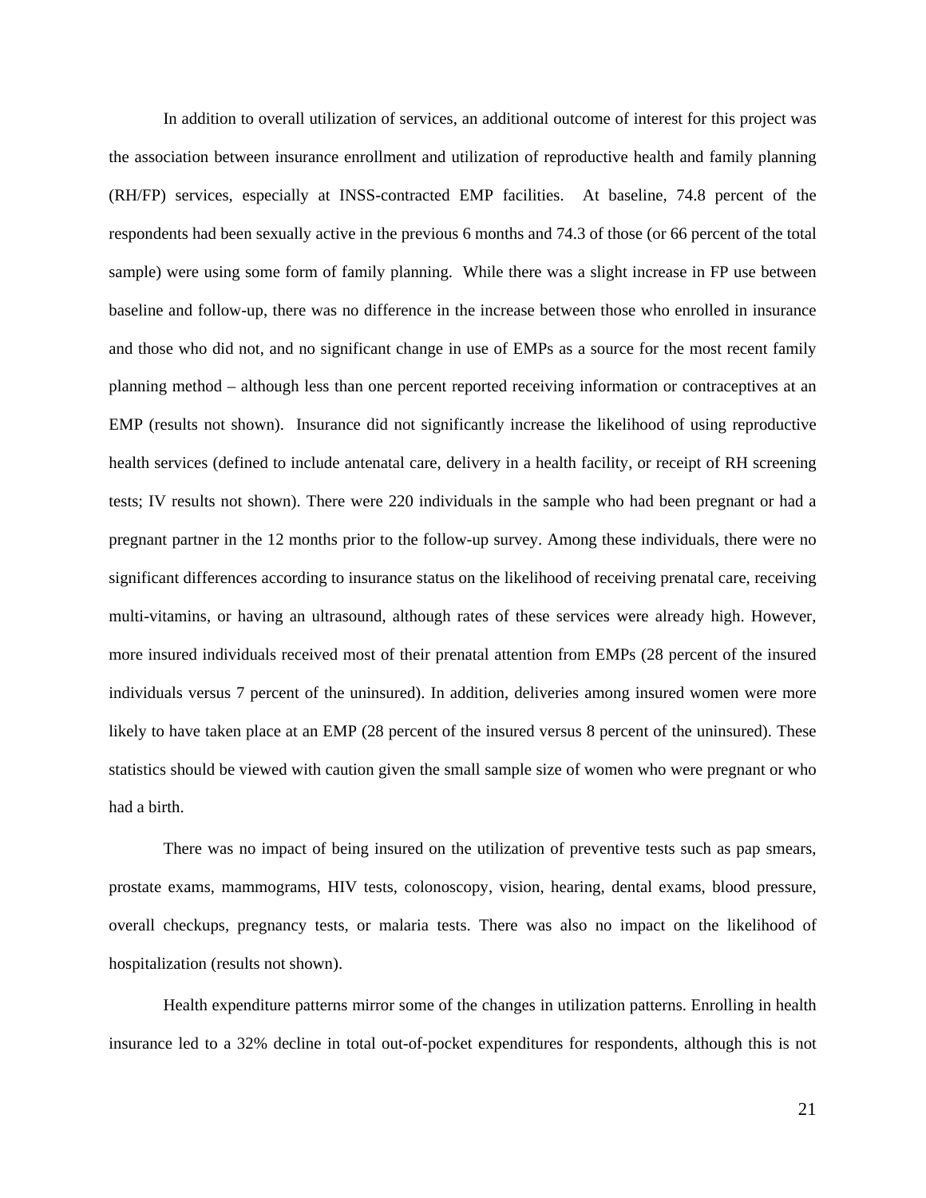In addition to overall utilization of services, an additional outcome of interest for this project was the association between insurance enrollment and utilization of reproductive health and family planning (RH/FP) services, especially at INSS-contracted EMP facilities. At baseline, 74.8 percent of the respondents had been sexually active in the previous 6 months and 74.3 of those (or 66 percent of the total sample) were using some form of family planning. While there was a slight increase in FP use between baseline and follow-up, there was no difference in the increase between those who enrolled in insurance and those who did not, and no significant change in use of EMPs as a source for the most recent family planning method – although less than one percent reported receiving information or contraceptives at an EMP (results not shown). Insurance did not significantly increase the likelihood of using reproductive health services (defined to include antenatal care, delivery in a health facility, or receipt of RH screening tests; IV results not shown). There were 220 individuals in the sample who had been pregnant or had a pregnant partner in the 12 months prior to the follow-up survey. Among these individuals, there were no significant differences according to insurance status on the likelihood of receiving prenatal care, receiving multi-vitamins, or having an ultrasound, although rates of these services were already high. However, more insured individuals received most of their prenatal attention from EMPs (28 percent of the insured individuals versus 7 percent of the uninsured). In addition, deliveries among insured women were more likely to have taken place at an EMP (28 percent of the insured versus 8 percent of the uninsured). These statistics should be viewed with caution given the small sample size of women who were pregnant or who had a birth.

There was no impact of being insured on the utilization of preventive tests such as pap smears, prostate exams, mammograms, HIV tests, colonoscopy, vision, hearing, dental exams, blood pressure, overall checkups, pregnancy tests, or malaria tests. There was also no impact on the likelihood of hospitalization (results not shown).

Health expenditure patterns mirror some of the changes in utilization patterns. Enrolling in health insurance led to a 32% decline in total out-of-pocket expenditures for respondents, although this is not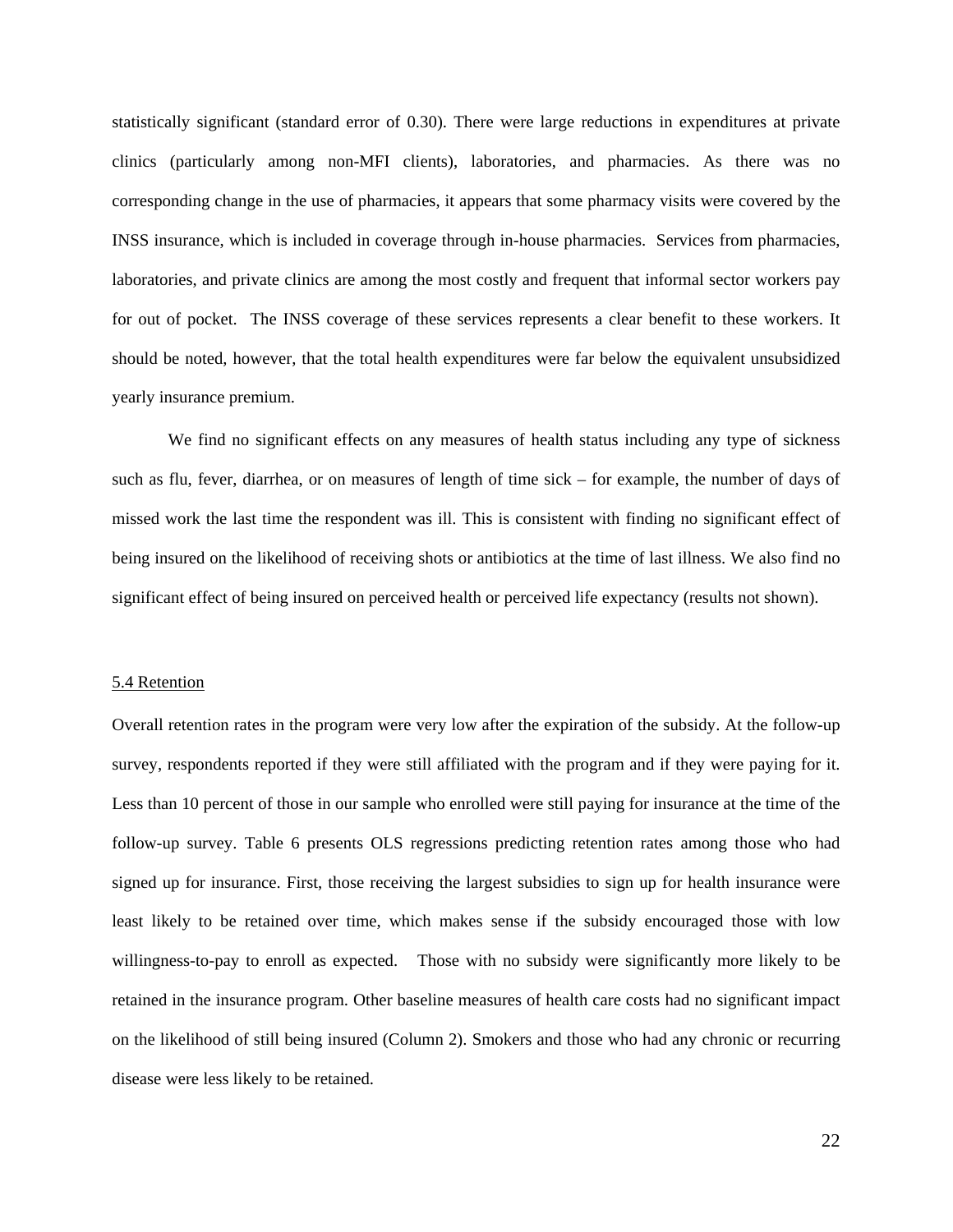statistically significant (standard error of 0.30). There were large reductions in expenditures at private clinics (particularly among non-MFI clients), laboratories, and pharmacies. As there was no corresponding change in the use of pharmacies, it appears that some pharmacy visits were covered by the INSS insurance, which is included in coverage through in-house pharmacies. Services from pharmacies, laboratories, and private clinics are among the most costly and frequent that informal sector workers pay for out of pocket. The INSS coverage of these services represents a clear benefit to these workers. It should be noted, however, that the total health expenditures were far below the equivalent unsubsidized yearly insurance premium.

We find no significant effects on any measures of health status including any type of sickness such as flu, fever, diarrhea, or on measures of length of time sick – for example, the number of days of missed work the last time the respondent was ill. This is consistent with finding no significant effect of being insured on the likelihood of receiving shots or antibiotics at the time of last illness. We also find no significant effect of being insured on perceived health or perceived life expectancy (results not shown).

5.4 Retention

Overall retention rates in the program were very low after the expiration of the subsidy. At the follow-up survey, respondents reported if they were still affiliated with the program and if they were paying for it. Less than 10 percent of those in our sample who enrolled were still paying for insurance at the time of the follow-up survey. Table 6 presents OLS regressions predicting retention rates among those who had signed up for insurance. First, those receiving the largest subsidies to sign up for health insurance were least likely to be retained over time, which makes sense if the subsidy encouraged those with low willingness-to-pay to enroll as expected. Those with no subsidy were significantly more likely to be retained in the insurance program. Other baseline measures of health care costs had no significant impact on the likelihood of still being insured (Column 2). Smokers and those who had any chronic or recurring disease were less likely to be retained.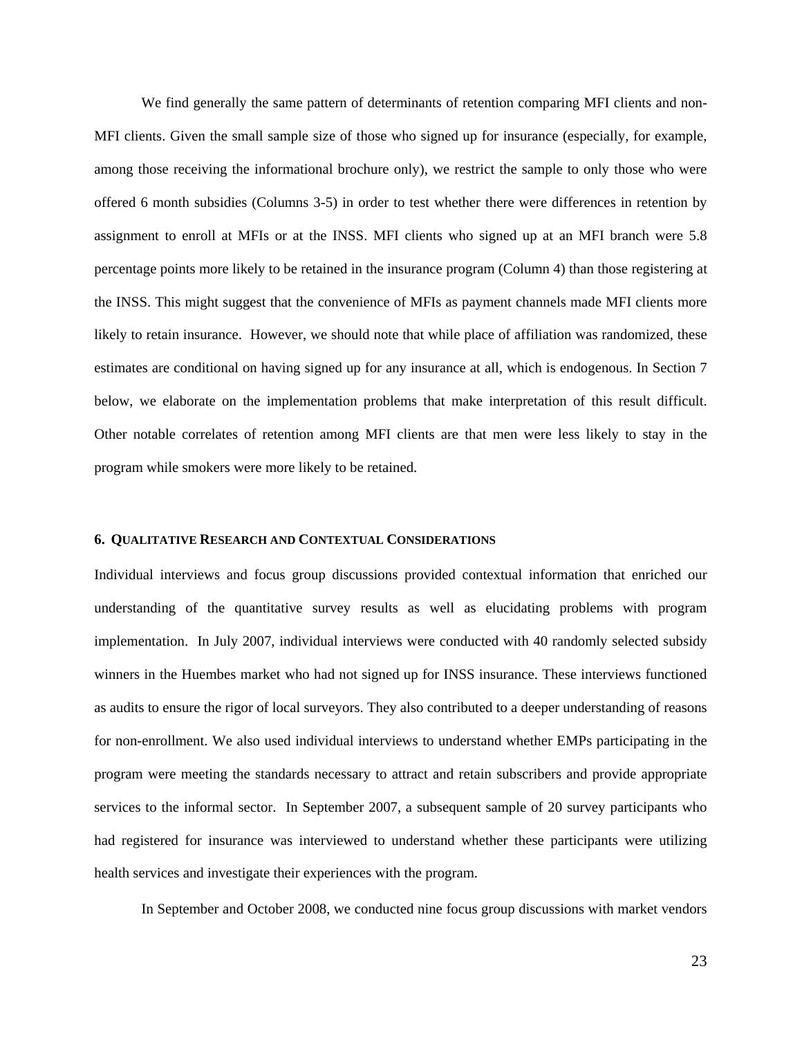We find generally the same pattern of determinants of retention comparing MFI clients and non-MFI clients. Given the small sample size of those who signed up for insurance (especially, for example, among those receiving the informational brochure only), we restrict the sample to only those who were offered 6 month subsidies (Columns 3-5) in order to test whether there were differences in retention by assignment to enroll at MFIs or at the INSS. MFI clients who signed up at an MFI branch were 5.8 percentage points more likely to be retained in the insurance program (Column 4) than those registering at the INSS. This might suggest that the convenience of MFIs as payment channels made MFI clients more likely to retain insurance. However, we should note that while place of affiliation was randomized, these estimates are conditional on having signed up for any insurance at all, which is endogenous. In Section 7 below, we elaborate on the implementation problems that make interpretation of this result difficult. Other notable correlates of retention among MFI clients are that men were less likely to stay in the program while smokers were more likely to be retained.

## 6. Qualitative Research and Contextual Considerations

Individual interviews and focus group discussions provided contextual information that enriched our understanding of the quantitative survey results as well as elucidating problems with program implementation. In July 2007, individual interviews were conducted with 40 randomly selected subsidy winners in the Huembes market who had not signed up for INSS insurance. These interviews functioned as audits to ensure the rigor of local surveyors. They also contributed to a deeper understanding of reasons for non-enrollment. We also used individual interviews to understand whether EMPs participating in the program were meeting the standards necessary to attract and retain subscribers and provide appropriate services to the informal sector. In September 2007, a subsequent sample of 20 survey participants who had registered for insurance was interviewed to understand whether these participants were utilizing health services and investigate their experiences with the program.

In September and October 2008, we conducted nine focus group discussions with market vendors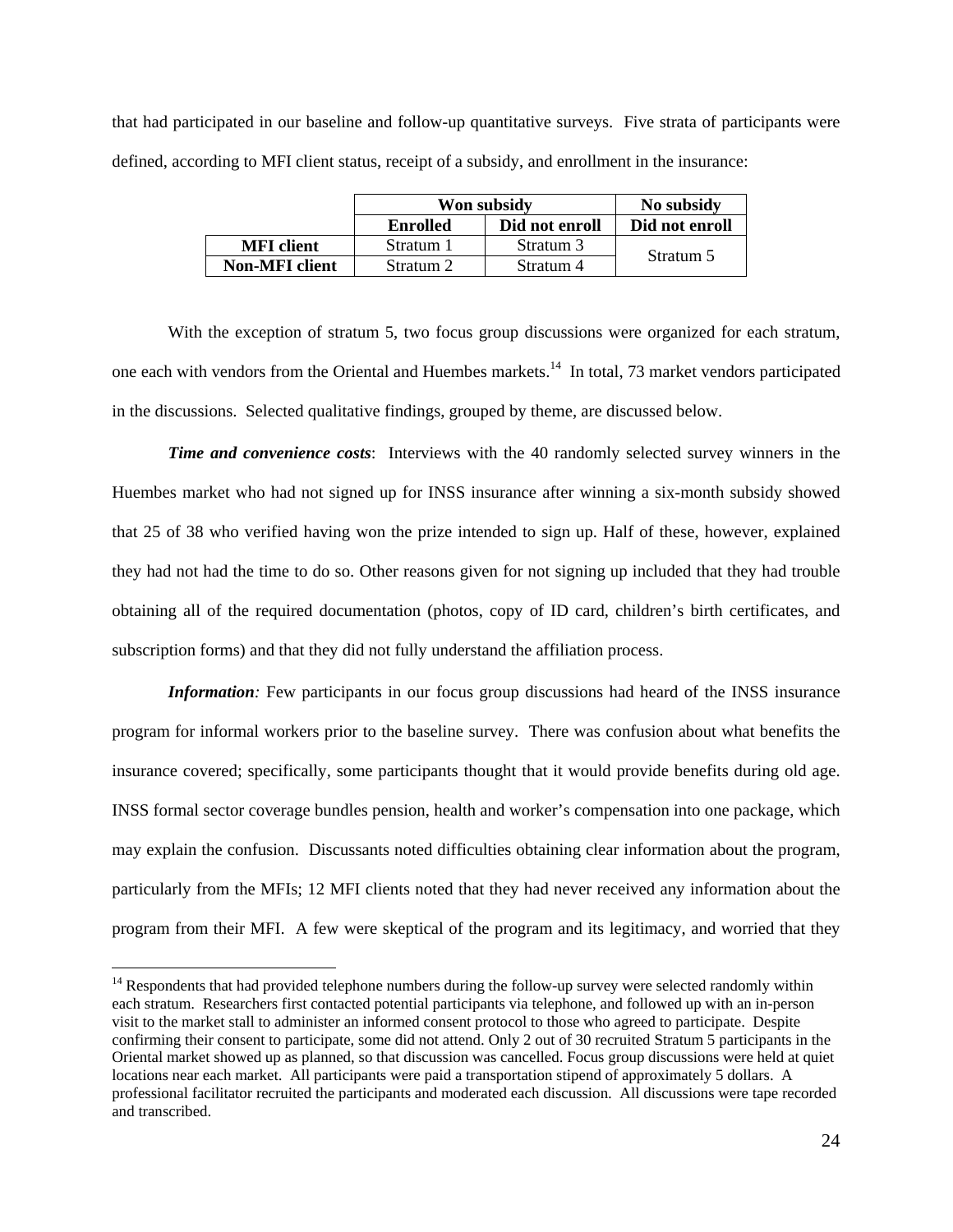that had participated in our baseline and follow-up quantitative surveys. Five strata of participants were defined, according to MFI client status, receipt of a subsidy, and enrollment in the insurance:

| | Won subsidy | | No subsidy |
|---|---|---|---|
| | **Enrolled** | **Did not enroll** | **Did not enroll** |
| **MFI client** | Stratum 1 | Stratum 3 | Stratum 5 |
| **Non-MFI client** | Stratum 2 | Stratum 4 | |

With the exception of stratum 5, two focus group discussions were organized for each stratum, one each with vendors from the Oriental and Huembes markets.[14] In total, 73 market vendors participated in the discussions. Selected qualitative findings, grouped by theme, are discussed below.

***Time and convenience costs***: Interviews with the 40 randomly selected survey winners in the Huembes market who had not signed up for INSS insurance after winning a six-month subsidy showed that 25 of 38 who verified having won the prize intended to sign up. Half of these, however, explained they had not had the time to do so. Other reasons given for not signing up included that they had trouble obtaining all of the required documentation (photos, copy of ID card, children's birth certificates, and subscription forms) and that they did not fully understand the affiliation process.

***Information****:* Few participants in our focus group discussions had heard of the INSS insurance program for informal workers prior to the baseline survey. There was confusion about what benefits the insurance covered; specifically, some participants thought that it would provide benefits during old age. INSS formal sector coverage bundles pension, health and worker's compensation into one package, which may explain the confusion. Discussants noted difficulties obtaining clear information about the program, particularly from the MFIs; 12 MFI clients noted that they had never received any information about the program from their MFI. A few were skeptical of the program and its legitimacy, and worried that they

---

[14] Respondents that had provided telephone numbers during the follow-up survey were selected randomly within each stratum. Researchers first contacted potential participants via telephone, and followed up with an in-person visit to the market stall to administer an informed consent protocol to those who agreed to participate. Despite confirming their consent to participate, some did not attend. Only 2 out of 30 recruited Stratum 5 participants in the Oriental market showed up as planned, so that discussion was cancelled. Focus group discussions were held at quiet locations near each market. All participants were paid a transportation stipend of approximately 5 dollars. A professional facilitator recruited the participants and moderated each discussion. All discussions were tape recorded and transcribed.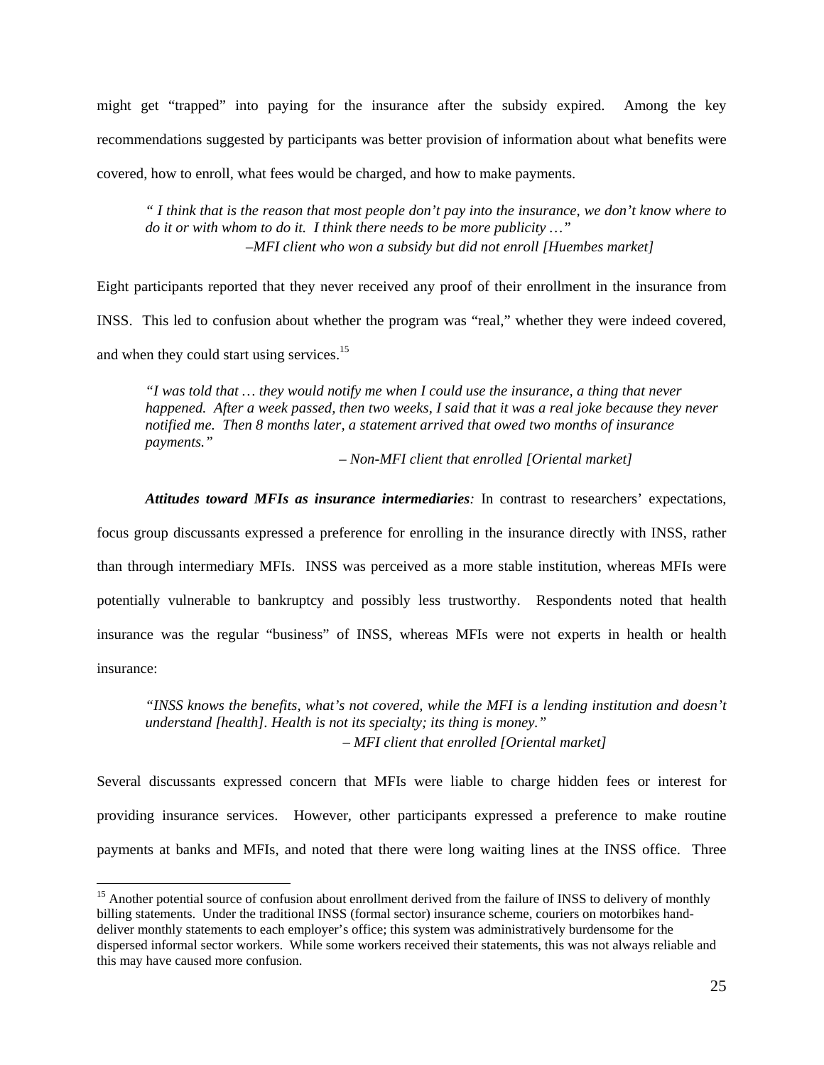might get "trapped" into paying for the insurance after the subsidy expired. Among the key recommendations suggested by participants was better provision of information about what benefits were covered, how to enroll, what fees would be charged, and how to make payments.

> *" I think that is the reason that most people don't pay into the insurance, we don't know where to do it or with whom to do it. I think there needs to be more publicity …"*
>
> *–MFI client who won a subsidy but did not enroll [Huembes market]*

Eight participants reported that they never received any proof of their enrollment in the insurance from INSS. This led to confusion about whether the program was "real," whether they were indeed covered, and when they could start using services.[15]

> *"I was told that … they would notify me when I could use the insurance, a thing that never happened. After a week passed, then two weeks, I said that it was a real joke because they never notified me. Then 8 months later, a statement arrived that owed two months of insurance payments."*
>
> *– Non-MFI client that enrolled [Oriental market]*

***Attitudes toward MFIs as insurance intermediaries:*** In contrast to researchers' expectations, focus group discussants expressed a preference for enrolling in the insurance directly with INSS, rather than through intermediary MFIs. INSS was perceived as a more stable institution, whereas MFIs were potentially vulnerable to bankruptcy and possibly less trustworthy. Respondents noted that health insurance was the regular "business" of INSS, whereas MFIs were not experts in health or health insurance:

> *"INSS knows the benefits, what's not covered, while the MFI is a lending institution and doesn't understand [health]. Health is not its specialty; its thing is money."*
>
> *– MFI client that enrolled [Oriental market]*

Several discussants expressed concern that MFIs were liable to charge hidden fees or interest for providing insurance services. However, other participants expressed a preference to make routine payments at banks and MFIs, and noted that there were long waiting lines at the INSS office. Three

[15] Another potential source of confusion about enrollment derived from the failure of INSS to delivery of monthly billing statements. Under the traditional INSS (formal sector) insurance scheme, couriers on motorbikes hand-deliver monthly statements to each employer's office; this system was administratively burdensome for the dispersed informal sector workers. While some workers received their statements, this was not always reliable and this may have caused more confusion.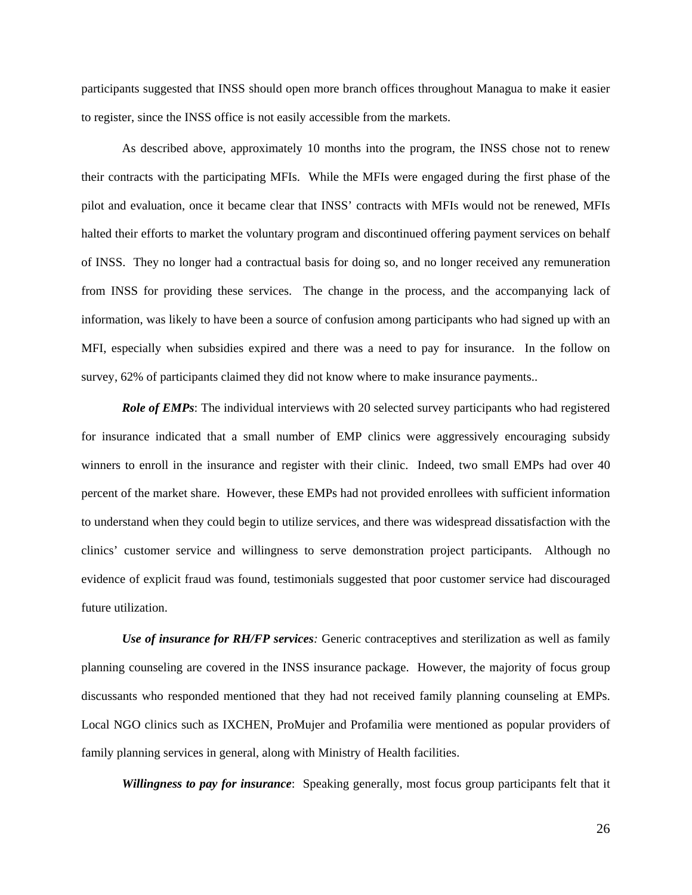participants suggested that INSS should open more branch offices throughout Managua to make it easier to register, since the INSS office is not easily accessible from the markets.

As described above, approximately 10 months into the program, the INSS chose not to renew their contracts with the participating MFIs. While the MFIs were engaged during the first phase of the pilot and evaluation, once it became clear that INSS' contracts with MFIs would not be renewed, MFIs halted their efforts to market the voluntary program and discontinued offering payment services on behalf of INSS. They no longer had a contractual basis for doing so, and no longer received any remuneration from INSS for providing these services. The change in the process, and the accompanying lack of information, was likely to have been a source of confusion among participants who had signed up with an MFI, especially when subsidies expired and there was a need to pay for insurance. In the follow on survey, 62% of participants claimed they did not know where to make insurance payments..

***Role of EMPs***: The individual interviews with 20 selected survey participants who had registered for insurance indicated that a small number of EMP clinics were aggressively encouraging subsidy winners to enroll in the insurance and register with their clinic. Indeed, two small EMPs had over 40 percent of the market share. However, these EMPs had not provided enrollees with sufficient information to understand when they could begin to utilize services, and there was widespread dissatisfaction with the clinics' customer service and willingness to serve demonstration project participants. Although no evidence of explicit fraud was found, testimonials suggested that poor customer service had discouraged future utilization.

***Use of insurance for RH/FP services****:* Generic contraceptives and sterilization as well as family planning counseling are covered in the INSS insurance package. However, the majority of focus group discussants who responded mentioned that they had not received family planning counseling at EMPs. Local NGO clinics such as IXCHEN, ProMujer and Profamilia were mentioned as popular providers of family planning services in general, along with Ministry of Health facilities.

***Willingness to pay for insurance***: Speaking generally, most focus group participants felt that it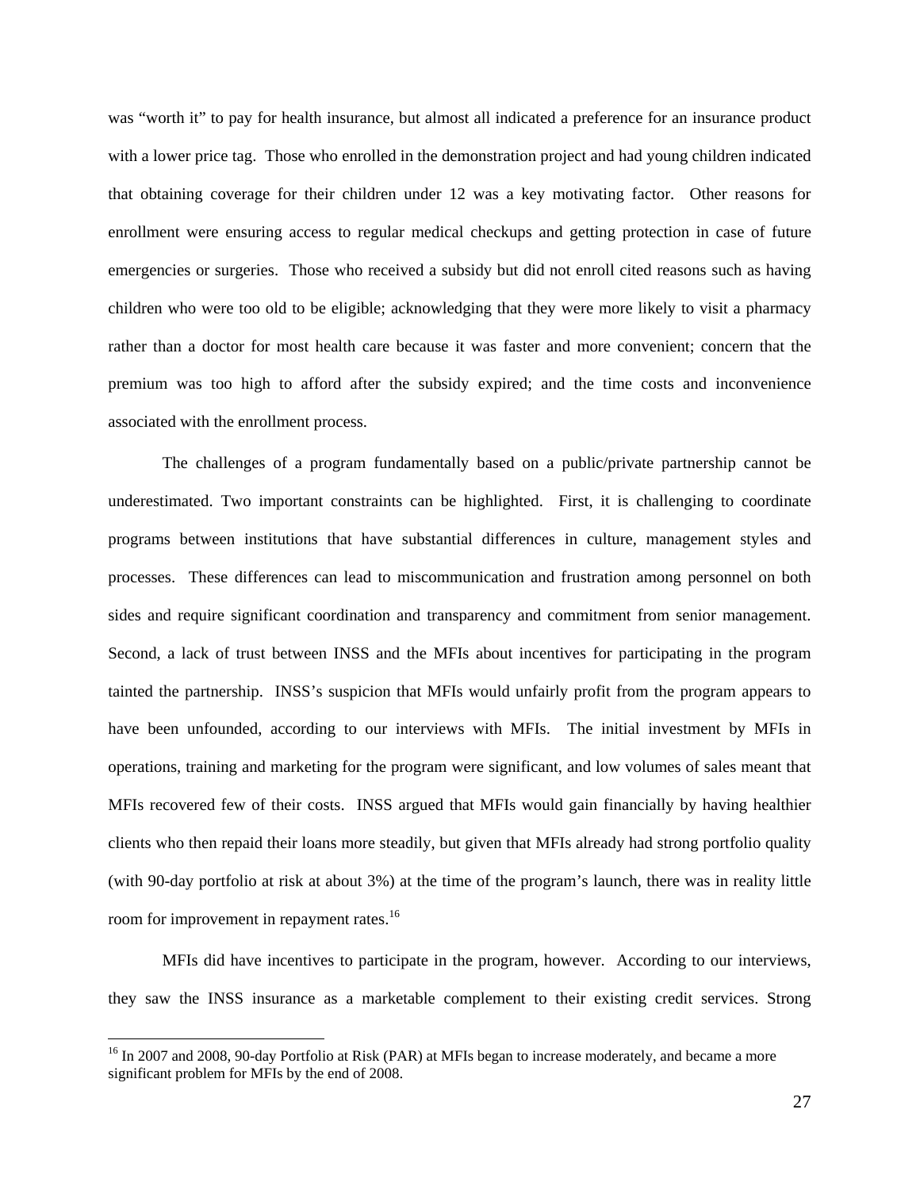was "worth it" to pay for health insurance, but almost all indicated a preference for an insurance product with a lower price tag. Those who enrolled in the demonstration project and had young children indicated that obtaining coverage for their children under 12 was a key motivating factor. Other reasons for enrollment were ensuring access to regular medical checkups and getting protection in case of future emergencies or surgeries. Those who received a subsidy but did not enroll cited reasons such as having children who were too old to be eligible; acknowledging that they were more likely to visit a pharmacy rather than a doctor for most health care because it was faster and more convenient; concern that the premium was too high to afford after the subsidy expired; and the time costs and inconvenience associated with the enrollment process.

The challenges of a program fundamentally based on a public/private partnership cannot be underestimated. Two important constraints can be highlighted. First, it is challenging to coordinate programs between institutions that have substantial differences in culture, management styles and processes. These differences can lead to miscommunication and frustration among personnel on both sides and require significant coordination and transparency and commitment from senior management. Second, a lack of trust between INSS and the MFIs about incentives for participating in the program tainted the partnership. INSS's suspicion that MFIs would unfairly profit from the program appears to have been unfounded, according to our interviews with MFIs. The initial investment by MFIs in operations, training and marketing for the program were significant, and low volumes of sales meant that MFIs recovered few of their costs. INSS argued that MFIs would gain financially by having healthier clients who then repaid their loans more steadily, but given that MFIs already had strong portfolio quality (with 90-day portfolio at risk at about 3%) at the time of the program's launch, there was in reality little room for improvement in repayment rates.[16]

MFIs did have incentives to participate in the program, however. According to our interviews, they saw the INSS insurance as a marketable complement to their existing credit services. Strong

---

[16] In 2007 and 2008, 90-day Portfolio at Risk (PAR) at MFIs began to increase moderately, and became a more significant problem for MFIs by the end of 2008.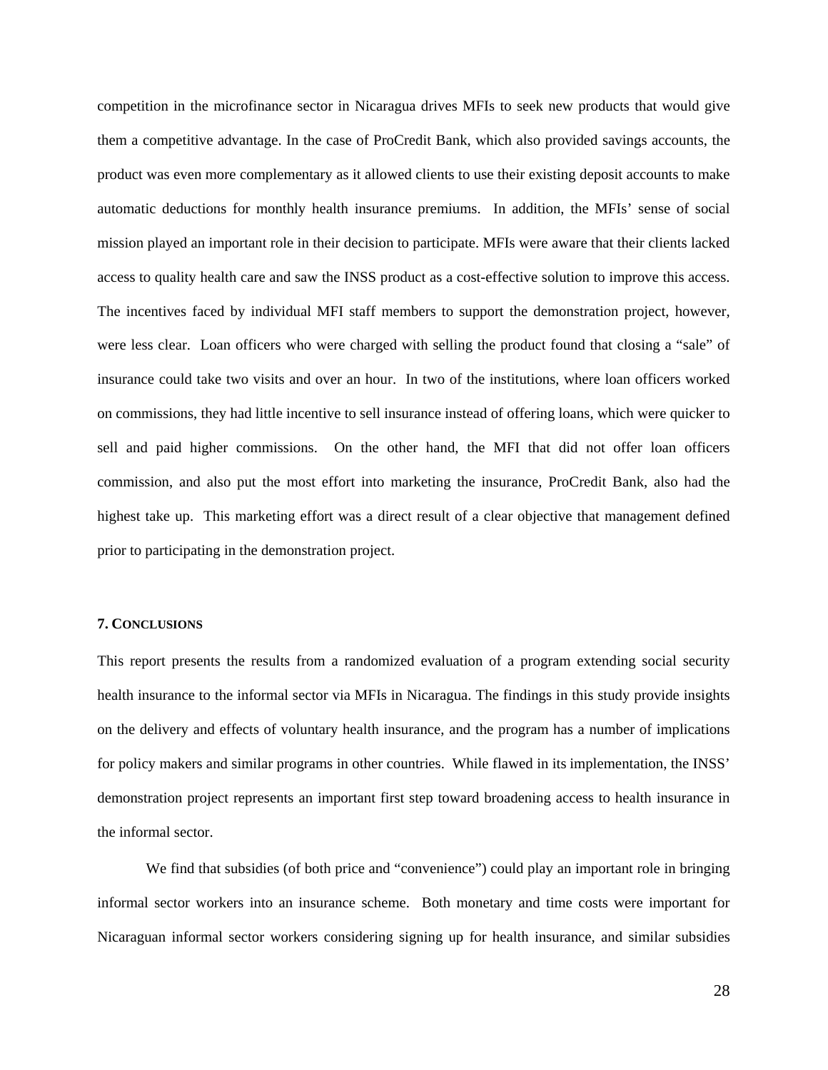competition in the microfinance sector in Nicaragua drives MFIs to seek new products that would give them a competitive advantage. In the case of ProCredit Bank, which also provided savings accounts, the product was even more complementary as it allowed clients to use their existing deposit accounts to make automatic deductions for monthly health insurance premiums. In addition, the MFIs' sense of social mission played an important role in their decision to participate. MFIs were aware that their clients lacked access to quality health care and saw the INSS product as a cost-effective solution to improve this access. The incentives faced by individual MFI staff members to support the demonstration project, however, were less clear. Loan officers who were charged with selling the product found that closing a "sale" of insurance could take two visits and over an hour. In two of the institutions, where loan officers worked on commissions, they had little incentive to sell insurance instead of offering loans, which were quicker to sell and paid higher commissions. On the other hand, the MFI that did not offer loan officers commission, and also put the most effort into marketing the insurance, ProCredit Bank, also had the highest take up. This marketing effort was a direct result of a clear objective that management defined prior to participating in the demonstration project.

## 7. Conclusions

This report presents the results from a randomized evaluation of a program extending social security health insurance to the informal sector via MFIs in Nicaragua. The findings in this study provide insights on the delivery and effects of voluntary health insurance, and the program has a number of implications for policy makers and similar programs in other countries. While flawed in its implementation, the INSS' demonstration project represents an important first step toward broadening access to health insurance in the informal sector.

We find that subsidies (of both price and "convenience") could play an important role in bringing informal sector workers into an insurance scheme. Both monetary and time costs were important for Nicaraguan informal sector workers considering signing up for health insurance, and similar subsidies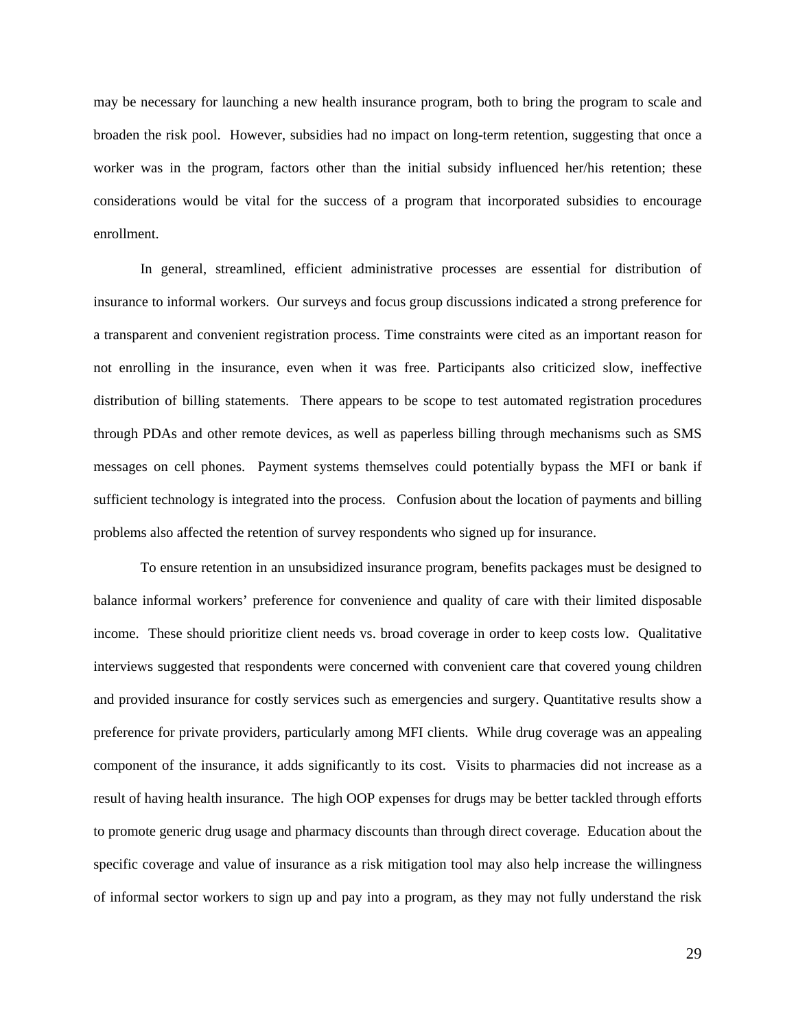may be necessary for launching a new health insurance program, both to bring the program to scale and broaden the risk pool. However, subsidies had no impact on long-term retention, suggesting that once a worker was in the program, factors other than the initial subsidy influenced her/his retention; these considerations would be vital for the success of a program that incorporated subsidies to encourage enrollment.

In general, streamlined, efficient administrative processes are essential for distribution of insurance to informal workers. Our surveys and focus group discussions indicated a strong preference for a transparent and convenient registration process. Time constraints were cited as an important reason for not enrolling in the insurance, even when it was free. Participants also criticized slow, ineffective distribution of billing statements. There appears to be scope to test automated registration procedures through PDAs and other remote devices, as well as paperless billing through mechanisms such as SMS messages on cell phones. Payment systems themselves could potentially bypass the MFI or bank if sufficient technology is integrated into the process. Confusion about the location of payments and billing problems also affected the retention of survey respondents who signed up for insurance.

To ensure retention in an unsubsidized insurance program, benefits packages must be designed to balance informal workers' preference for convenience and quality of care with their limited disposable income. These should prioritize client needs vs. broad coverage in order to keep costs low. Qualitative interviews suggested that respondents were concerned with convenient care that covered young children and provided insurance for costly services such as emergencies and surgery. Quantitative results show a preference for private providers, particularly among MFI clients. While drug coverage was an appealing component of the insurance, it adds significantly to its cost. Visits to pharmacies did not increase as a result of having health insurance. The high OOP expenses for drugs may be better tackled through efforts to promote generic drug usage and pharmacy discounts than through direct coverage. Education about the specific coverage and value of insurance as a risk mitigation tool may also help increase the willingness of informal sector workers to sign up and pay into a program, as they may not fully understand the risk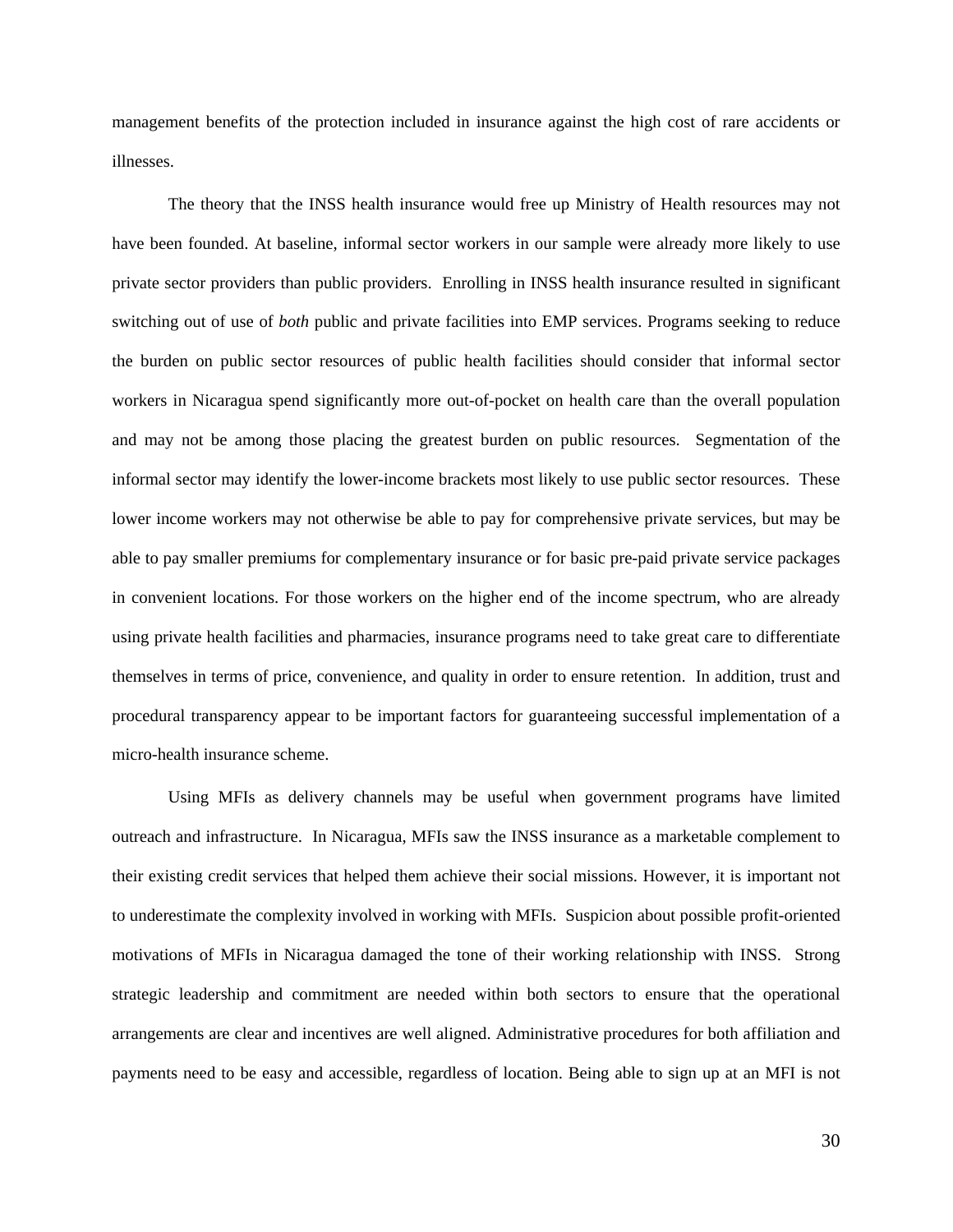management benefits of the protection included in insurance against the high cost of rare accidents or illnesses.

The theory that the INSS health insurance would free up Ministry of Health resources may not have been founded. At baseline, informal sector workers in our sample were already more likely to use private sector providers than public providers. Enrolling in INSS health insurance resulted in significant switching out of use of *both* public and private facilities into EMP services. Programs seeking to reduce the burden on public sector resources of public health facilities should consider that informal sector workers in Nicaragua spend significantly more out-of-pocket on health care than the overall population and may not be among those placing the greatest burden on public resources. Segmentation of the informal sector may identify the lower-income brackets most likely to use public sector resources. These lower income workers may not otherwise be able to pay for comprehensive private services, but may be able to pay smaller premiums for complementary insurance or for basic pre-paid private service packages in convenient locations. For those workers on the higher end of the income spectrum, who are already using private health facilities and pharmacies, insurance programs need to take great care to differentiate themselves in terms of price, convenience, and quality in order to ensure retention. In addition, trust and procedural transparency appear to be important factors for guaranteeing successful implementation of a micro-health insurance scheme.

Using MFIs as delivery channels may be useful when government programs have limited outreach and infrastructure. In Nicaragua, MFIs saw the INSS insurance as a marketable complement to their existing credit services that helped them achieve their social missions. However, it is important not to underestimate the complexity involved in working with MFIs. Suspicion about possible profit-oriented motivations of MFIs in Nicaragua damaged the tone of their working relationship with INSS. Strong strategic leadership and commitment are needed within both sectors to ensure that the operational arrangements are clear and incentives are well aligned. Administrative procedures for both affiliation and payments need to be easy and accessible, regardless of location. Being able to sign up at an MFI is not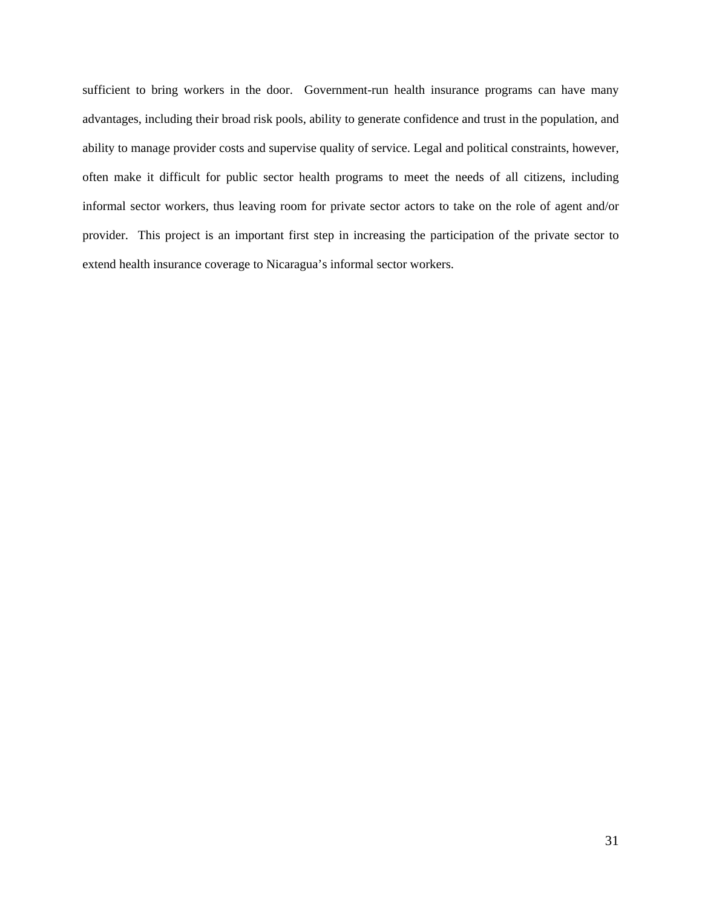sufficient to bring workers in the door. Government-run health insurance programs can have many advantages, including their broad risk pools, ability to generate confidence and trust in the population, and ability to manage provider costs and supervise quality of service. Legal and political constraints, however, often make it difficult for public sector health programs to meet the needs of all citizens, including informal sector workers, thus leaving room for private sector actors to take on the role of agent and/or provider. This project is an important first step in increasing the participation of the private sector to extend health insurance coverage to Nicaragua's informal sector workers.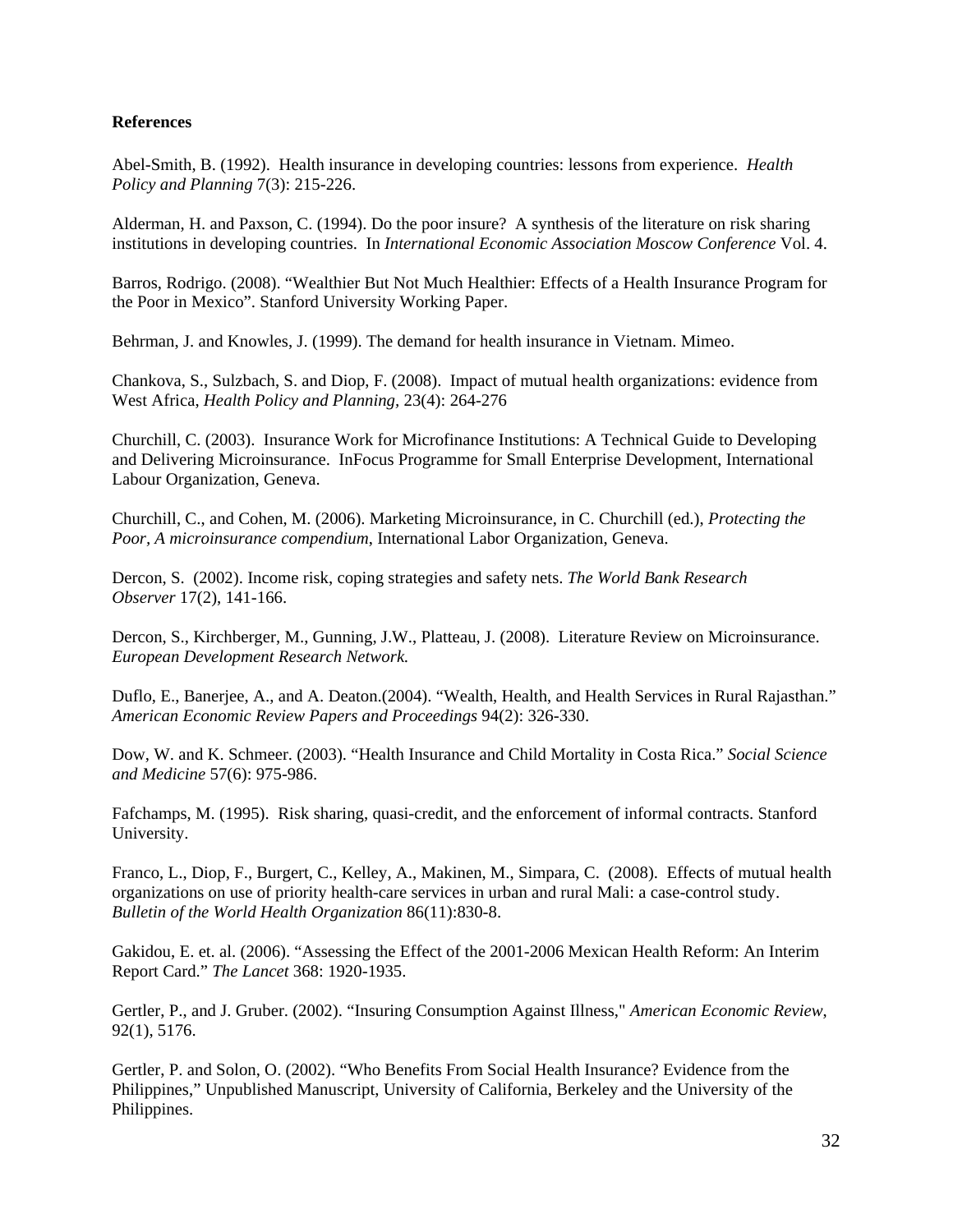**References**

Abel-Smith, B. (1992). Health insurance in developing countries: lessons from experience. *Health Policy and Planning* 7(3): 215-226.

Alderman, H. and Paxson, C. (1994). Do the poor insure? A synthesis of the literature on risk sharing institutions in developing countries. In *International Economic Association Moscow Conference* Vol. 4.

Barros, Rodrigo. (2008). "Wealthier But Not Much Healthier: Effects of a Health Insurance Program for the Poor in Mexico". Stanford University Working Paper.

Behrman, J. and Knowles, J. (1999). The demand for health insurance in Vietnam. Mimeo.

Chankova, S., Sulzbach, S. and Diop, F. (2008). Impact of mutual health organizations: evidence from West Africa, *Health Policy and Planning*, 23(4): 264-276

Churchill, C. (2003). Insurance Work for Microfinance Institutions: A Technical Guide to Developing and Delivering Microinsurance. InFocus Programme for Small Enterprise Development, International Labour Organization, Geneva.

Churchill, C., and Cohen, M. (2006). Marketing Microinsurance, in C. Churchill (ed.), *Protecting the Poor, A microinsurance compendium*, International Labor Organization, Geneva.

Dercon, S. (2002). Income risk, coping strategies and safety nets. *The World Bank Research Observer* 17(2), 141-166.

Dercon, S., Kirchberger, M., Gunning, J.W., Platteau, J. (2008). Literature Review on Microinsurance. *European Development Research Network.*

Duflo, E., Banerjee, A., and A. Deaton.(2004). "Wealth, Health, and Health Services in Rural Rajasthan." *American Economic Review Papers and Proceedings* 94(2): 326-330.

Dow, W. and K. Schmeer. (2003). "Health Insurance and Child Mortality in Costa Rica." *Social Science and Medicine* 57(6): 975-986.

Fafchamps, M. (1995). Risk sharing, quasi-credit, and the enforcement of informal contracts. Stanford University.

Franco, L., Diop, F., Burgert, C., Kelley, A., Makinen, M., Simpara, C. (2008). Effects of mutual health organizations on use of priority health-care services in urban and rural Mali: a case-control study. *Bulletin of the World Health Organization* 86(11):830-8.

Gakidou, E. et. al. (2006). "Assessing the Effect of the 2001-2006 Mexican Health Reform: An Interim Report Card." *The Lancet* 368: 1920-1935.

Gertler, P., and J. Gruber. (2002). "Insuring Consumption Against Illness," *American Economic Review*, 92(1), 5176.

Gertler, P. and Solon, O. (2002). "Who Benefits From Social Health Insurance? Evidence from the Philippines," Unpublished Manuscript, University of California, Berkeley and the University of the Philippines.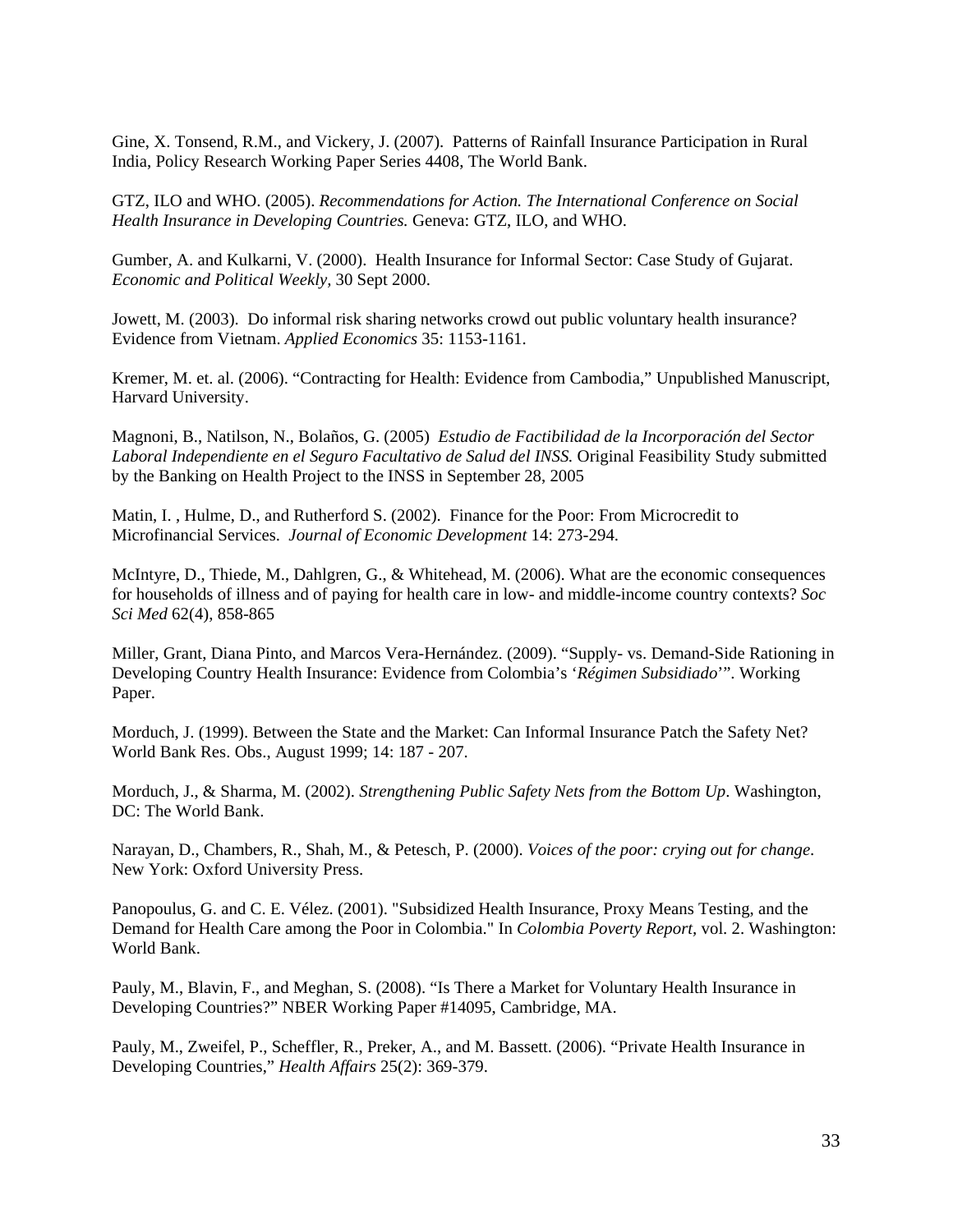Gine, X. Tonsend, R.M., and Vickery, J. (2007). Patterns of Rainfall Insurance Participation in Rural India, Policy Research Working Paper Series 4408, The World Bank.

GTZ, ILO and WHO. (2005). *Recommendations for Action. The International Conference on Social Health Insurance in Developing Countries.* Geneva: GTZ, ILO, and WHO.

Gumber, A. and Kulkarni, V. (2000). Health Insurance for Informal Sector: Case Study of Gujarat. *Economic and Political Weekly,* 30 Sept 2000.

Jowett, M. (2003). Do informal risk sharing networks crowd out public voluntary health insurance? Evidence from Vietnam. *Applied Economics* 35: 1153-1161.

Kremer, M. et. al. (2006). "Contracting for Health: Evidence from Cambodia," Unpublished Manuscript, Harvard University.

Magnoni, B., Natilson, N., Bolaños, G. (2005) *Estudio de Factibilidad de la Incorporación del Sector Laboral Independiente en el Seguro Facultativo de Salud del INSS.* Original Feasibility Study submitted by the Banking on Health Project to the INSS in September 28, 2005

Matin, I. , Hulme, D., and Rutherford S. (2002). Finance for the Poor: From Microcredit to Microfinancial Services. *Journal of Economic Development* 14: 273-294.

McIntyre, D., Thiede, M., Dahlgren, G., & Whitehead, M. (2006). What are the economic consequences for households of illness and of paying for health care in low- and middle-income country contexts? *Soc Sci Med* 62(4), 858-865

Miller, Grant, Diana Pinto, and Marcos Vera-Hernández. (2009). "Supply- vs. Demand-Side Rationing in Developing Country Health Insurance: Evidence from Colombia's '*Régimen Subsidiado*'". Working Paper.

Morduch, J. (1999). Between the State and the Market: Can Informal Insurance Patch the Safety Net? World Bank Res. Obs., August 1999; 14: 187 - 207.

Morduch, J., & Sharma, M. (2002). *Strengthening Public Safety Nets from the Bottom Up*. Washington, DC: The World Bank.

Narayan, D., Chambers, R., Shah, M., & Petesch, P. (2000). *Voices of the poor: crying out for change*. New York: Oxford University Press.

Panopoulus, G. and C. E. Vélez. (2001). "Subsidized Health Insurance, Proxy Means Testing, and the Demand for Health Care among the Poor in Colombia." In *Colombia Poverty Report,* vol. 2. Washington: World Bank.

Pauly, M., Blavin, F., and Meghan, S. (2008). "Is There a Market for Voluntary Health Insurance in Developing Countries?" NBER Working Paper #14095, Cambridge, MA.

Pauly, M., Zweifel, P., Scheffler, R., Preker, A., and M. Bassett. (2006). "Private Health Insurance in Developing Countries," *Health Affairs* 25(2): 369-379.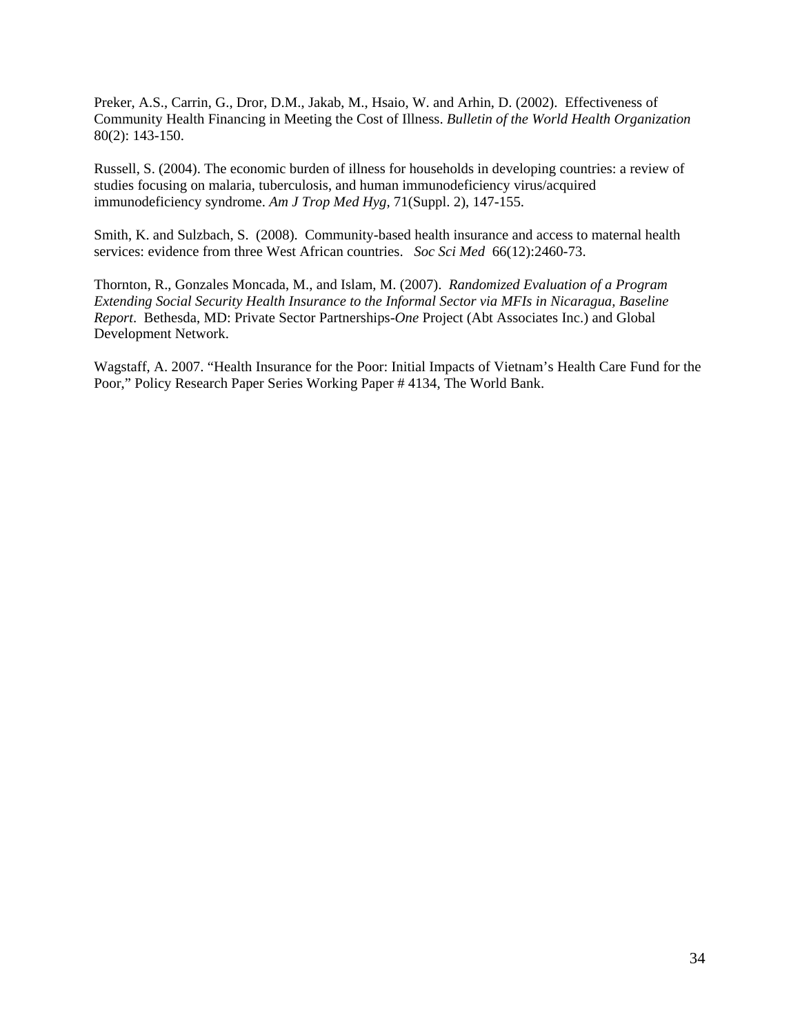Preker, A.S., Carrin, G., Dror, D.M., Jakab, M., Hsaio, W. and Arhin, D. (2002). Effectiveness of Community Health Financing in Meeting the Cost of Illness. *Bulletin of the World Health Organization* 80(2): 143-150.

Russell, S. (2004). The economic burden of illness for households in developing countries: a review of studies focusing on malaria, tuberculosis, and human immunodeficiency virus/acquired immunodeficiency syndrome. *Am J Trop Med Hyg*, 71(Suppl. 2), 147-155.

Smith, K. and Sulzbach, S. (2008). Community-based health insurance and access to maternal health services: evidence from three West African countries. *Soc Sci Med* 66(12):2460-73.

Thornton, R., Gonzales Moncada, M., and Islam, M. (2007). *Randomized Evaluation of a Program Extending Social Security Health Insurance to the Informal Sector via MFIs in Nicaragua, Baseline Report*. Bethesda, MD: Private Sector Partnerships-*One* Project (Abt Associates Inc.) and Global Development Network.

Wagstaff, A. 2007. "Health Insurance for the Poor: Initial Impacts of Vietnam's Health Care Fund for the Poor," Policy Research Paper Series Working Paper # 4134, The World Bank.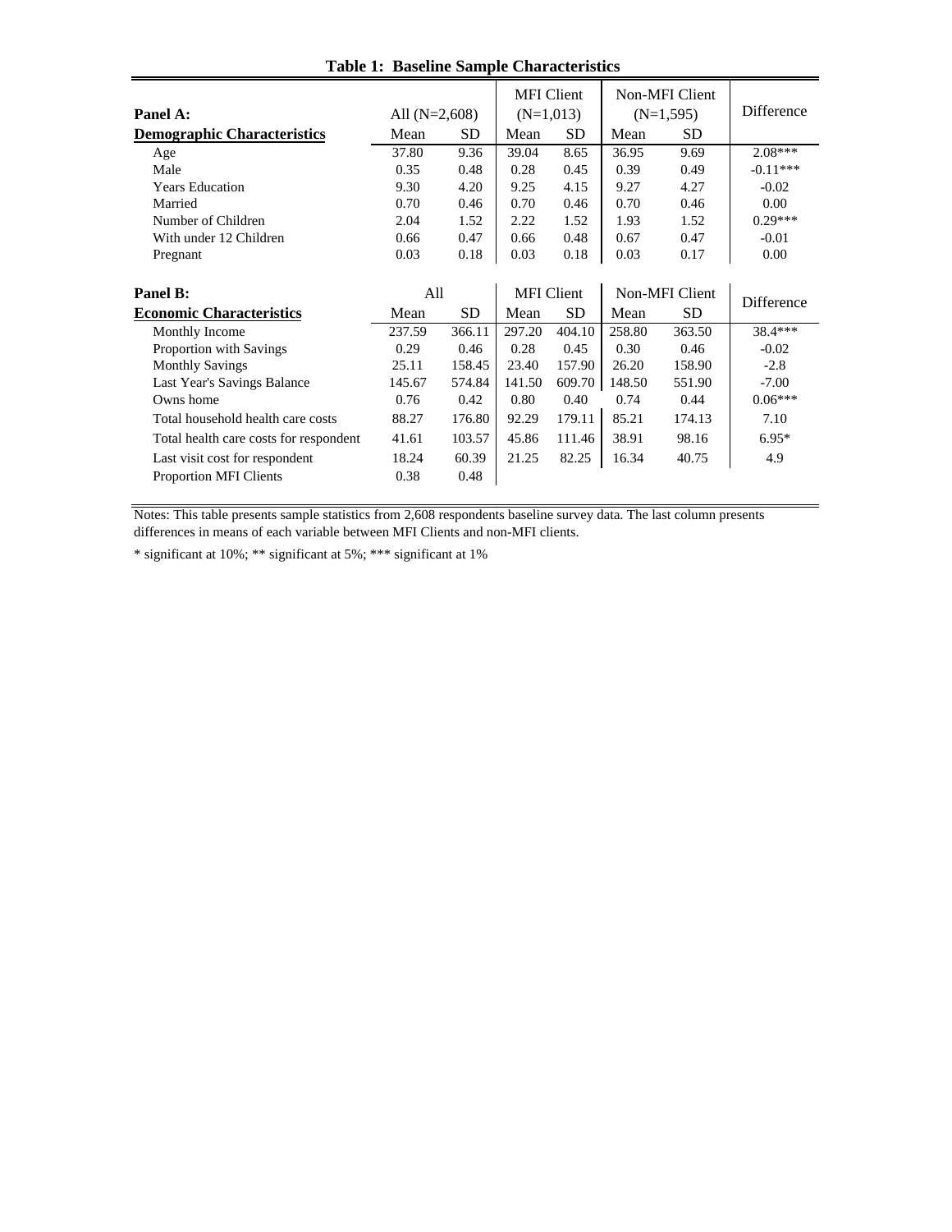**Table 1: Baseline Sample Characteristics**

| Panel A: | All (N=2,608) | | MFI Client (N=1,013) | | Non-MFI Client (N=1,595) | | Difference |
|---|---|---|---|---|---|---|---|
| **Demographic Characteristics** | Mean | SD | Mean | SD | Mean | SD | |
| Age | 37.80 | 9.36 | 39.04 | 8.65 | 36.95 | 9.69 | 2.08*** |
| Male | 0.35 | 0.48 | 0.28 | 0.45 | 0.39 | 0.49 | -0.11*** |
| Years Education | 9.30 | 4.20 | 9.25 | 4.15 | 9.27 | 4.27 | -0.02 |
| Married | 0.70 | 0.46 | 0.70 | 0.46 | 0.70 | 0.46 | 0.00 |
| Number of Children | 2.04 | 1.52 | 2.22 | 1.52 | 1.93 | 1.52 | 0.29*** |
| With under 12 Children | 0.66 | 0.47 | 0.66 | 0.48 | 0.67 | 0.47 | -0.01 |
| Pregnant | 0.03 | 0.18 | 0.03 | 0.18 | 0.03 | 0.17 | 0.00 |

| Panel B: | All | | MFI Client | | Non-MFI Client | | Difference |
|---|---|---|---|---|---|---|---|
| **Economic Characteristics** | Mean | SD | Mean | SD | Mean | SD | |
| Monthly Income | 237.59 | 366.11 | 297.20 | 404.10 | 258.80 | 363.50 | 38.4*** |
| Proportion with Savings | 0.29 | 0.46 | 0.28 | 0.45 | 0.30 | 0.46 | -0.02 |
| Monthly Savings | 25.11 | 158.45 | 23.40 | 157.90 | 26.20 | 158.90 | -2.8 |
| Last Year's Savings Balance | 145.67 | 574.84 | 141.50 | 609.70 | 148.50 | 551.90 | -7.00 |
| Owns home | 0.76 | 0.42 | 0.80 | 0.40 | 0.74 | 0.44 | 0.06*** |
| Total household health care costs | 88.27 | 176.80 | 92.29 | 179.11 | 85.21 | 174.13 | 7.10 |
| Total health care costs for respondent | 41.61 | 103.57 | 45.86 | 111.46 | 38.91 | 98.16 | 6.95* |
| Last visit cost for respondent | 18.24 | 60.39 | 21.25 | 82.25 | 16.34 | 40.75 | 4.9 |
| Proportion MFI Clients | 0.38 | 0.48 | | | | | |

Notes: This table presents sample statistics from 2,608 respondents baseline survey data. The last column presents differences in means of each variable between MFI Clients and non-MFI clients.

* significant at 10%; ** significant at 5%; *** significant at 1%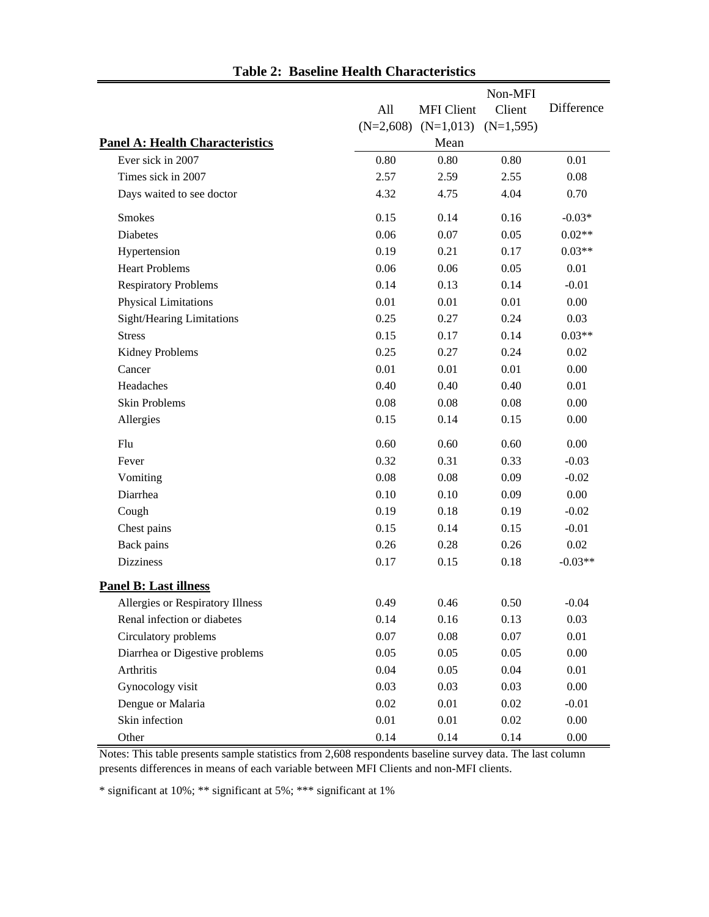**Table 2: Baseline Health Characteristics**

| | All (N=2,608) | MFI Client (N=1,013) | Non-MFI Client (N=1,595) | Difference |
|---|---|---|---|---|
| **Panel A: Health Characteristics** | | Mean | | |
| Ever sick in 2007 | 0.80 | 0.80 | 0.80 | 0.01 |
| Times sick in 2007 | 2.57 | 2.59 | 2.55 | 0.08 |
| Days waited to see doctor | 4.32 | 4.75 | 4.04 | 0.70 |
| Smokes | 0.15 | 0.14 | 0.16 | -0.03* |
| Diabetes | 0.06 | 0.07 | 0.05 | 0.02** |
| Hypertension | 0.19 | 0.21 | 0.17 | 0.03** |
| Heart Problems | 0.06 | 0.06 | 0.05 | 0.01 |
| Respiratory Problems | 0.14 | 0.13 | 0.14 | -0.01 |
| Physical Limitations | 0.01 | 0.01 | 0.01 | 0.00 |
| Sight/Hearing Limitations | 0.25 | 0.27 | 0.24 | 0.03 |
| Stress | 0.15 | 0.17 | 0.14 | 0.03** |
| Kidney Problems | 0.25 | 0.27 | 0.24 | 0.02 |
| Cancer | 0.01 | 0.01 | 0.01 | 0.00 |
| Headaches | 0.40 | 0.40 | 0.40 | 0.01 |
| Skin Problems | 0.08 | 0.08 | 0.08 | 0.00 |
| Allergies | 0.15 | 0.14 | 0.15 | 0.00 |
| Flu | 0.60 | 0.60 | 0.60 | 0.00 |
| Fever | 0.32 | 0.31 | 0.33 | -0.03 |
| Vomiting | 0.08 | 0.08 | 0.09 | -0.02 |
| Diarrhea | 0.10 | 0.10 | 0.09 | 0.00 |
| Cough | 0.19 | 0.18 | 0.19 | -0.02 |
| Chest pains | 0.15 | 0.14 | 0.15 | -0.01 |
| Back pains | 0.26 | 0.28 | 0.26 | 0.02 |
| Dizziness | 0.17 | 0.15 | 0.18 | -0.03** |
| **Panel B: Last illness** | | | | |
| Allergies or Respiratory Illness | 0.49 | 0.46 | 0.50 | -0.04 |
| Renal infection or diabetes | 0.14 | 0.16 | 0.13 | 0.03 |
| Circulatory problems | 0.07 | 0.08 | 0.07 | 0.01 |
| Diarrhea or Digestive problems | 0.05 | 0.05 | 0.05 | 0.00 |
| Arthritis | 0.04 | 0.05 | 0.04 | 0.01 |
| Gynocology visit | 0.03 | 0.03 | 0.03 | 0.00 |
| Dengue or Malaria | 0.02 | 0.01 | 0.02 | -0.01 |
| Skin infection | 0.01 | 0.01 | 0.02 | 0.00 |
| Other | 0.14 | 0.14 | 0.14 | 0.00 |

Notes: This table presents sample statistics from 2,608 respondents baseline survey data. The last column presents differences in means of each variable between MFI Clients and non-MFI clients.

* significant at 10%; ** significant at 5%; *** significant at 1%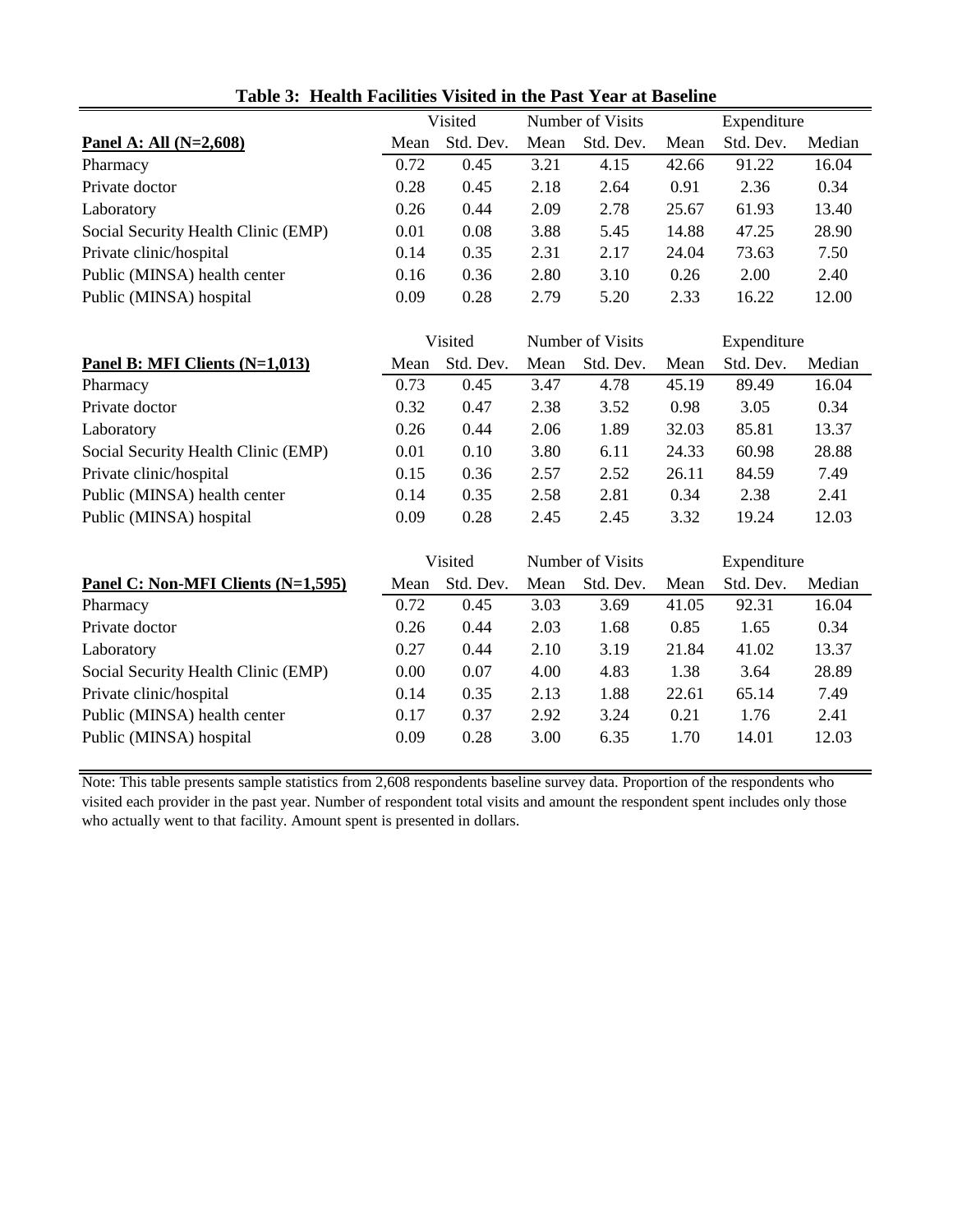**Table 3: Health Facilities Visited in the Past Year at Baseline**

| | Visited | | Number of Visits | | Expenditure | | |
|---|---|---|---|---|---|---|---|
| **Panel A: All (N=2,608)** | Mean | Std. Dev. | Mean | Std. Dev. | Mean | Std. Dev. | Median |
| Pharmacy | 0.72 | 0.45 | 3.21 | 4.15 | 42.66 | 91.22 | 16.04 |
| Private doctor | 0.28 | 0.45 | 2.18 | 2.64 | 0.91 | 2.36 | 0.34 |
| Laboratory | 0.26 | 0.44 | 2.09 | 2.78 | 25.67 | 61.93 | 13.40 |
| Social Security Health Clinic (EMP) | 0.01 | 0.08 | 3.88 | 5.45 | 14.88 | 47.25 | 28.90 |
| Private clinic/hospital | 0.14 | 0.35 | 2.31 | 2.17 | 24.04 | 73.63 | 7.50 |
| Public (MINSA) health center | 0.16 | 0.36 | 2.80 | 3.10 | 0.26 | 2.00 | 2.40 |
| Public (MINSA) hospital | 0.09 | 0.28 | 2.79 | 5.20 | 2.33 | 16.22 | 12.00 |

| | Visited | | Number of Visits | | Expenditure | | |
|---|---|---|---|---|---|---|---|
| **Panel B: MFI Clients (N=1,013)** | Mean | Std. Dev. | Mean | Std. Dev. | Mean | Std. Dev. | Median |
| Pharmacy | 0.73 | 0.45 | 3.47 | 4.78 | 45.19 | 89.49 | 16.04 |
| Private doctor | 0.32 | 0.47 | 2.38 | 3.52 | 0.98 | 3.05 | 0.34 |
| Laboratory | 0.26 | 0.44 | 2.06 | 1.89 | 32.03 | 85.81 | 13.37 |
| Social Security Health Clinic (EMP) | 0.01 | 0.10 | 3.80 | 6.11 | 24.33 | 60.98 | 28.88 |
| Private clinic/hospital | 0.15 | 0.36 | 2.57 | 2.52 | 26.11 | 84.59 | 7.49 |
| Public (MINSA) health center | 0.14 | 0.35 | 2.58 | 2.81 | 0.34 | 2.38 | 2.41 |
| Public (MINSA) hospital | 0.09 | 0.28 | 2.45 | 2.45 | 3.32 | 19.24 | 12.03 |

| | Visited | | Number of Visits | | Expenditure | | |
|---|---|---|---|---|---|---|---|
| **Panel C: Non-MFI Clients (N=1,595)** | Mean | Std. Dev. | Mean | Std. Dev. | Mean | Std. Dev. | Median |
| Pharmacy | 0.72 | 0.45 | 3.03 | 3.69 | 41.05 | 92.31 | 16.04 |
| Private doctor | 0.26 | 0.44 | 2.03 | 1.68 | 0.85 | 1.65 | 0.34 |
| Laboratory | 0.27 | 0.44 | 2.10 | 3.19 | 21.84 | 41.02 | 13.37 |
| Social Security Health Clinic (EMP) | 0.00 | 0.07 | 4.00 | 4.83 | 1.38 | 3.64 | 28.89 |
| Private clinic/hospital | 0.14 | 0.35 | 2.13 | 1.88 | 22.61 | 65.14 | 7.49 |
| Public (MINSA) health center | 0.17 | 0.37 | 2.92 | 3.24 | 0.21 | 1.76 | 2.41 |
| Public (MINSA) hospital | 0.09 | 0.28 | 3.00 | 6.35 | 1.70 | 14.01 | 12.03 |

Note: This table presents sample statistics from 2,608 respondents baseline survey data. Proportion of the respondents who visited each provider in the past year. Number of respondent total visits and amount the respondent spent includes only those who actually went to that facility. Amount spent is presented in dollars.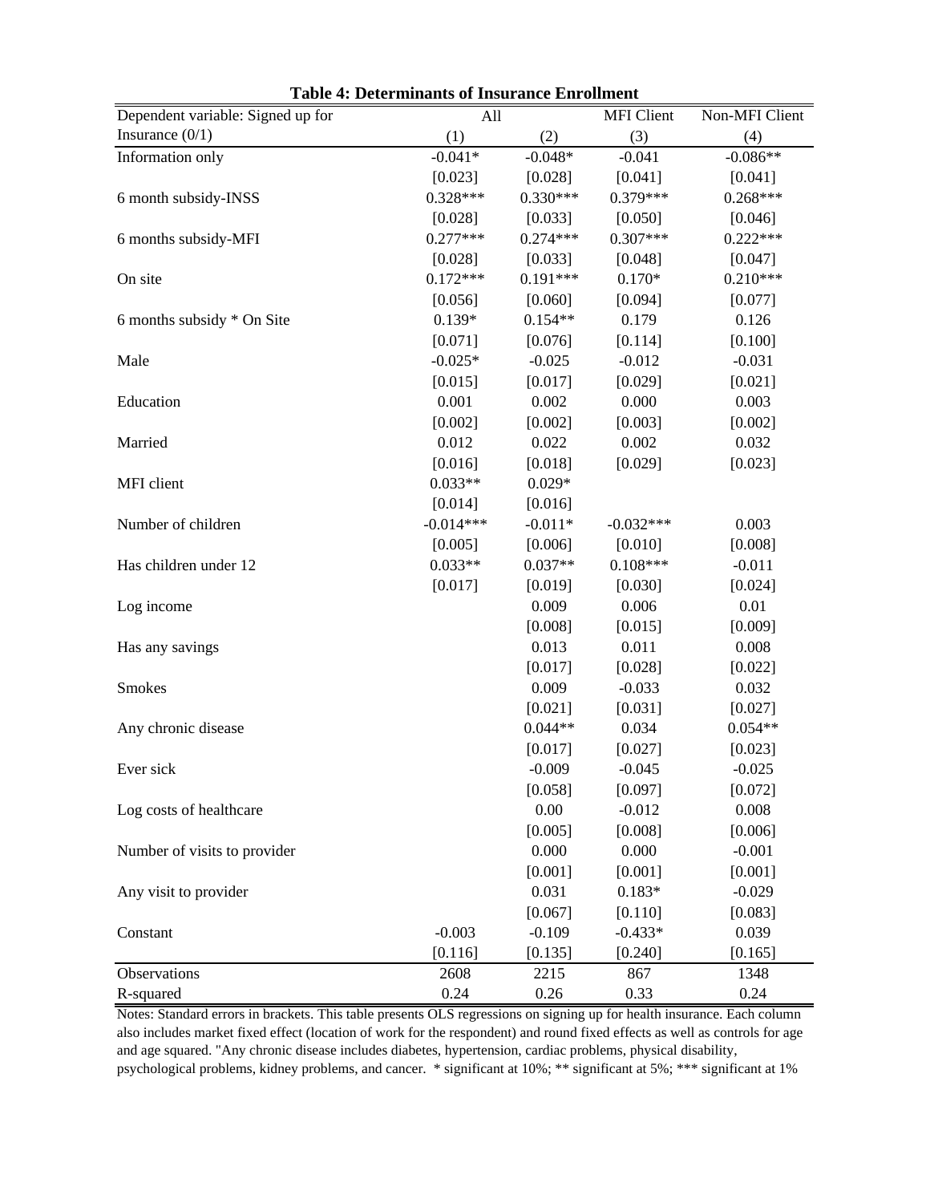**Table 4: Determinants of Insurance Enrollment**

| Dependent variable: Signed up for Insurance (0/1) | All | | MFI Client | Non-MFI Client |
|---|---|---|---|---|
| | (1) | (2) | (3) | (4) |
| Information only | -0.041* | -0.048* | -0.041 | -0.086** |
| | [0.023] | [0.028] | [0.041] | [0.041] |
| 6 month subsidy-INSS | 0.328*** | 0.330*** | 0.379*** | 0.268*** |
| | [0.028] | [0.033] | [0.050] | [0.046] |
| 6 months subsidy-MFI | 0.277*** | 0.274*** | 0.307*** | 0.222*** |
| | [0.028] | [0.033] | [0.048] | [0.047] |
| On site | 0.172*** | 0.191*** | 0.170* | 0.210*** |
| | [0.056] | [0.060] | [0.094] | [0.077] |
| 6 months subsidy * On Site | 0.139* | 0.154** | 0.179 | 0.126 |
| | [0.071] | [0.076] | [0.114] | [0.100] |
| Male | -0.025* | -0.025 | -0.012 | -0.031 |
| | [0.015] | [0.017] | [0.029] | [0.021] |
| Education | 0.001 | 0.002 | 0.000 | 0.003 |
| | [0.002] | [0.002] | [0.003] | [0.002] |
| Married | 0.012 | 0.022 | 0.002 | 0.032 |
| | [0.016] | [0.018] | [0.029] | [0.023] |
| MFI client | 0.033** | 0.029* | | |
| | [0.014] | [0.016] | | |
| Number of children | -0.014*** | -0.011* | -0.032*** | 0.003 |
| | [0.005] | [0.006] | [0.010] | [0.008] |
| Has children under 12 | 0.033** | 0.037** | 0.108*** | -0.011 |
| | [0.017] | [0.019] | [0.030] | [0.024] |
| Log income | | 0.009 | 0.006 | 0.01 |
| | | [0.008] | [0.015] | [0.009] |
| Has any savings | | 0.013 | 0.011 | 0.008 |
| | | [0.017] | [0.028] | [0.022] |
| Smokes | | 0.009 | -0.033 | 0.032 |
| | | [0.021] | [0.031] | [0.027] |
| Any chronic disease | | 0.044** | 0.034 | 0.054** |
| | | [0.017] | [0.027] | [0.023] |
| Ever sick | | -0.009 | -0.045 | -0.025 |
| | | [0.058] | [0.097] | [0.072] |
| Log costs of healthcare | | 0.00 | -0.012 | 0.008 |
| | | [0.005] | [0.008] | [0.006] |
| Number of visits to provider | | 0.000 | 0.000 | -0.001 |
| | | [0.001] | [0.001] | [0.001] |
| Any visit to provider | | 0.031 | 0.183* | -0.029 |
| | | [0.067] | [0.110] | [0.083] |
| Constant | -0.003 | -0.109 | -0.433* | 0.039 |
| | [0.116] | [0.135] | [0.240] | [0.165] |
| Observations | 2608 | 2215 | 867 | 1348 |
| R-squared | 0.24 | 0.26 | 0.33 | 0.24 |

Notes: Standard errors in brackets. This table presents OLS regressions on signing up for health insurance. Each column also includes market fixed effect (location of work for the respondent) and round fixed effects as well as controls for age and age squared. "Any chronic disease includes diabetes, hypertension, cardiac problems, physical disability, psychological problems, kidney problems, and cancer. * significant at 10%; ** significant at 5%; *** significant at 1%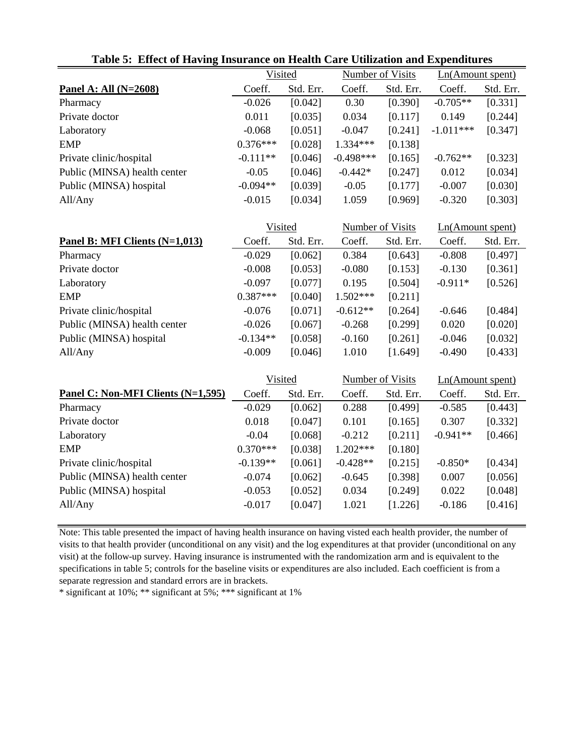**Table 5: Effect of Having Insurance on Health Care Utilization and Expenditures**

| | Visited | | Number of Visits | | Ln(Amount spent) | |
|---|---|---|---|---|---|---|
| **Panel A: All (N=2608)** | Coeff. | Std. Err. | Coeff. | Std. Err. | Coeff. | Std. Err. |
| Pharmacy | -0.026 | [0.042] | 0.30 | [0.390] | -0.705** | [0.331] |
| Private doctor | 0.011 | [0.035] | 0.034 | [0.117] | 0.149 | [0.244] |
| Laboratory | -0.068 | [0.051] | -0.047 | [0.241] | -1.011*** | [0.347] |
| EMP | 0.376*** | [0.028] | 1.334*** | [0.138] | | |
| Private clinic/hospital | -0.111** | [0.046] | -0.498*** | [0.165] | -0.762** | [0.323] |
| Public (MINSA) health center | -0.05 | [0.046] | -0.442* | [0.247] | 0.012 | [0.034] |
| Public (MINSA) hospital | -0.094** | [0.039] | -0.05 | [0.177] | -0.007 | [0.030] |
| All/Any | -0.015 | [0.034] | 1.059 | [0.969] | -0.320 | [0.303] |
| | | | | | | |
| | Visited | | Number of Visits | | Ln(Amount spent) | |
| **Panel B: MFI Clients (N=1,013)** | Coeff. | Std. Err. | Coeff. | Std. Err. | Coeff. | Std. Err. |
| Pharmacy | -0.029 | [0.062] | 0.384 | [0.643] | -0.808 | [0.497] |
| Private doctor | -0.008 | [0.053] | -0.080 | [0.153] | -0.130 | [0.361] |
| Laboratory | -0.097 | [0.077] | 0.195 | [0.504] | -0.911* | [0.526] |
| EMP | 0.387*** | [0.040] | 1.502*** | [0.211] | | |
| Private clinic/hospital | -0.076 | [0.071] | -0.612** | [0.264] | -0.646 | [0.484] |
| Public (MINSA) health center | -0.026 | [0.067] | -0.268 | [0.299] | 0.020 | [0.020] |
| Public (MINSA) hospital | -0.134** | [0.058] | -0.160 | [0.261] | -0.046 | [0.032] |
| All/Any | -0.009 | [0.046] | 1.010 | [1.649] | -0.490 | [0.433] |
| | | | | | | |
| | Visited | | Number of Visits | | Ln(Amount spent) | |
| **Panel C: Non-MFI Clients (N=1,595)** | Coeff. | Std. Err. | Coeff. | Std. Err. | Coeff. | Std. Err. |
| Pharmacy | -0.029 | [0.062] | 0.288 | [0.499] | -0.585 | [0.443] |
| Private doctor | 0.018 | [0.047] | 0.101 | [0.165] | 0.307 | [0.332] |
| Laboratory | -0.04 | [0.068] | -0.212 | [0.211] | -0.941** | [0.466] |
| EMP | 0.370*** | [0.038] | 1.202*** | [0.180] | | |
| Private clinic/hospital | -0.139** | [0.061] | -0.428** | [0.215] | -0.850* | [0.434] |
| Public (MINSA) health center | -0.074 | [0.062] | -0.645 | [0.398] | 0.007 | [0.056] |
| Public (MINSA) hospital | -0.053 | [0.052] | 0.034 | [0.249] | 0.022 | [0.048] |
| All/Any | -0.017 | [0.047] | 1.021 | [1.226] | -0.186 | [0.416] |

Note: This table presented the impact of having health insurance on having visted each health provider, the number of visits to that health provider (unconditional on any visit) and the log expenditures at that provider (unconditional on any visit) at the follow-up survey. Having insurance is instrumented with the randomization arm and is equivalent to the specifications in table 5; controls for the baseline visits or expenditures are also included. Each coefficient is from a separate regression and standard errors are in brackets.

* significant at 10%; ** significant at 5%; *** significant at 1%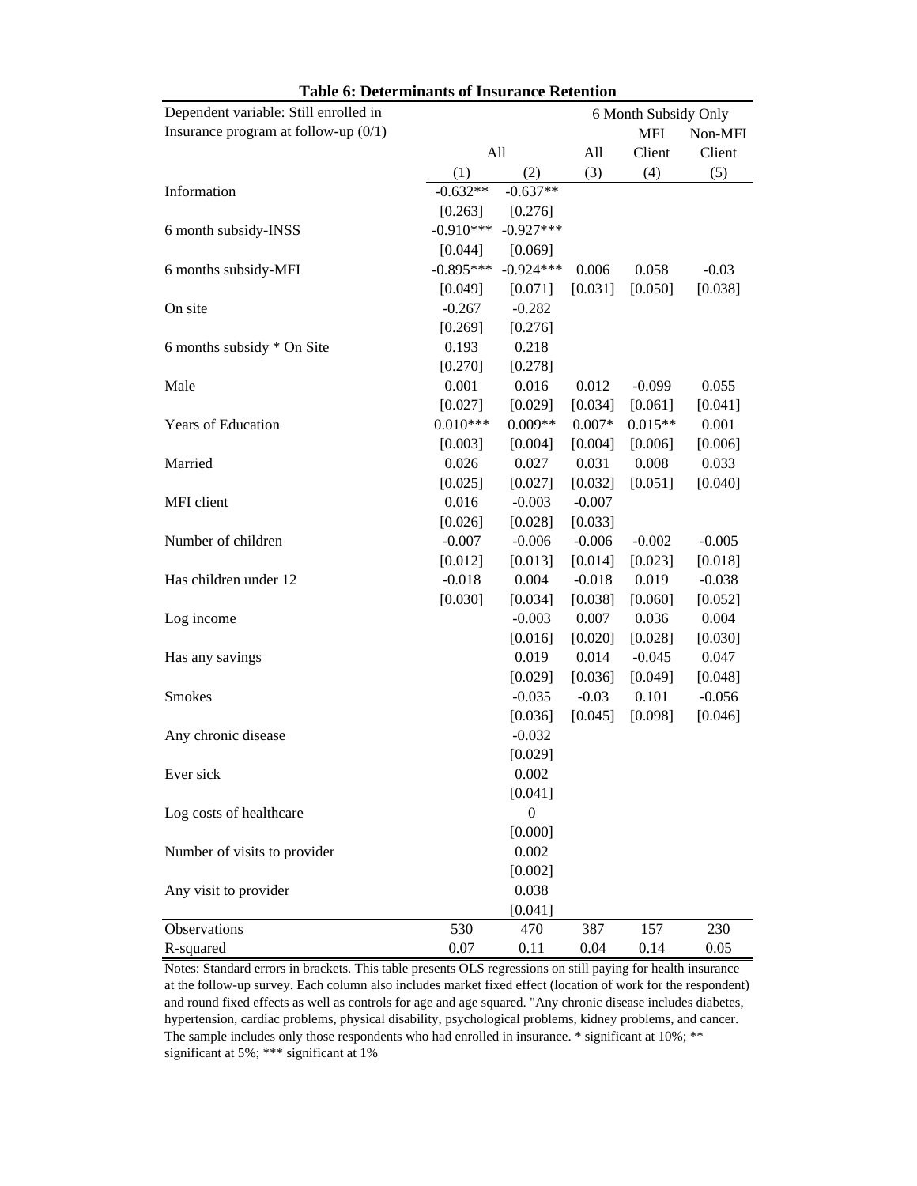**Table 6: Determinants of Insurance Retention**

| Dependent variable: Still enrolled in Insurance program at follow-up (0/1) | All | | 6 Month Subsidy Only | | |
|---|---|---|---|---|---|
| | | | All | MFI Client | Non-MFI Client |
| | (1) | (2) | (3) | (4) | (5) |
| Information | -0.632** | -0.637** | | | |
| | [0.263] | [0.276] | | | |
| 6 month subsidy-INSS | -0.910*** | -0.927*** | | | |
| | [0.044] | [0.069] | | | |
| 6 months subsidy-MFI | -0.895*** | -0.924*** | 0.006 | 0.058 | -0.03 |
| | [0.049] | [0.071] | [0.031] | [0.050] | [0.038] |
| On site | -0.267 | -0.282 | | | |
| | [0.269] | [0.276] | | | |
| 6 months subsidy * On Site | 0.193 | 0.218 | | | |
| | [0.270] | [0.278] | | | |
| Male | 0.001 | 0.016 | 0.012 | -0.099 | 0.055 |
| | [0.027] | [0.029] | [0.034] | [0.061] | [0.041] |
| Years of Education | 0.010*** | 0.009** | 0.007* | 0.015** | 0.001 |
| | [0.003] | [0.004] | [0.004] | [0.006] | [0.006] |
| Married | 0.026 | 0.027 | 0.031 | 0.008 | 0.033 |
| | [0.025] | [0.027] | [0.032] | [0.051] | [0.040] |
| MFI client | 0.016 | -0.003 | -0.007 | | |
| | [0.026] | [0.028] | [0.033] | | |
| Number of children | -0.007 | -0.006 | -0.006 | -0.002 | -0.005 |
| | [0.012] | [0.013] | [0.014] | [0.023] | [0.018] |
| Has children under 12 | -0.018 | 0.004 | -0.018 | 0.019 | -0.038 |
| | [0.030] | [0.034] | [0.038] | [0.060] | [0.052] |
| Log income | | -0.003 | 0.007 | 0.036 | 0.004 |
| | | [0.016] | [0.020] | [0.028] | [0.030] |
| Has any savings | | 0.019 | 0.014 | -0.045 | 0.047 |
| | | [0.029] | [0.036] | [0.049] | [0.048] |
| Smokes | | -0.035 | -0.03 | 0.101 | -0.056 |
| | | [0.036] | [0.045] | [0.098] | [0.046] |
| Any chronic disease | | -0.032 | | | |
| | | [0.029] | | | |
| Ever sick | | 0.002 | | | |
| | | [0.041] | | | |
| Log costs of healthcare | | 0 | | | |
| | | [0.000] | | | |
| Number of visits to provider | | 0.002 | | | |
| | | [0.002] | | | |
| Any visit to provider | | 0.038 | | | |
| | | [0.041] | | | |
| Observations | 530 | 470 | 387 | 157 | 230 |
| R-squared | 0.07 | 0.11 | 0.04 | 0.14 | 0.05 |

Notes: Standard errors in brackets. This table presents OLS regressions on still paying for health insurance at the follow-up survey. Each column also includes market fixed effect (location of work for the respondent) and round fixed effects as well as controls for age and age squared. "Any chronic disease includes diabetes, hypertension, cardiac problems, physical disability, psychological problems, kidney problems, and cancer. The sample includes only those respondents who had enrolled in insurance. * significant at 10%; ** significant at 5%; *** significant at 1%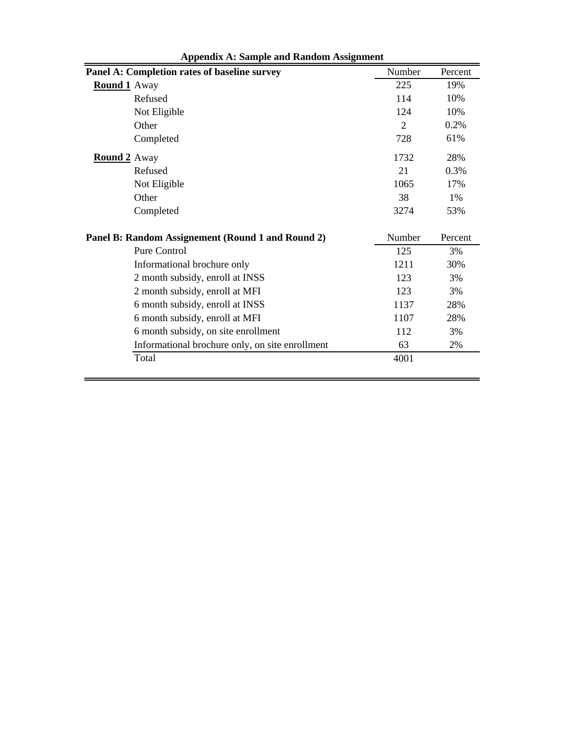**Appendix A: Sample and Random Assignment**

| Panel A: Completion rates of baseline survey | | Number | Percent |
|---|---|---|---|
| **Round 1** | Away | 225 | 19% |
| | Refused | 114 | 10% |
| | Not Eligible | 124 | 10% |
| | Other | 2 | 0.2% |
| | Completed | 728 | 61% |
| **Round 2** | Away | 1732 | 28% |
| | Refused | 21 | 0.3% |
| | Not Eligible | 1065 | 17% |
| | Other | 38 | 1% |
| | Completed | 3274 | 53% |

| Panel B: Random Assignement (Round 1 and Round 2) | Number | Percent |
|---|---|---|
| Pure Control | 125 | 3% |
| Informational brochure only | 1211 | 30% |
| 2 month subsidy, enroll at INSS | 123 | 3% |
| 2 month subsidy, enroll at MFI | 123 | 3% |
| 6 month subsidy, enroll at INSS | 1137 | 28% |
| 6 month subsidy, enroll at MFI | 1107 | 28% |
| 6 month subsidy, on site enrollment | 112 | 3% |
| Informational brochure only, on site enrollment | 63 | 2% |
| Total | 4001 | |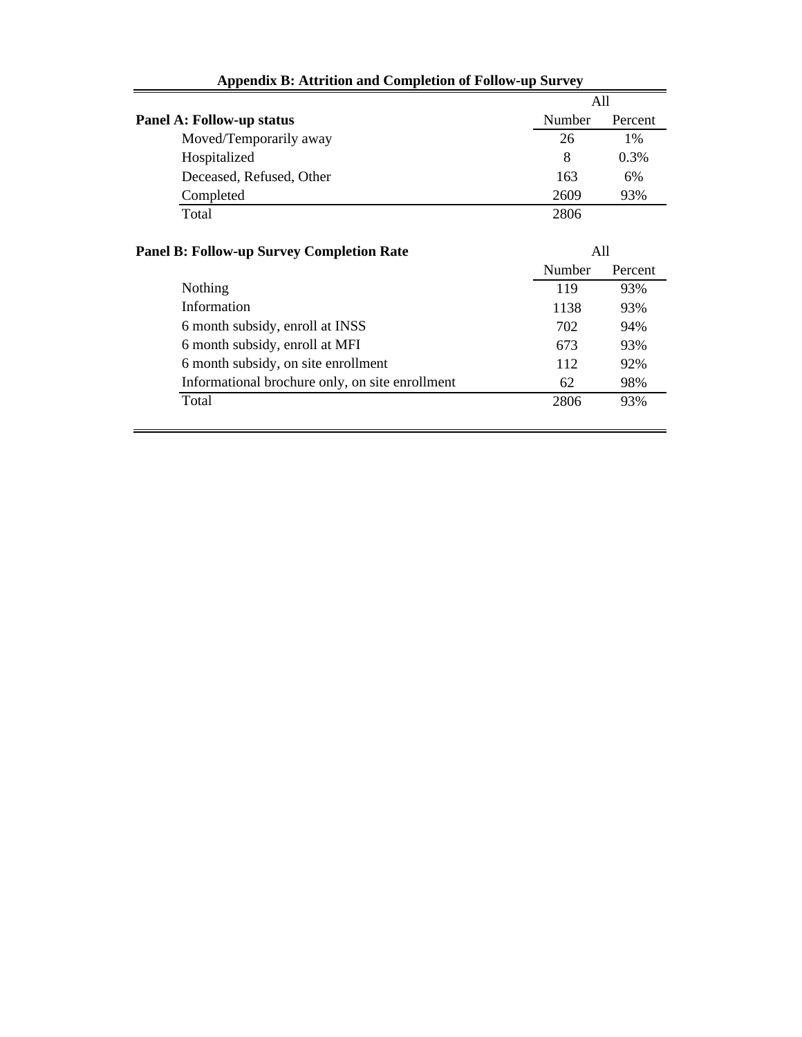**Appendix B: Attrition and Completion of Follow-up Survey**

| | All | |
|---|---|---|
| **Panel A: Follow-up status** | Number | Percent |
| Moved/Temporarily away | 26 | 1% |
| Hospitalized | 8 | 0.3% |
| Deceased, Refused, Other | 163 | 6% |
| Completed | 2609 | 93% |
| Total | 2806 | |

| **Panel B: Follow-up Survey Completion Rate** | All | |
|---|---|---|
| | Number | Percent |
| Nothing | 119 | 93% |
| Information | 1138 | 93% |
| 6 month subsidy, enroll at INSS | 702 | 94% |
| 6 month subsidy, enroll at MFI | 673 | 93% |
| 6 month subsidy, on site enrollment | 112 | 92% |
| Informational brochure only, on site enrollment | 62 | 98% |
| Total | 2806 | 93% |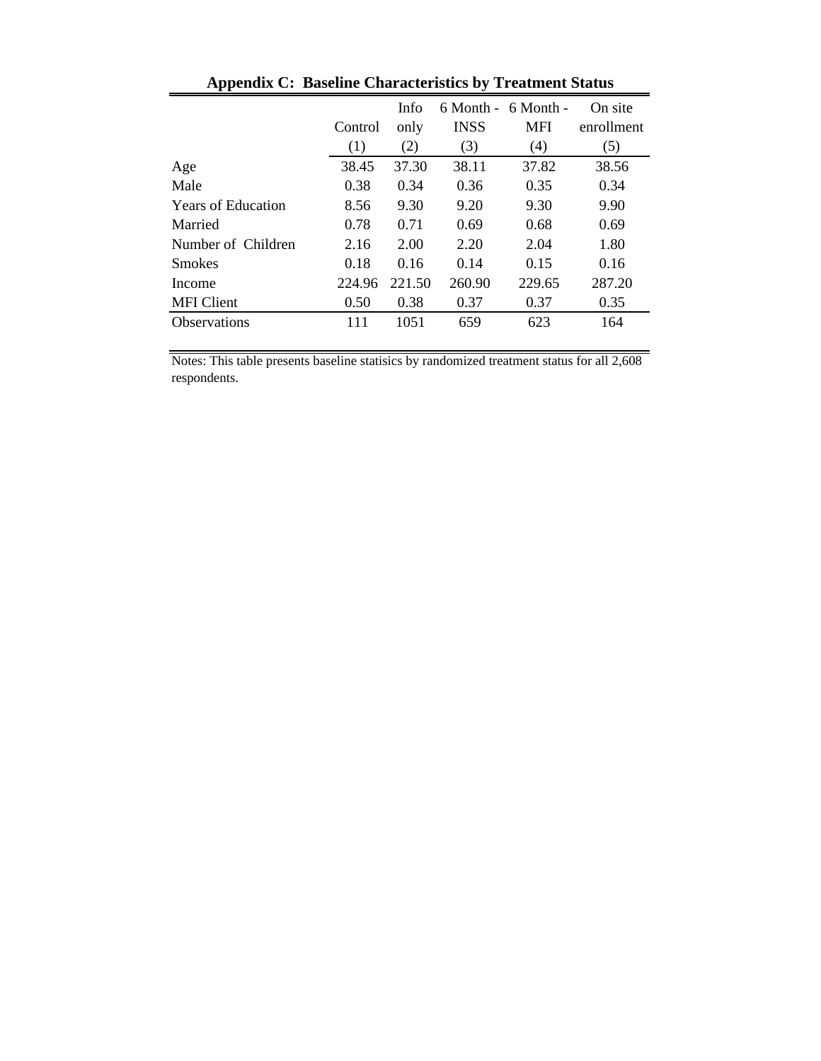**Appendix C: Baseline Characteristics by Treatment Status**

| | Control<br>(1) | Info only<br>(2) | 6 Month - INSS<br>(3) | 6 Month - MFI<br>(4) | On site enrollment<br>(5) |
|---|---|---|---|---|---|
| Age | 38.45 | 37.30 | 38.11 | 37.82 | 38.56 |
| Male | 0.38 | 0.34 | 0.36 | 0.35 | 0.34 |
| Years of Education | 8.56 | 9.30 | 9.20 | 9.30 | 9.90 |
| Married | 0.78 | 0.71 | 0.69 | 0.68 | 0.69 |
| Number of Children | 2.16 | 2.00 | 2.20 | 2.04 | 1.80 |
| Smokes | 0.18 | 0.16 | 0.14 | 0.15 | 0.16 |
| Income | 224.96 | 221.50 | 260.90 | 229.65 | 287.20 |
| MFI Client | 0.50 | 0.38 | 0.37 | 0.37 | 0.35 |
| Observations | 111 | 1051 | 659 | 623 | 164 |

Notes: This table presents baseline statisics by randomized treatment status for all 2,608 respondents.